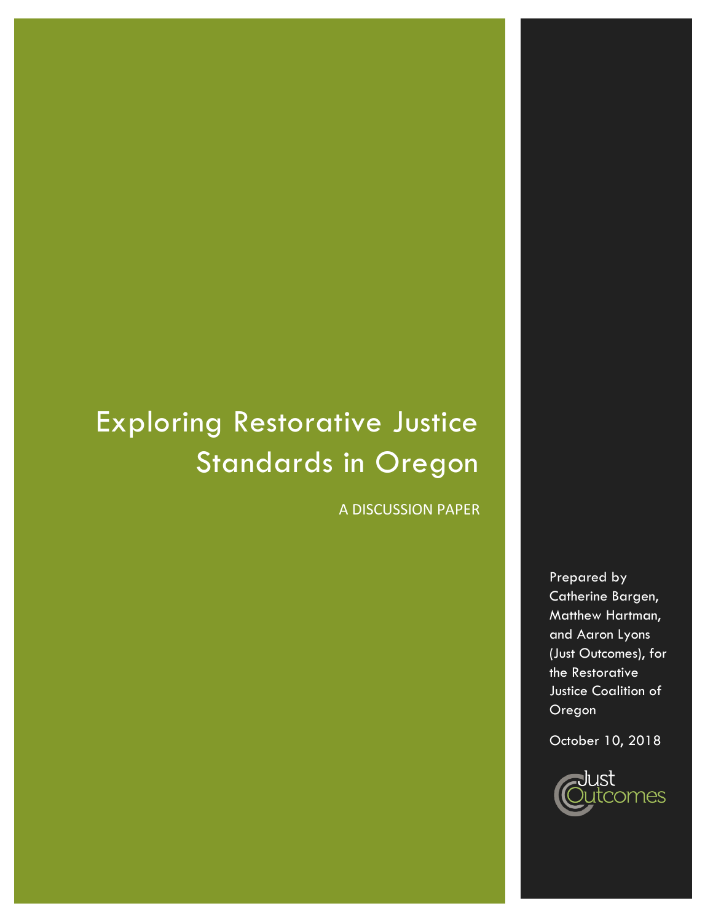# Exploring Restorative Justice Standards in Oregon

A DISCUSSION PAPER

Prepared by Catherine Bargen, Matthew Hartman, and Aaron Lyons (Just Outcomes), for the Restorative Justice Coalition of Oregon

October 10, 2018

Just Outcomes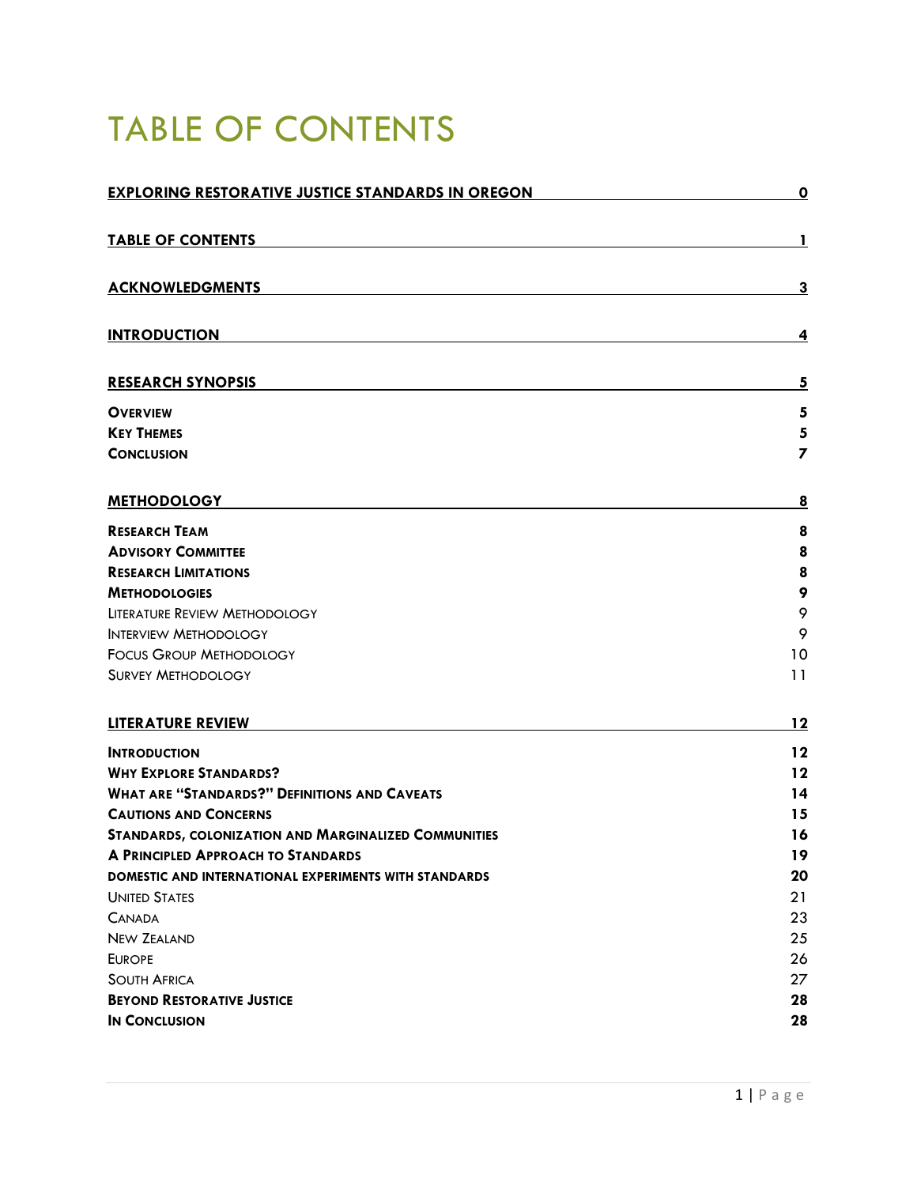# TABLE OF CONTENTS

| | |
|---|---|
| **EXPLORING RESTORATIVE JUSTICE STANDARDS IN OREGON** | **0** |
| **TABLE OF CONTENTS** | **1** |
| **ACKNOWLEDGMENTS** | **3** |
| **INTRODUCTION** | **4** |
| **RESEARCH SYNOPSIS** | **5** |
| **OVERVIEW** | **5** |
| **KEY THEMES** | **5** |
| **CONCLUSION** | **7** |
| **METHODOLOGY** | **8** |
| **RESEARCH TEAM** | **8** |
| **ADVISORY COMMITTEE** | **8** |
| **RESEARCH LIMITATIONS** | **8** |
| **METHODOLOGIES** | **9** |
| LITERATURE REVIEW METHODOLOGY | 9 |
| INTERVIEW METHODOLOGY | 9 |
| FOCUS GROUP METHODOLOGY | 10 |
| SURVEY METHODOLOGY | 11 |
| **LITERATURE REVIEW** | **12** |
| **INTRODUCTION** | **12** |
| **WHY EXPLORE STANDARDS?** | **12** |
| **WHAT ARE "STANDARDS?" DEFINITIONS AND CAVEATS** | **14** |
| **CAUTIONS AND CONCERNS** | **15** |
| **STANDARDS, COLONIZATION AND MARGINALIZED COMMUNITIES** | **16** |
| **A PRINCIPLED APPROACH TO STANDARDS** | **19** |
| **DOMESTIC AND INTERNATIONAL EXPERIMENTS WITH STANDARDS** | **20** |
| UNITED STATES | 21 |
| CANADA | 23 |
| NEW ZEALAND | 25 |
| EUROPE | 26 |
| SOUTH AFRICA | 27 |
| **BEYOND RESTORATIVE JUSTICE** | **28** |
| **IN CONCLUSION** | **28** |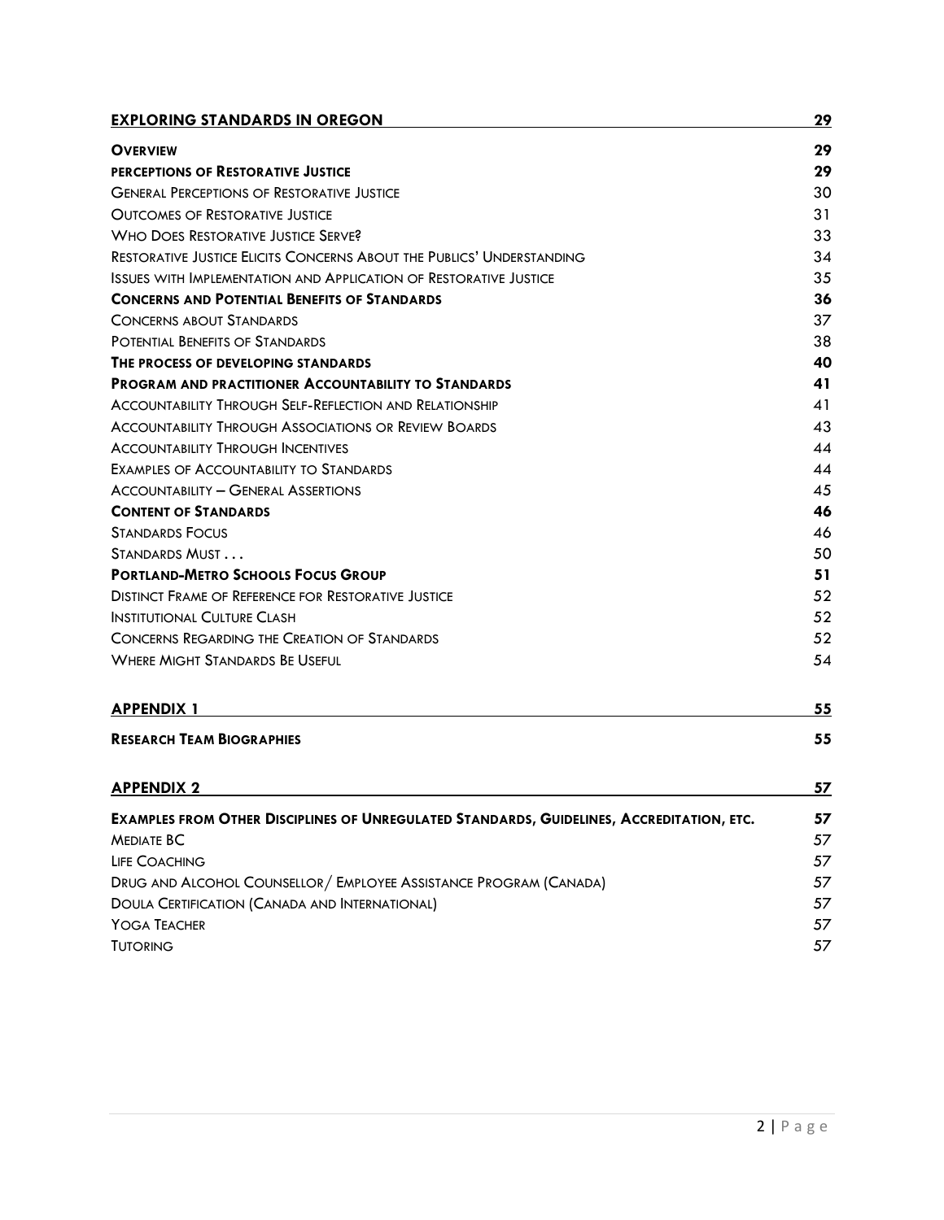| | |
|---|---|
| **EXPLORING STANDARDS IN OREGON** | **29** |
| **OVERVIEW** | **29** |
| **PERCEPTIONS OF RESTORATIVE JUSTICE** | **29** |
| GENERAL PERCEPTIONS OF RESTORATIVE JUSTICE | 30 |
| OUTCOMES OF RESTORATIVE JUSTICE | 31 |
| WHO DOES RESTORATIVE JUSTICE SERVE? | 33 |
| RESTORATIVE JUSTICE ELICITS CONCERNS ABOUT THE PUBLICS' UNDERSTANDING | 34 |
| ISSUES WITH IMPLEMENTATION AND APPLICATION OF RESTORATIVE JUSTICE | 35 |
| **CONCERNS AND POTENTIAL BENEFITS OF STANDARDS** | **36** |
| CONCERNS ABOUT STANDARDS | 37 |
| POTENTIAL BENEFITS OF STANDARDS | 38 |
| **THE PROCESS OF DEVELOPING STANDARDS** | **40** |
| **PROGRAM AND PRACTITIONER ACCOUNTABILITY TO STANDARDS** | **41** |
| ACCOUNTABILITY THROUGH SELF-REFLECTION AND RELATIONSHIP | 41 |
| ACCOUNTABILITY THROUGH ASSOCIATIONS OR REVIEW BOARDS | 43 |
| ACCOUNTABILITY THROUGH INCENTIVES | 44 |
| EXAMPLES OF ACCOUNTABILITY TO STANDARDS | 44 |
| ACCOUNTABILITY – GENERAL ASSERTIONS | 45 |
| **CONTENT OF STANDARDS** | **46** |
| STANDARDS FOCUS | 46 |
| STANDARDS MUST . . . | 50 |
| **PORTLAND-METRO SCHOOLS FOCUS GROUP** | **51** |
| DISTINCT FRAME OF REFERENCE FOR RESTORATIVE JUSTICE | 52 |
| INSTITUTIONAL CULTURE CLASH | 52 |
| CONCERNS REGARDING THE CREATION OF STANDARDS | 52 |
| WHERE MIGHT STANDARDS BE USEFUL | 54 |
| **APPENDIX 1** | **55** |
| **RESEARCH TEAM BIOGRAPHIES** | **55** |
| **APPENDIX 2** | **57** |
| **EXAMPLES FROM OTHER DISCIPLINES OF UNREGULATED STANDARDS, GUIDELINES, ACCREDITATION, ETC.** | **57** |
| *MEDIATE BC* | *57* |
| *LIFE COACHING* | *57* |
| *DRUG AND ALCOHOL COUNSELLOR/ EMPLOYEE ASSISTANCE PROGRAM (CANADA)* | *57* |
| *DOULA CERTIFICATION (CANADA AND INTERNATIONAL)* | *57* |
| *YOGA TEACHER* | *57* |
| *TUTORING* | *57* |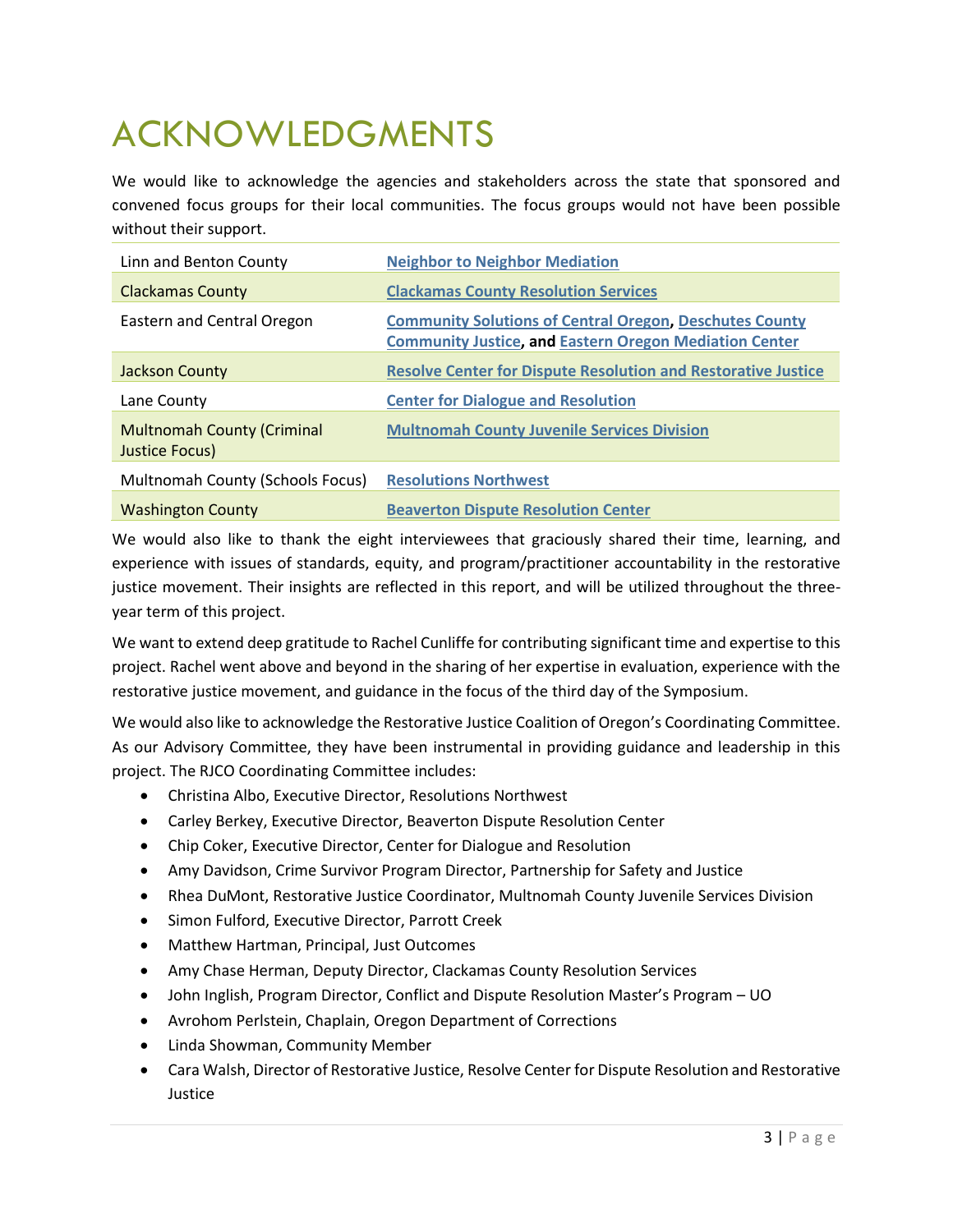# ACKNOWLEDGMENTS

We would like to acknowledge the agencies and stakeholders across the state that sponsored and convened focus groups for their local communities. The focus groups would not have been possible without their support.

| | |
|---|---|
| Linn and Benton County | **Neighbor to Neighbor Mediation** |
| Clackamas County | **Clackamas County Resolution Services** |
| Eastern and Central Oregon | **Community Solutions of Central Oregon, Deschutes County Community Justice, and Eastern Oregon Mediation Center** |
| Jackson County | **Resolve Center for Dispute Resolution and Restorative Justice** |
| Lane County | **Center for Dialogue and Resolution** |
| Multnomah County (Criminal Justice Focus) | **Multnomah County Juvenile Services Division** |
| Multnomah County (Schools Focus) | **Resolutions Northwest** |
| Washington County | **Beaverton Dispute Resolution Center** |

We would also like to thank the eight interviewees that graciously shared their time, learning, and experience with issues of standards, equity, and program/practitioner accountability in the restorative justice movement. Their insights are reflected in this report, and will be utilized throughout the three-year term of this project.

We want to extend deep gratitude to Rachel Cunliffe for contributing significant time and expertise to this project. Rachel went above and beyond in the sharing of her expertise in evaluation, experience with the restorative justice movement, and guidance in the focus of the third day of the Symposium.

We would also like to acknowledge the Restorative Justice Coalition of Oregon's Coordinating Committee. As our Advisory Committee, they have been instrumental in providing guidance and leadership in this project. The RJCO Coordinating Committee includes:

- Christina Albo, Executive Director, Resolutions Northwest
- Carley Berkey, Executive Director, Beaverton Dispute Resolution Center
- Chip Coker, Executive Director, Center for Dialogue and Resolution
- Amy Davidson, Crime Survivor Program Director, Partnership for Safety and Justice
- Rhea DuMont, Restorative Justice Coordinator, Multnomah County Juvenile Services Division
- Simon Fulford, Executive Director, Parrott Creek
- Matthew Hartman, Principal, Just Outcomes
- Amy Chase Herman, Deputy Director, Clackamas County Resolution Services
- John Inglish, Program Director, Conflict and Dispute Resolution Master's Program – UO
- Avrohom Perlstein, Chaplain, Oregon Department of Corrections
- Linda Showman, Community Member
- Cara Walsh, Director of Restorative Justice, Resolve Center for Dispute Resolution and Restorative Justice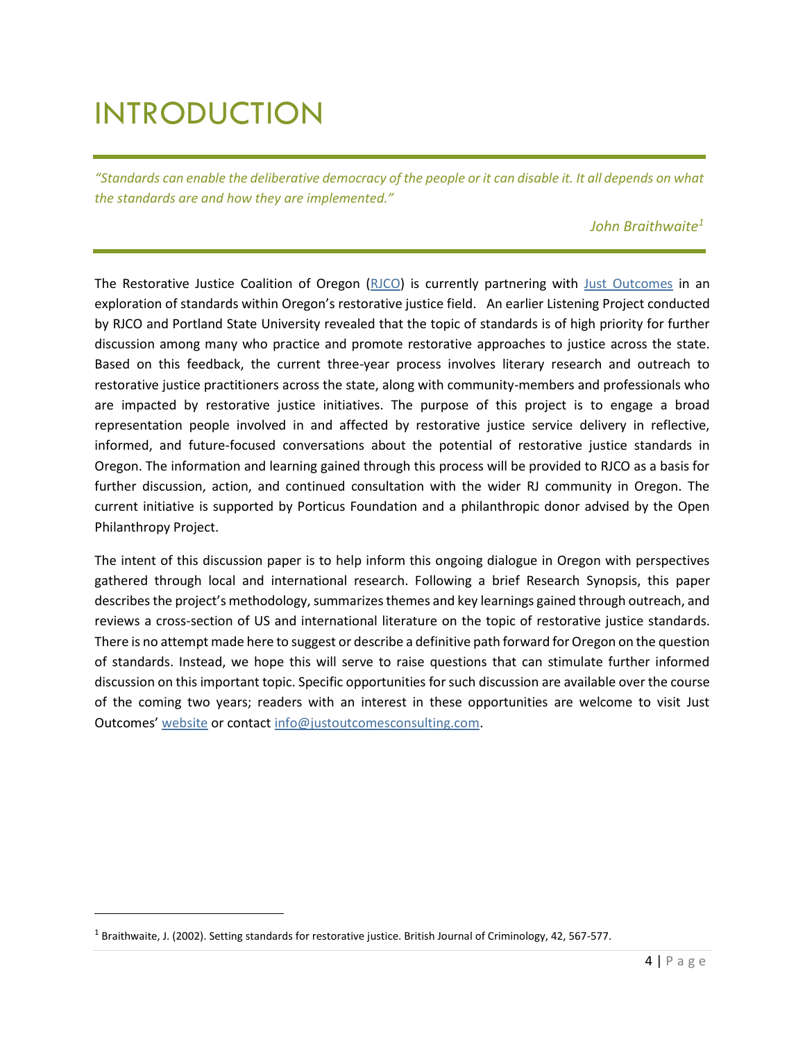# INTRODUCTION

*"Standards can enable the deliberative democracy of the people or it can disable it. It all depends on what the standards are and how they are implemented."*

*John Braithwaite*[1]

The Restorative Justice Coalition of Oregon (RJCO) is currently partnering with Just Outcomes in an exploration of standards within Oregon's restorative justice field. An earlier Listening Project conducted by RJCO and Portland State University revealed that the topic of standards is of high priority for further discussion among many who practice and promote restorative approaches to justice across the state. Based on this feedback, the current three-year process involves literary research and outreach to restorative justice practitioners across the state, along with community-members and professionals who are impacted by restorative justice initiatives. The purpose of this project is to engage a broad representation people involved in and affected by restorative justice service delivery in reflective, informed, and future-focused conversations about the potential of restorative justice standards in Oregon. The information and learning gained through this process will be provided to RJCO as a basis for further discussion, action, and continued consultation with the wider RJ community in Oregon. The current initiative is supported by Porticus Foundation and a philanthropic donor advised by the Open Philanthropy Project.

The intent of this discussion paper is to help inform this ongoing dialogue in Oregon with perspectives gathered through local and international research. Following a brief Research Synopsis, this paper describes the project's methodology, summarizes themes and key learnings gained through outreach, and reviews a cross-section of US and international literature on the topic of restorative justice standards. There is no attempt made here to suggest or describe a definitive path forward for Oregon on the question of standards. Instead, we hope this will serve to raise questions that can stimulate further informed discussion on this important topic. Specific opportunities for such discussion are available over the course of the coming two years; readers with an interest in these opportunities are welcome to visit Just Outcomes' website or contact info@justoutcomesconsulting.com.

[1] Braithwaite, J. (2002). Setting standards for restorative justice. British Journal of Criminology, 42, 567-577.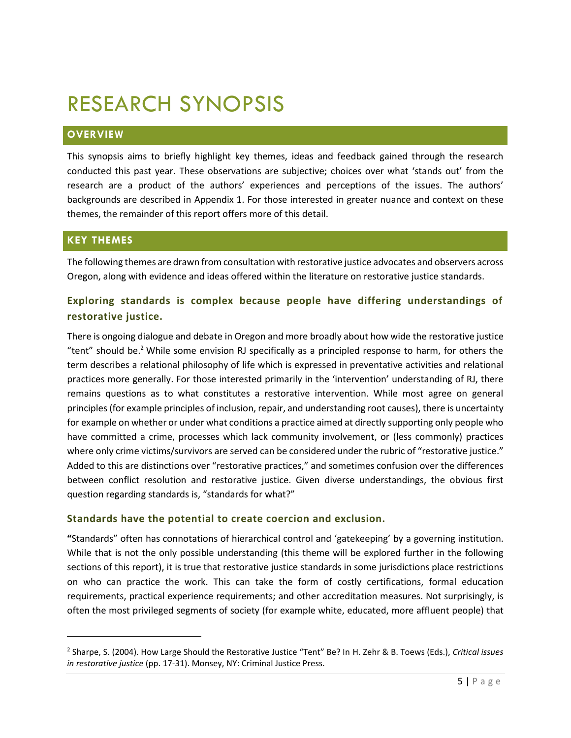# RESEARCH SYNOPSIS

## OVERVIEW

This synopsis aims to briefly highlight key themes, ideas and feedback gained through the research conducted this past year. These observations are subjective; choices over what 'stands out' from the research are a product of the authors' experiences and perceptions of the issues. The authors' backgrounds are described in Appendix 1. For those interested in greater nuance and context on these themes, the remainder of this report offers more of this detail.

## KEY THEMES

The following themes are drawn from consultation with restorative justice advocates and observers across Oregon, along with evidence and ideas offered within the literature on restorative justice standards.

### Exploring standards is complex because people have differing understandings of restorative justice.

There is ongoing dialogue and debate in Oregon and more broadly about how wide the restorative justice "tent" should be.[2] While some envision RJ specifically as a principled response to harm, for others the term describes a relational philosophy of life which is expressed in preventative activities and relational practices more generally. For those interested primarily in the 'intervention' understanding of RJ, there remains questions as to what constitutes a restorative intervention. While most agree on general principles (for example principles of inclusion, repair, and understanding root causes), there is uncertainty for example on whether or under what conditions a practice aimed at directly supporting only people who have committed a crime, processes which lack community involvement, or (less commonly) practices where only crime victims/survivors are served can be considered under the rubric of "restorative justice." Added to this are distinctions over "restorative practices," and sometimes confusion over the differences between conflict resolution and restorative justice. Given diverse understandings, the obvious first question regarding standards is, "standards for what?"

### Standards have the potential to create coercion and exclusion.

"Standards" often has connotations of hierarchical control and 'gatekeeping' by a governing institution. While that is not the only possible understanding (this theme will be explored further in the following sections of this report), it is true that restorative justice standards in some jurisdictions place restrictions on who can practice the work. This can take the form of costly certifications, formal education requirements, practical experience requirements; and other accreditation measures. Not surprisingly, is often the most privileged segments of society (for example white, educated, more affluent people) that

---

[2] Sharpe, S. (2004). How Large Should the Restorative Justice "Tent" Be? In H. Zehr & B. Toews (Eds.), *Critical issues in restorative justice* (pp. 17-31). Monsey, NY: Criminal Justice Press.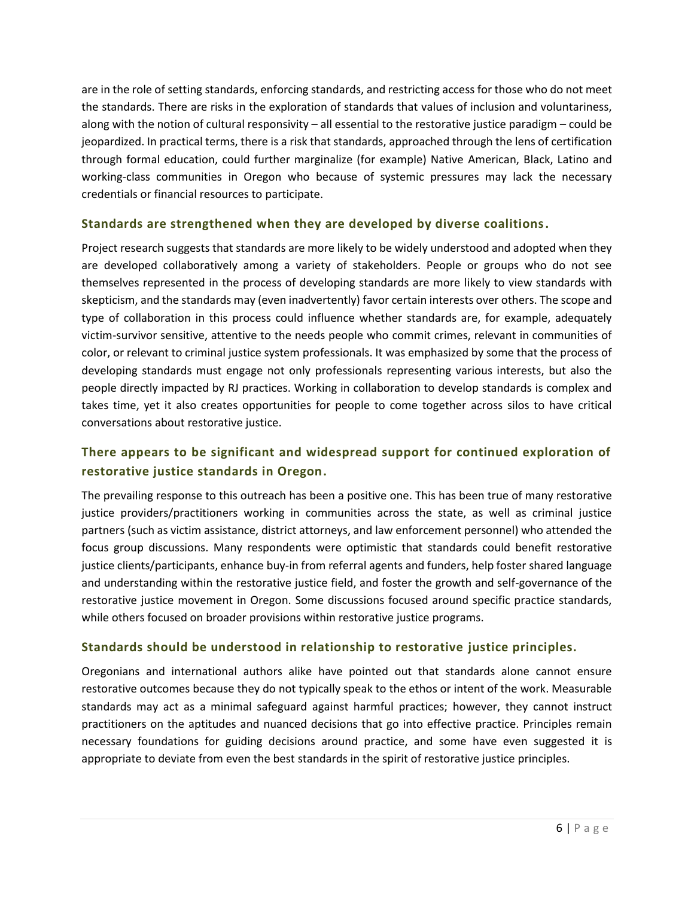are in the role of setting standards, enforcing standards, and restricting access for those who do not meet the standards. There are risks in the exploration of standards that values of inclusion and voluntariness, along with the notion of cultural responsivity – all essential to the restorative justice paradigm – could be jeopardized. In practical terms, there is a risk that standards, approached through the lens of certification through formal education, could further marginalize (for example) Native American, Black, Latino and working-class communities in Oregon who because of systemic pressures may lack the necessary credentials or financial resources to participate.

### Standards are strengthened when they are developed by diverse coalitions.

Project research suggests that standards are more likely to be widely understood and adopted when they are developed collaboratively among a variety of stakeholders. People or groups who do not see themselves represented in the process of developing standards are more likely to view standards with skepticism, and the standards may (even inadvertently) favor certain interests over others. The scope and type of collaboration in this process could influence whether standards are, for example, adequately victim-survivor sensitive, attentive to the needs people who commit crimes, relevant in communities of color, or relevant to criminal justice system professionals. It was emphasized by some that the process of developing standards must engage not only professionals representing various interests, but also the people directly impacted by RJ practices. Working in collaboration to develop standards is complex and takes time, yet it also creates opportunities for people to come together across silos to have critical conversations about restorative justice.

### There appears to be significant and widespread support for continued exploration of restorative justice standards in Oregon.

The prevailing response to this outreach has been a positive one. This has been true of many restorative justice providers/practitioners working in communities across the state, as well as criminal justice partners (such as victim assistance, district attorneys, and law enforcement personnel) who attended the focus group discussions. Many respondents were optimistic that standards could benefit restorative justice clients/participants, enhance buy-in from referral agents and funders, help foster shared language and understanding within the restorative justice field, and foster the growth and self-governance of the restorative justice movement in Oregon. Some discussions focused around specific practice standards, while others focused on broader provisions within restorative justice programs.

### Standards should be understood in relationship to restorative justice principles.

Oregonians and international authors alike have pointed out that standards alone cannot ensure restorative outcomes because they do not typically speak to the ethos or intent of the work. Measurable standards may act as a minimal safeguard against harmful practices; however, they cannot instruct practitioners on the aptitudes and nuanced decisions that go into effective practice. Principles remain necessary foundations for guiding decisions around practice, and some have even suggested it is appropriate to deviate from even the best standards in the spirit of restorative justice principles.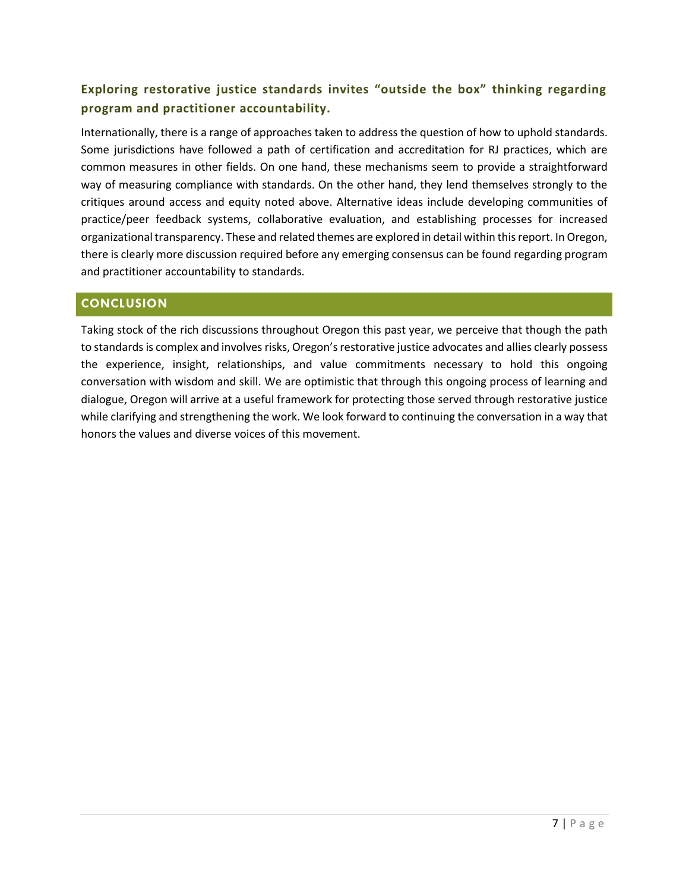### Exploring restorative justice standards invites "outside the box" thinking regarding program and practitioner accountability.

Internationally, there is a range of approaches taken to address the question of how to uphold standards. Some jurisdictions have followed a path of certification and accreditation for RJ practices, which are common measures in other fields. On one hand, these mechanisms seem to provide a straightforward way of measuring compliance with standards. On the other hand, they lend themselves strongly to the critiques around access and equity noted above. Alternative ideas include developing communities of practice/peer feedback systems, collaborative evaluation, and establishing processes for increased organizational transparency. These and related themes are explored in detail within this report. In Oregon, there is clearly more discussion required before any emerging consensus can be found regarding program and practitioner accountability to standards.

## CONCLUSION

Taking stock of the rich discussions throughout Oregon this past year, we perceive that though the path to standards is complex and involves risks, Oregon's restorative justice advocates and allies clearly possess the experience, insight, relationships, and value commitments necessary to hold this ongoing conversation with wisdom and skill. We are optimistic that through this ongoing process of learning and dialogue, Oregon will arrive at a useful framework for protecting those served through restorative justice while clarifying and strengthening the work. We look forward to continuing the conversation in a way that honors the values and diverse voices of this movement.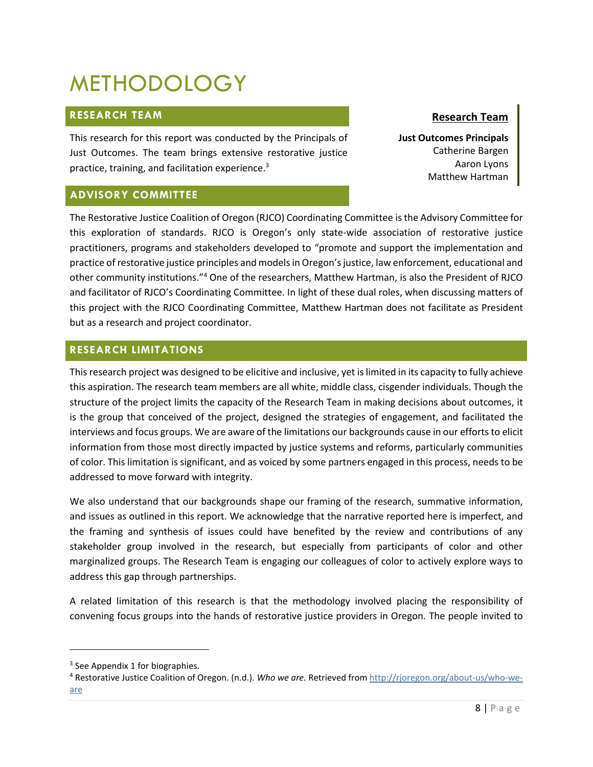# METHODOLOGY

## RESEARCH TEAM

This research for this report was conducted by the Principals of Just Outcomes. The team brings extensive restorative justice practice, training, and facilitation experience.[3]

**Research Team**

**Just Outcomes Principals**
Catherine Bargen
Aaron Lyons
Matthew Hartman

## ADVISORY COMMITTEE

The Restorative Justice Coalition of Oregon (RJCO) Coordinating Committee is the Advisory Committee for this exploration of standards. RJCO is Oregon's only state-wide association of restorative justice practitioners, programs and stakeholders developed to "promote and support the implementation and practice of restorative justice principles and models in Oregon's justice, law enforcement, educational and other community institutions."[4] One of the researchers, Matthew Hartman, is also the President of RJCO and facilitator of RJCO's Coordinating Committee. In light of these dual roles, when discussing matters of this project with the RJCO Coordinating Committee, Matthew Hartman does not facilitate as President but as a research and project coordinator.

## RESEARCH LIMITATIONS

This research project was designed to be elicitive and inclusive, yet is limited in its capacity to fully achieve this aspiration. The research team members are all white, middle class, cisgender individuals. Though the structure of the project limits the capacity of the Research Team in making decisions about outcomes, it is the group that conceived of the project, designed the strategies of engagement, and facilitated the interviews and focus groups. We are aware of the limitations our backgrounds cause in our efforts to elicit information from those most directly impacted by justice systems and reforms, particularly communities of color. This limitation is significant, and as voiced by some partners engaged in this process, needs to be addressed to move forward with integrity.

We also understand that our backgrounds shape our framing of the research, summative information, and issues as outlined in this report. We acknowledge that the narrative reported here is imperfect, and the framing and synthesis of issues could have benefited by the review and contributions of any stakeholder group involved in the research, but especially from participants of color and other marginalized groups. The Research Team is engaging our colleagues of color to actively explore ways to address this gap through partnerships.

A related limitation of this research is that the methodology involved placing the responsibility of convening focus groups into the hands of restorative justice providers in Oregon. The people invited to

---

[3] See Appendix 1 for biographies.

[4] Restorative Justice Coalition of Oregon. (n.d.). *Who we are*. Retrieved from http://rjoregon.org/about-us/who-we-are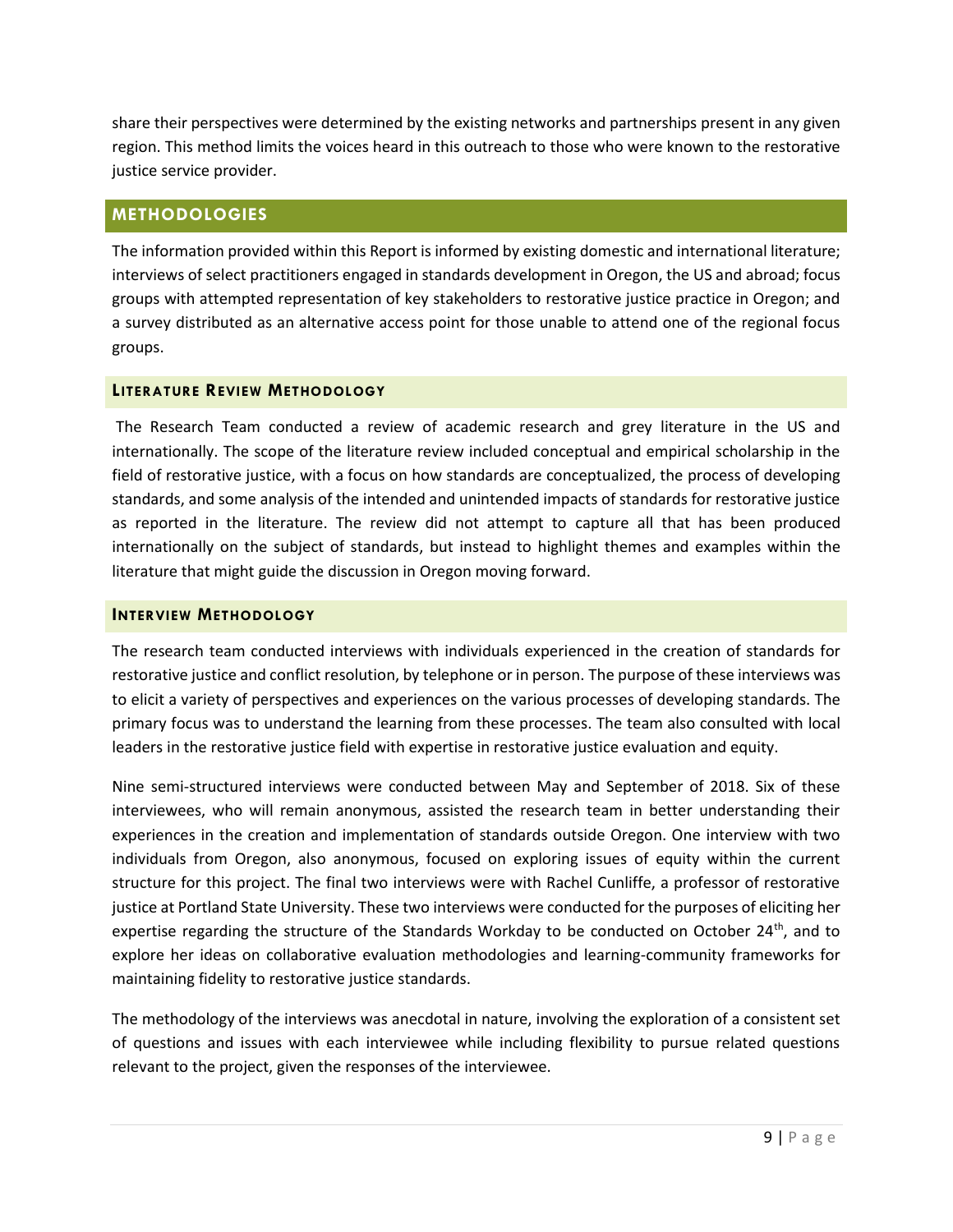share their perspectives were determined by the existing networks and partnerships present in any given region. This method limits the voices heard in this outreach to those who were known to the restorative justice service provider.

## METHODOLOGIES

The information provided within this Report is informed by existing domestic and international literature; interviews of select practitioners engaged in standards development in Oregon, the US and abroad; focus groups with attempted representation of key stakeholders to restorative justice practice in Oregon; and a survey distributed as an alternative access point for those unable to attend one of the regional focus groups.

### LITERATURE REVIEW METHODOLOGY

The Research Team conducted a review of academic research and grey literature in the US and internationally. The scope of the literature review included conceptual and empirical scholarship in the field of restorative justice, with a focus on how standards are conceptualized, the process of developing standards, and some analysis of the intended and unintended impacts of standards for restorative justice as reported in the literature. The review did not attempt to capture all that has been produced internationally on the subject of standards, but instead to highlight themes and examples within the literature that might guide the discussion in Oregon moving forward.

### INTERVIEW METHODOLOGY

The research team conducted interviews with individuals experienced in the creation of standards for restorative justice and conflict resolution, by telephone or in person. The purpose of these interviews was to elicit a variety of perspectives and experiences on the various processes of developing standards. The primary focus was to understand the learning from these processes. The team also consulted with local leaders in the restorative justice field with expertise in restorative justice evaluation and equity.

Nine semi-structured interviews were conducted between May and September of 2018. Six of these interviewees, who will remain anonymous, assisted the research team in better understanding their experiences in the creation and implementation of standards outside Oregon. One interview with two individuals from Oregon, also anonymous, focused on exploring issues of equity within the current structure for this project. The final two interviews were with Rachel Cunliffe, a professor of restorative justice at Portland State University. These two interviews were conducted for the purposes of eliciting her expertise regarding the structure of the Standards Workday to be conducted on October 24th, and to explore her ideas on collaborative evaluation methodologies and learning-community frameworks for maintaining fidelity to restorative justice standards.

The methodology of the interviews was anecdotal in nature, involving the exploration of a consistent set of questions and issues with each interviewee while including flexibility to pursue related questions relevant to the project, given the responses of the interviewee.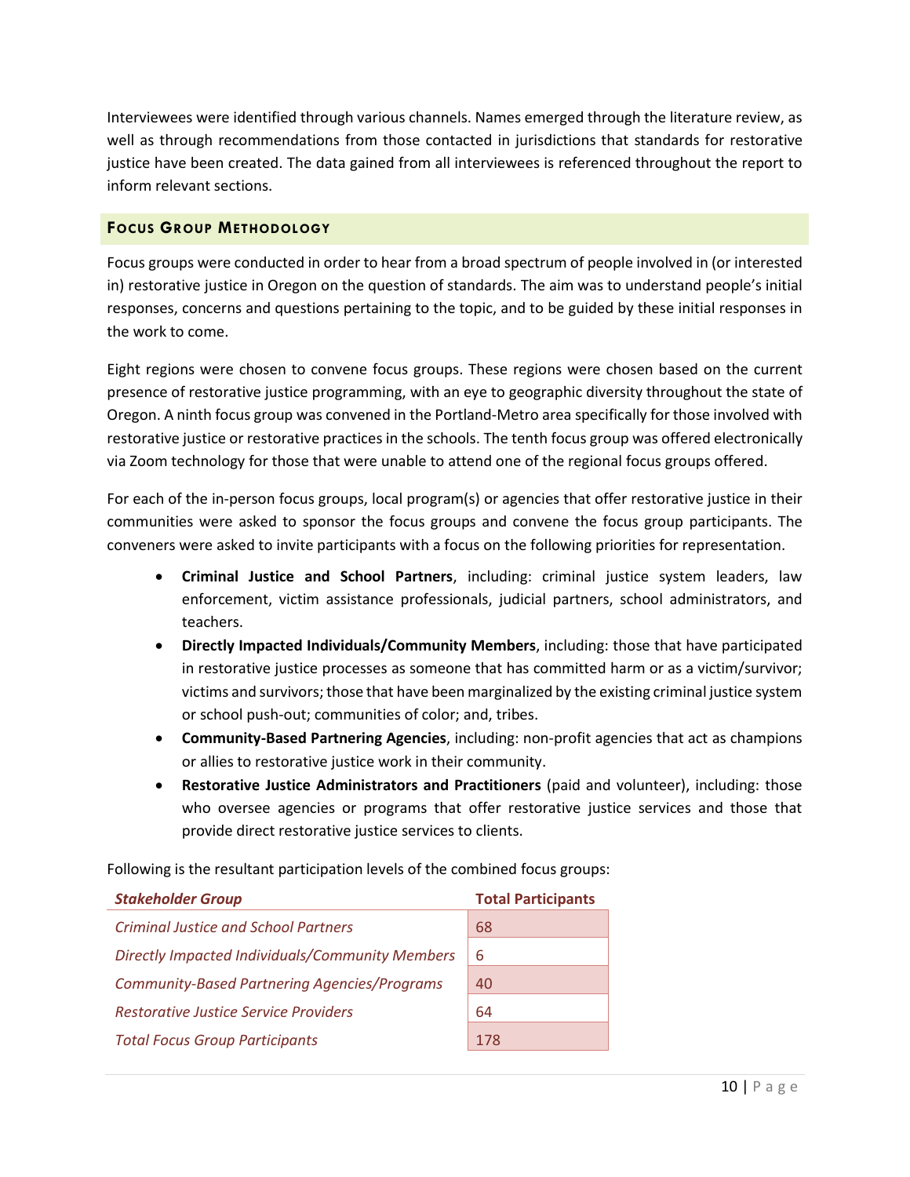Interviewees were identified through various channels. Names emerged through the literature review, as well as through recommendations from those contacted in jurisdictions that standards for restorative justice have been created. The data gained from all interviewees is referenced throughout the report to inform relevant sections.

### Focus Group Methodology

Focus groups were conducted in order to hear from a broad spectrum of people involved in (or interested in) restorative justice in Oregon on the question of standards. The aim was to understand people's initial responses, concerns and questions pertaining to the topic, and to be guided by these initial responses in the work to come.

Eight regions were chosen to convene focus groups. These regions were chosen based on the current presence of restorative justice programming, with an eye to geographic diversity throughout the state of Oregon. A ninth focus group was convened in the Portland-Metro area specifically for those involved with restorative justice or restorative practices in the schools. The tenth focus group was offered electronically via Zoom technology for those that were unable to attend one of the regional focus groups offered.

For each of the in-person focus groups, local program(s) or agencies that offer restorative justice in their communities were asked to sponsor the focus groups and convene the focus group participants. The conveners were asked to invite participants with a focus on the following priorities for representation.

- **Criminal Justice and School Partners**, including: criminal justice system leaders, law enforcement, victim assistance professionals, judicial partners, school administrators, and teachers.
- **Directly Impacted Individuals/Community Members**, including: those that have participated in restorative justice processes as someone that has committed harm or as a victim/survivor; victims and survivors; those that have been marginalized by the existing criminal justice system or school push-out; communities of color; and, tribes.
- **Community-Based Partnering Agencies**, including: non-profit agencies that act as champions or allies to restorative justice work in their community.
- **Restorative Justice Administrators and Practitioners** (paid and volunteer), including: those who oversee agencies or programs that offer restorative justice services and those that provide direct restorative justice services to clients.

Following is the resultant participation levels of the combined focus groups:

| ***Stakeholder Group*** | **Total Participants** |
|---|---|
| *Criminal Justice and School Partners* | 68 |
| *Directly Impacted Individuals/Community Members* | 6 |
| *Community-Based Partnering Agencies/Programs* | 40 |
| *Restorative Justice Service Providers* | 64 |
| *Total Focus Group Participants* | 178 |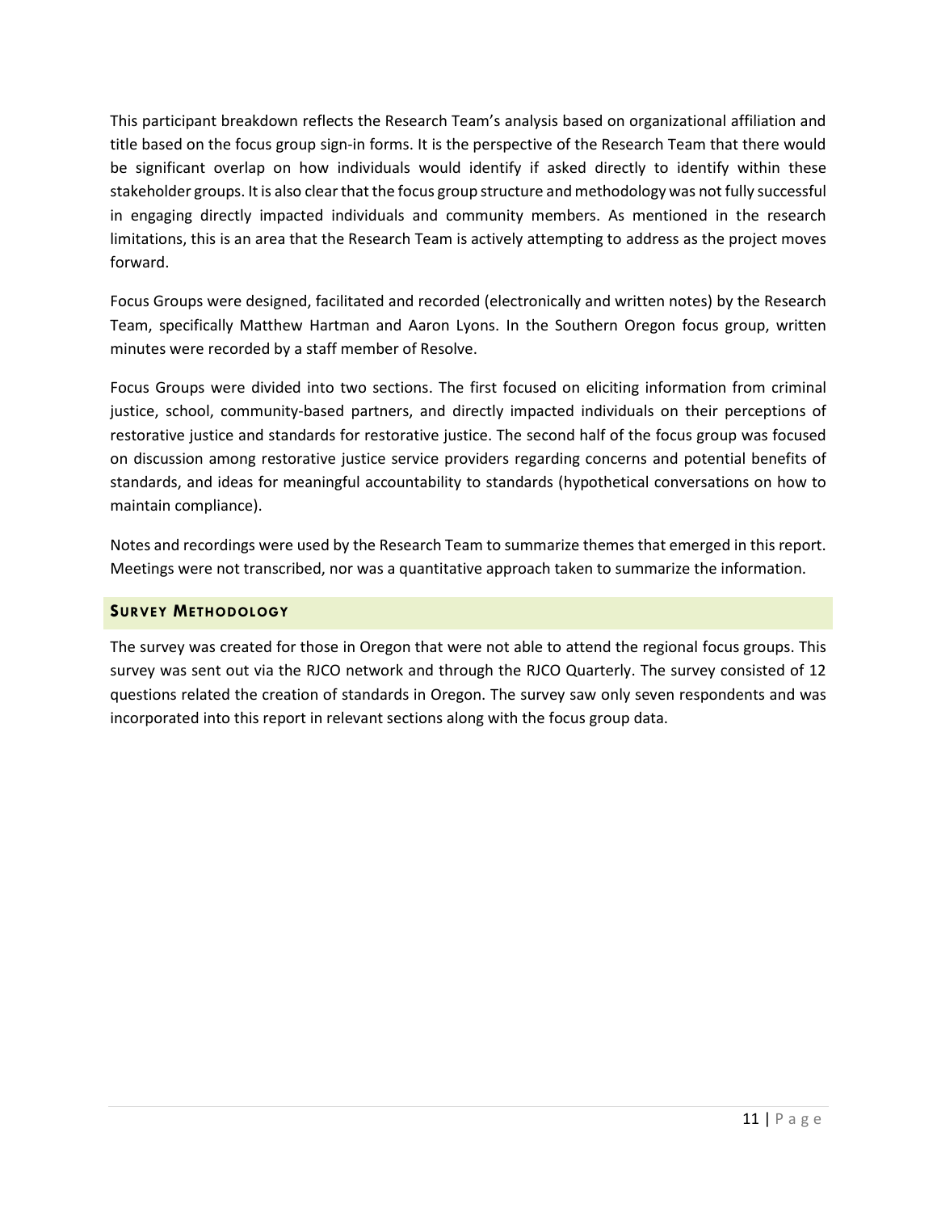This participant breakdown reflects the Research Team's analysis based on organizational affiliation and title based on the focus group sign-in forms. It is the perspective of the Research Team that there would be significant overlap on how individuals would identify if asked directly to identify within these stakeholder groups. It is also clear that the focus group structure and methodology was not fully successful in engaging directly impacted individuals and community members. As mentioned in the research limitations, this is an area that the Research Team is actively attempting to address as the project moves forward.

Focus Groups were designed, facilitated and recorded (electronically and written notes) by the Research Team, specifically Matthew Hartman and Aaron Lyons. In the Southern Oregon focus group, written minutes were recorded by a staff member of Resolve.

Focus Groups were divided into two sections. The first focused on eliciting information from criminal justice, school, community-based partners, and directly impacted individuals on their perceptions of restorative justice and standards for restorative justice. The second half of the focus group was focused on discussion among restorative justice service providers regarding concerns and potential benefits of standards, and ideas for meaningful accountability to standards (hypothetical conversations on how to maintain compliance).

Notes and recordings were used by the Research Team to summarize themes that emerged in this report. Meetings were not transcribed, nor was a quantitative approach taken to summarize the information.

## Survey Methodology

The survey was created for those in Oregon that were not able to attend the regional focus groups. This survey was sent out via the RJCO network and through the RJCO Quarterly. The survey consisted of 12 questions related the creation of standards in Oregon. The survey saw only seven respondents and was incorporated into this report in relevant sections along with the focus group data.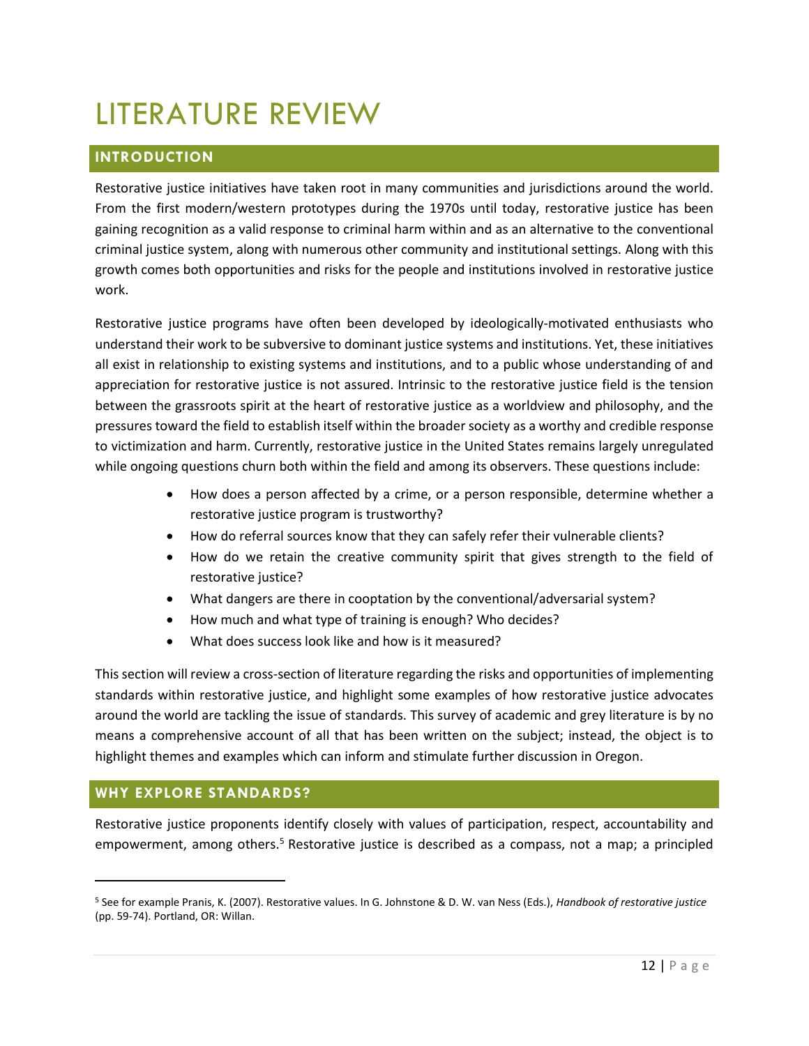# LITERATURE REVIEW

## INTRODUCTION

Restorative justice initiatives have taken root in many communities and jurisdictions around the world. From the first modern/western prototypes during the 1970s until today, restorative justice has been gaining recognition as a valid response to criminal harm within and as an alternative to the conventional criminal justice system, along with numerous other community and institutional settings. Along with this growth comes both opportunities and risks for the people and institutions involved in restorative justice work.

Restorative justice programs have often been developed by ideologically-motivated enthusiasts who understand their work to be subversive to dominant justice systems and institutions. Yet, these initiatives all exist in relationship to existing systems and institutions, and to a public whose understanding of and appreciation for restorative justice is not assured. Intrinsic to the restorative justice field is the tension between the grassroots spirit at the heart of restorative justice as a worldview and philosophy, and the pressures toward the field to establish itself within the broader society as a worthy and credible response to victimization and harm. Currently, restorative justice in the United States remains largely unregulated while ongoing questions churn both within the field and among its observers. These questions include:

- How does a person affected by a crime, or a person responsible, determine whether a restorative justice program is trustworthy?
- How do referral sources know that they can safely refer their vulnerable clients?
- How do we retain the creative community spirit that gives strength to the field of restorative justice?
- What dangers are there in cooptation by the conventional/adversarial system?
- How much and what type of training is enough? Who decides?
- What does success look like and how is it measured?

This section will review a cross-section of literature regarding the risks and opportunities of implementing standards within restorative justice, and highlight some examples of how restorative justice advocates around the world are tackling the issue of standards. This survey of academic and grey literature is by no means a comprehensive account of all that has been written on the subject; instead, the object is to highlight themes and examples which can inform and stimulate further discussion in Oregon.

## WHY EXPLORE STANDARDS?

Restorative justice proponents identify closely with values of participation, respect, accountability and empowerment, among others.[5] Restorative justice is described as a compass, not a map; a principled

---

[5] See for example Pranis, K. (2007). Restorative values. In G. Johnstone & D. W. van Ness (Eds.), *Handbook of restorative justice* (pp. 59-74). Portland, OR: Willan.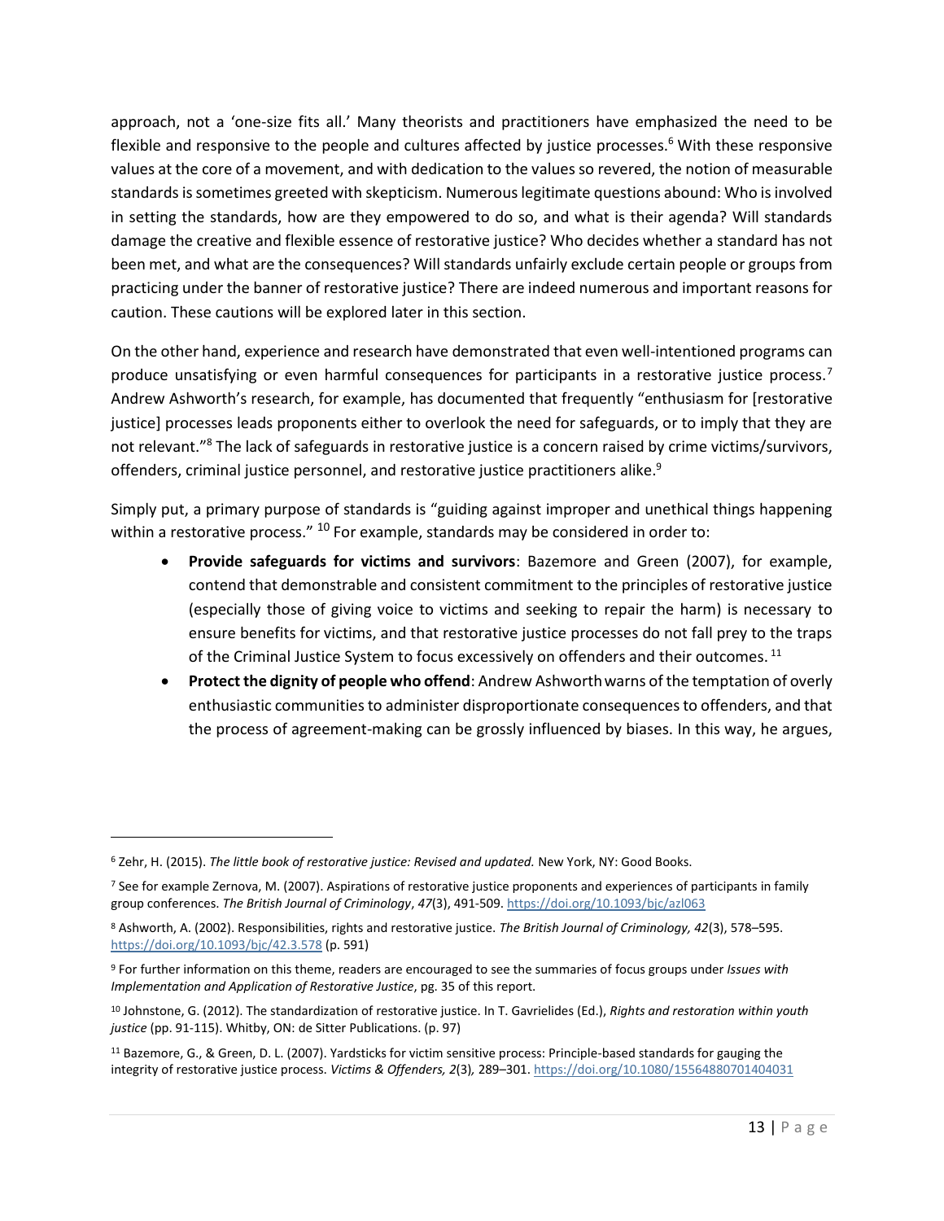approach, not a 'one-size fits all.' Many theorists and practitioners have emphasized the need to be flexible and responsive to the people and cultures affected by justice processes.[6] With these responsive values at the core of a movement, and with dedication to the values so revered, the notion of measurable standards is sometimes greeted with skepticism. Numerous legitimate questions abound: Who is involved in setting the standards, how are they empowered to do so, and what is their agenda? Will standards damage the creative and flexible essence of restorative justice? Who decides whether a standard has not been met, and what are the consequences? Will standards unfairly exclude certain people or groups from practicing under the banner of restorative justice? There are indeed numerous and important reasons for caution. These cautions will be explored later in this section.

On the other hand, experience and research have demonstrated that even well-intentioned programs can produce unsatisfying or even harmful consequences for participants in a restorative justice process.[7] Andrew Ashworth's research, for example, has documented that frequently "enthusiasm for [restorative justice] processes leads proponents either to overlook the need for safeguards, or to imply that they are not relevant."[8] The lack of safeguards in restorative justice is a concern raised by crime victims/survivors, offenders, criminal justice personnel, and restorative justice practitioners alike.[9]

Simply put, a primary purpose of standards is "guiding against improper and unethical things happening within a restorative process." [10] For example, standards may be considered in order to:

- **Provide safeguards for victims and survivors**: Bazemore and Green (2007), for example, contend that demonstrable and consistent commitment to the principles of restorative justice (especially those of giving voice to victims and seeking to repair the harm) is necessary to ensure benefits for victims, and that restorative justice processes do not fall prey to the traps of the Criminal Justice System to focus excessively on offenders and their outcomes. [11]
- **Protect the dignity of people who offend**: Andrew Ashworth warns of the temptation of overly enthusiastic communities to administer disproportionate consequences to offenders, and that the process of agreement-making can be grossly influenced by biases. In this way, he argues,

---

[6] Zehr, H. (2015). *The little book of restorative justice: Revised and updated.* New York, NY: Good Books.

[7] See for example Zernova, M. (2007). Aspirations of restorative justice proponents and experiences of participants in family group conferences. *The British Journal of Criminology*, *47*(3), 491-509. https://doi.org/10.1093/bjc/azl063

[8] Ashworth, A. (2002). Responsibilities, rights and restorative justice. *The British Journal of Criminology, 42*(3), 578–595. https://doi.org/10.1093/bjc/42.3.578 (p. 591)

[9] For further information on this theme, readers are encouraged to see the summaries of focus groups under *Issues with Implementation and Application of Restorative Justice*, pg. 35 of this report.

[10] Johnstone, G. (2012). The standardization of restorative justice. In T. Gavrielides (Ed.), *Rights and restoration within youth justice* (pp. 91-115). Whitby, ON: de Sitter Publications. (p. 97)

[11] Bazemore, G., & Green, D. L. (2007). Yardsticks for victim sensitive process: Principle-based standards for gauging the integrity of restorative justice process. *Victims & Offenders, 2*(3), 289–301. https://doi.org/10.1080/15564880701404031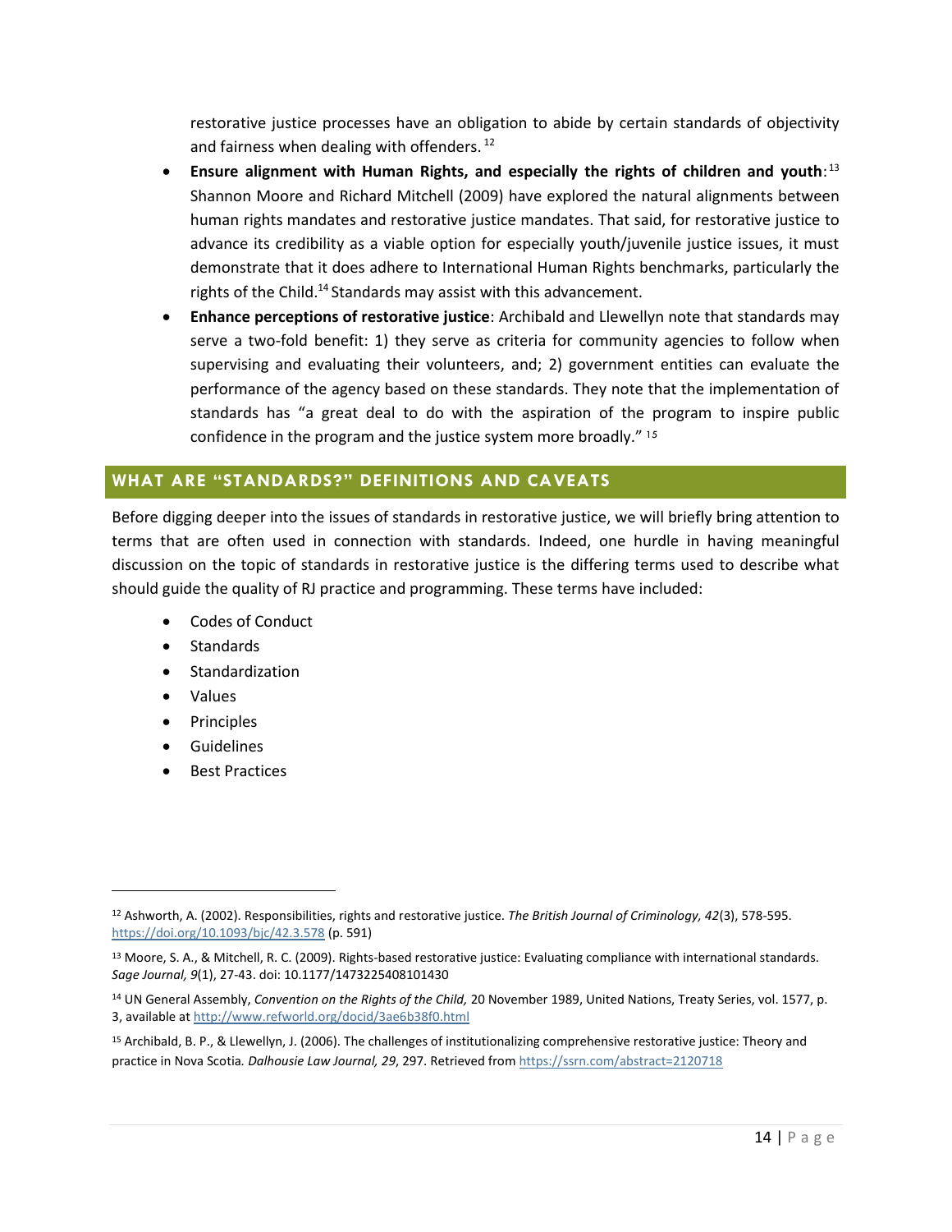restorative justice processes have an obligation to abide by certain standards of objectivity and fairness when dealing with offenders. [12]

- **Ensure alignment with Human Rights, and especially the rights of children and youth**:[13] Shannon Moore and Richard Mitchell (2009) have explored the natural alignments between human rights mandates and restorative justice mandates. That said, for restorative justice to advance its credibility as a viable option for especially youth/juvenile justice issues, it must demonstrate that it does adhere to International Human Rights benchmarks, particularly the rights of the Child.[14] Standards may assist with this advancement.
- **Enhance perceptions of restorative justice**: Archibald and Llewellyn note that standards may serve a two-fold benefit: 1) they serve as criteria for community agencies to follow when supervising and evaluating their volunteers, and; 2) government entities can evaluate the performance of the agency based on these standards. They note that the implementation of standards has "a great deal to do with the aspiration of the program to inspire public confidence in the program and the justice system more broadly." [15]

## WHAT ARE "STANDARDS?" DEFINITIONS AND CAVEATS

Before digging deeper into the issues of standards in restorative justice, we will briefly bring attention to terms that are often used in connection with standards. Indeed, one hurdle in having meaningful discussion on the topic of standards in restorative justice is the differing terms used to describe what should guide the quality of RJ practice and programming. These terms have included:

- Codes of Conduct
- Standards
- Standardization
- Values
- Principles
- Guidelines
- Best Practices

---

[12] Ashworth, A. (2002). Responsibilities, rights and restorative justice. *The British Journal of Criminology, 42*(3), 578-595. https://doi.org/10.1093/bjc/42.3.578 (p. 591)

[13] Moore, S. A., & Mitchell, R. C. (2009). Rights-based restorative justice: Evaluating compliance with international standards. *Sage Journal, 9*(1), 27-43. doi: 10.1177/1473225408101430

[14] UN General Assembly, *Convention on the Rights of the Child,* 20 November 1989, United Nations, Treaty Series, vol. 1577, p. 3, available at http://www.refworld.org/docid/3ae6b38f0.html

[15] Archibald, B. P., & Llewellyn, J. (2006). The challenges of institutionalizing comprehensive restorative justice: Theory and practice in Nova Scotia. *Dalhousie Law Journal, 29*, 297. Retrieved from https://ssrn.com/abstract=2120718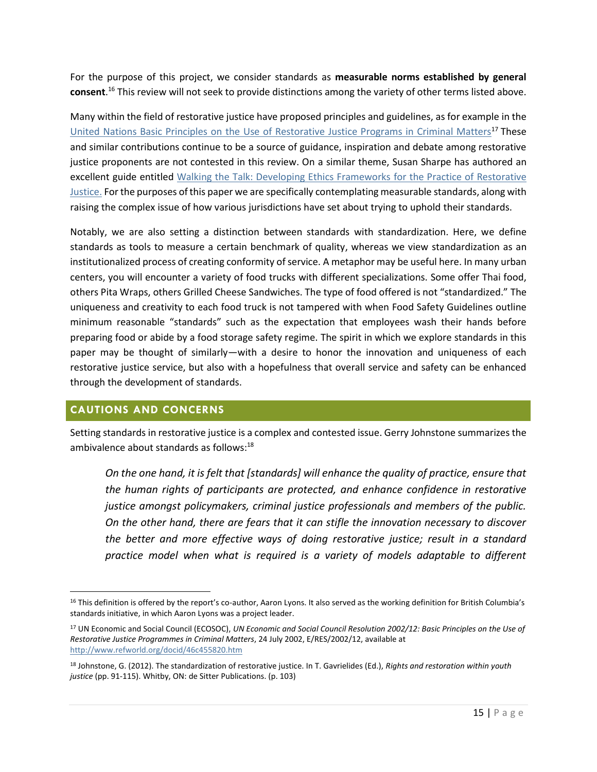For the purpose of this project, we consider standards as **measurable norms established by general consent**.[16] This review will not seek to provide distinctions among the variety of other terms listed above.

Many within the field of restorative justice have proposed principles and guidelines, as for example in the United Nations Basic Principles on the Use of Restorative Justice Programs in Criminal Matters[17] These and similar contributions continue to be a source of guidance, inspiration and debate among restorative justice proponents are not contested in this review. On a similar theme, Susan Sharpe has authored an excellent guide entitled Walking the Talk: Developing Ethics Frameworks for the Practice of Restorative Justice. For the purposes of this paper we are specifically contemplating measurable standards, along with raising the complex issue of how various jurisdictions have set about trying to uphold their standards.

Notably, we are also setting a distinction between standards with standardization. Here, we define standards as tools to measure a certain benchmark of quality, whereas we view standardization as an institutionalized process of creating conformity of service. A metaphor may be useful here. In many urban centers, you will encounter a variety of food trucks with different specializations. Some offer Thai food, others Pita Wraps, others Grilled Cheese Sandwiches. The type of food offered is not "standardized." The uniqueness and creativity to each food truck is not tampered with when Food Safety Guidelines outline minimum reasonable "standards" such as the expectation that employees wash their hands before preparing food or abide by a food storage safety regime. The spirit in which we explore standards in this paper may be thought of similarly—with a desire to honor the innovation and uniqueness of each restorative justice service, but also with a hopefulness that overall service and safety can be enhanced through the development of standards.

## CAUTIONS AND CONCERNS

Setting standards in restorative justice is a complex and contested issue. Gerry Johnstone summarizes the ambivalence about standards as follows:[18]

> *On the one hand, it is felt that [standards] will enhance the quality of practice, ensure that the human rights of participants are protected, and enhance confidence in restorative justice amongst policymakers, criminal justice professionals and members of the public. On the other hand, there are fears that it can stifle the innovation necessary to discover the better and more effective ways of doing restorative justice; result in a standard practice model when what is required is a variety of models adaptable to different*

---

[16] This definition is offered by the report's co-author, Aaron Lyons. It also served as the working definition for British Columbia's standards initiative, in which Aaron Lyons was a project leader.

[17] UN Economic and Social Council (ECOSOC), *UN Economic and Social Council Resolution 2002/12: Basic Principles on the Use of Restorative Justice Programmes in Criminal Matters*, 24 July 2002, E/RES/2002/12, available at http://www.refworld.org/docid/46c455820.htm

[18] Johnstone, G. (2012). The standardization of restorative justice. In T. Gavrielides (Ed.), *Rights and restoration within youth justice* (pp. 91-115). Whitby, ON: de Sitter Publications. (p. 103)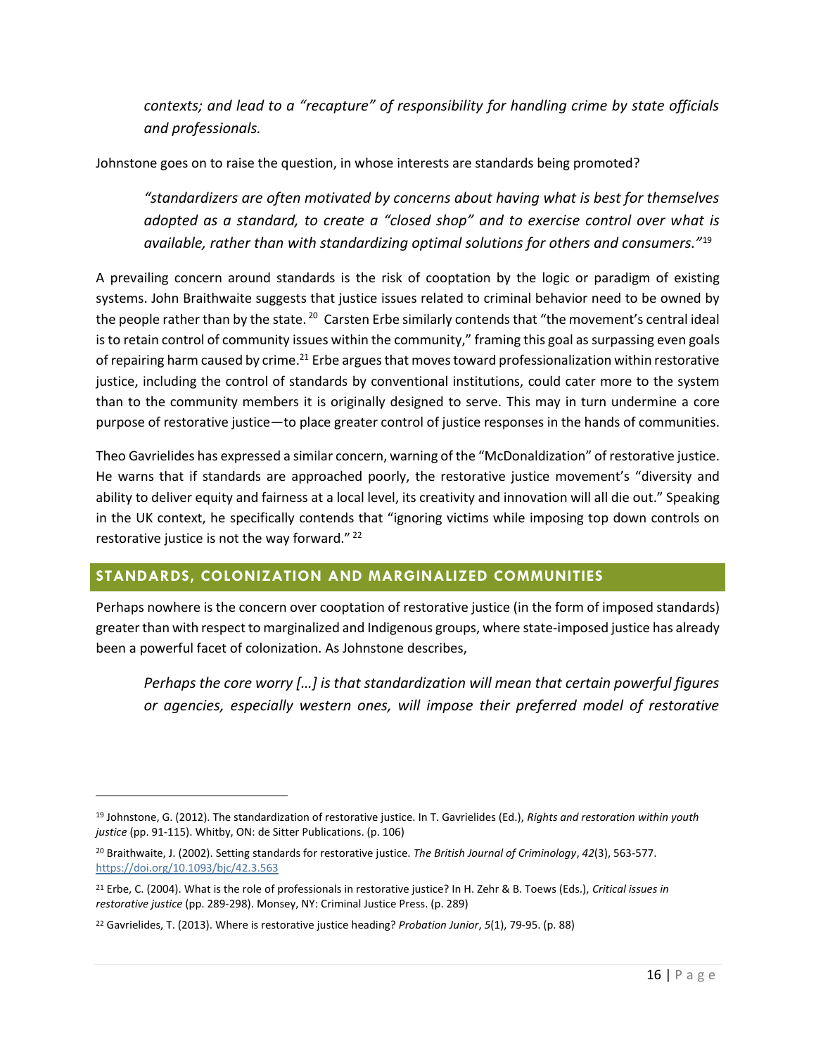*contexts; and lead to a "recapture" of responsibility for handling crime by state officials and professionals.*

Johnstone goes on to raise the question, in whose interests are standards being promoted?

> *"standardizers are often motivated by concerns about having what is best for themselves adopted as a standard, to create a "closed shop" and to exercise control over what is available, rather than with standardizing optimal solutions for others and consumers."*[19]

A prevailing concern around standards is the risk of cooptation by the logic or paradigm of existing systems. John Braithwaite suggests that justice issues related to criminal behavior need to be owned by the people rather than by the state.[20] Carsten Erbe similarly contends that "the movement's central ideal is to retain control of community issues within the community," framing this goal as surpassing even goals of repairing harm caused by crime.[21] Erbe argues that moves toward professionalization within restorative justice, including the control of standards by conventional institutions, could cater more to the system than to the community members it is originally designed to serve. This may in turn undermine a core purpose of restorative justice—to place greater control of justice responses in the hands of communities.

Theo Gavrielides has expressed a similar concern, warning of the "McDonaldization" of restorative justice. He warns that if standards are approached poorly, the restorative justice movement's "diversity and ability to deliver equity and fairness at a local level, its creativity and innovation will all die out." Speaking in the UK context, he specifically contends that "ignoring victims while imposing top down controls on restorative justice is not the way forward."[22]

## STANDARDS, COLONIZATION AND MARGINALIZED COMMUNITIES

Perhaps nowhere is the concern over cooptation of restorative justice (in the form of imposed standards) greater than with respect to marginalized and Indigenous groups, where state-imposed justice has already been a powerful facet of colonization. As Johnstone describes,

> *Perhaps the core worry […] is that standardization will mean that certain powerful figures or agencies, especially western ones, will impose their preferred model of restorative*

---

[19] Johnstone, G. (2012). The standardization of restorative justice. In T. Gavrielides (Ed.), *Rights and restoration within youth justice* (pp. 91-115). Whitby, ON: de Sitter Publications. (p. 106)

[20] Braithwaite, J. (2002). Setting standards for restorative justice. *The British Journal of Criminology*, *42*(3), 563-577. https://doi.org/10.1093/bjc/42.3.563

[21] Erbe, C. (2004). What is the role of professionals in restorative justice? In H. Zehr & B. Toews (Eds.), *Critical issues in restorative justice* (pp. 289-298). Monsey, NY: Criminal Justice Press. (p. 289)

[22] Gavrielides, T. (2013). Where is restorative justice heading? *Probation Junior*, *5*(1), 79-95. (p. 88)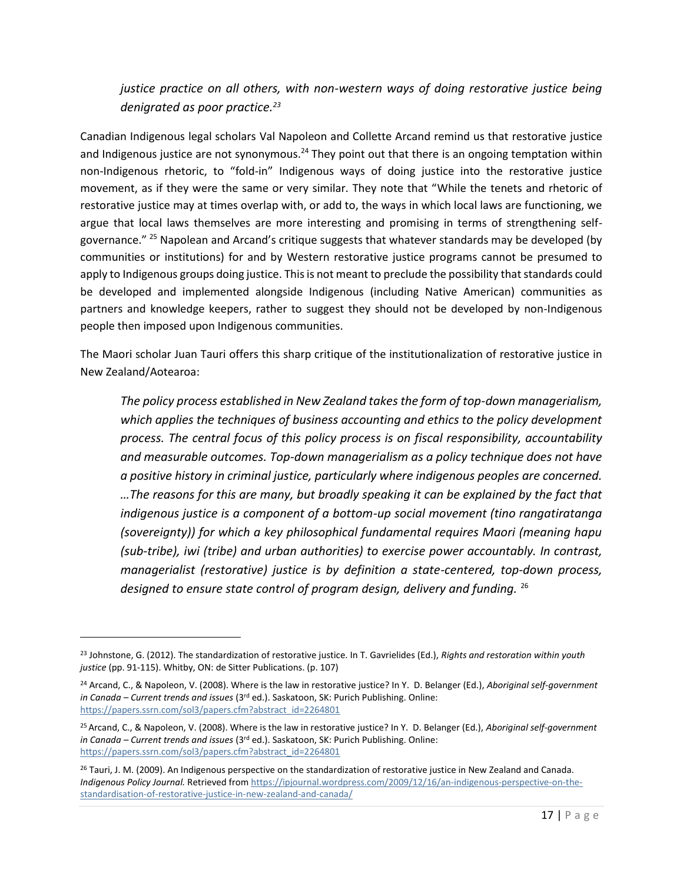*justice practice on all others, with non-western ways of doing restorative justice being denigrated as poor practice.*[23]

Canadian Indigenous legal scholars Val Napoleon and Collette Arcand remind us that restorative justice and Indigenous justice are not synonymous.[24] They point out that there is an ongoing temptation within non-Indigenous rhetoric, to "fold-in" Indigenous ways of doing justice into the restorative justice movement, as if they were the same or very similar. They note that "While the tenets and rhetoric of restorative justice may at times overlap with, or add to, the ways in which local laws are functioning, we argue that local laws themselves are more interesting and promising in terms of strengthening self-governance." [25] Napolean and Arcand's critique suggests that whatever standards may be developed (by communities or institutions) for and by Western restorative justice programs cannot be presumed to apply to Indigenous groups doing justice. This is not meant to preclude the possibility that standards could be developed and implemented alongside Indigenous (including Native American) communities as partners and knowledge keepers, rather to suggest they should not be developed by non-Indigenous people then imposed upon Indigenous communities.

The Maori scholar Juan Tauri offers this sharp critique of the institutionalization of restorative justice in New Zealand/Aotearoa:

> *The policy process established in New Zealand takes the form of top-down managerialism, which applies the techniques of business accounting and ethics to the policy development process. The central focus of this policy process is on fiscal responsibility, accountability and measurable outcomes. Top-down managerialism as a policy technique does not have a positive history in criminal justice, particularly where indigenous peoples are concerned. …The reasons for this are many, but broadly speaking it can be explained by the fact that indigenous justice is a component of a bottom-up social movement (tino rangatiratanga (sovereignty)) for which a key philosophical fundamental requires Maori (meaning hapu (sub-tribe), iwi (tribe) and urban authorities) to exercise power accountably. In contrast, managerialist (restorative) justice is by definition a state-centered, top-down process, designed to ensure state control of program design, delivery and funding.* [26]

---

[23] Johnstone, G. (2012). The standardization of restorative justice. In T. Gavrielides (Ed.), *Rights and restoration within youth justice* (pp. 91-115). Whitby, ON: de Sitter Publications. (p. 107)

[24] Arcand, C., & Napoleon, V. (2008). Where is the law in restorative justice? In Y. D. Belanger (Ed.), *Aboriginal self-government in Canada – Current trends and issues* (3rd ed.). Saskatoon, SK: Purich Publishing. Online: https://papers.ssrn.com/sol3/papers.cfm?abstract_id=2264801

[25] Arcand, C., & Napoleon, V. (2008). Where is the law in restorative justice? In Y. D. Belanger (Ed.), *Aboriginal self-government in Canada – Current trends and issues* (3rd ed.). Saskatoon, SK: Purich Publishing. Online: https://papers.ssrn.com/sol3/papers.cfm?abstract_id=2264801

[26] Tauri, J. M. (2009). An Indigenous perspective on the standardization of restorative justice in New Zealand and Canada. *Indigenous Policy Journal.* Retrieved from https://ipjournal.wordpress.com/2009/12/16/an-indigenous-perspective-on-the-standardisation-of-restorative-justice-in-new-zealand-and-canada/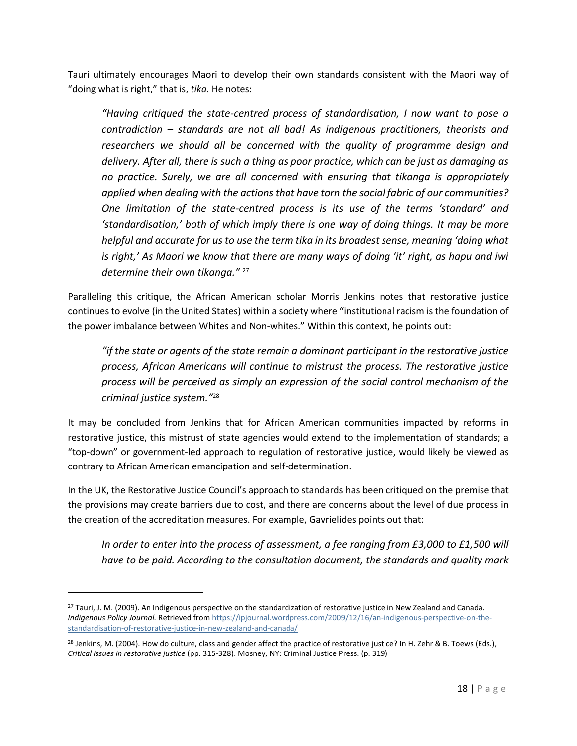Tauri ultimately encourages Maori to develop their own standards consistent with the Maori way of "doing what is right," that is, *tika.* He notes:

> *"Having critiqued the state-centred process of standardisation, I now want to pose a contradiction – standards are not all bad! As indigenous practitioners, theorists and researchers we should all be concerned with the quality of programme design and delivery. After all, there is such a thing as poor practice, which can be just as damaging as no practice. Surely, we are all concerned with ensuring that tikanga is appropriately applied when dealing with the actions that have torn the social fabric of our communities? One limitation of the state-centred process is its use of the terms 'standard' and 'standardisation,' both of which imply there is one way of doing things. It may be more helpful and accurate for us to use the term tika in its broadest sense, meaning 'doing what is right,' As Maori we know that there are many ways of doing 'it' right, as hapu and iwi determine their own tikanga."* [27]

Paralleling this critique, the African American scholar Morris Jenkins notes that restorative justice continues to evolve (in the United States) within a society where "institutional racism is the foundation of the power imbalance between Whites and Non-whites." Within this context, he points out:

> *"if the state or agents of the state remain a dominant participant in the restorative justice process, African Americans will continue to mistrust the process. The restorative justice process will be perceived as simply an expression of the social control mechanism of the criminal justice system."*[28]

It may be concluded from Jenkins that for African American communities impacted by reforms in restorative justice, this mistrust of state agencies would extend to the implementation of standards; a "top-down" or government-led approach to regulation of restorative justice, would likely be viewed as contrary to African American emancipation and self-determination.

In the UK, the Restorative Justice Council's approach to standards has been critiqued on the premise that the provisions may create barriers due to cost, and there are concerns about the level of due process in the creation of the accreditation measures. For example, Gavrielides points out that:

> *In order to enter into the process of assessment, a fee ranging from £3,000 to £1,500 will have to be paid. According to the consultation document, the standards and quality mark*

---

[27] Tauri, J. M. (2009). An Indigenous perspective on the standardization of restorative justice in New Zealand and Canada. *Indigenous Policy Journal.* Retrieved from https://ipjournal.wordpress.com/2009/12/16/an-indigenous-perspective-on-the-standardisation-of-restorative-justice-in-new-zealand-and-canada/

[28] Jenkins, M. (2004). How do culture, class and gender affect the practice of restorative justice? In H. Zehr & B. Toews (Eds.), *Critical issues in restorative justice* (pp. 315-328). Mosney, NY: Criminal Justice Press. (p. 319)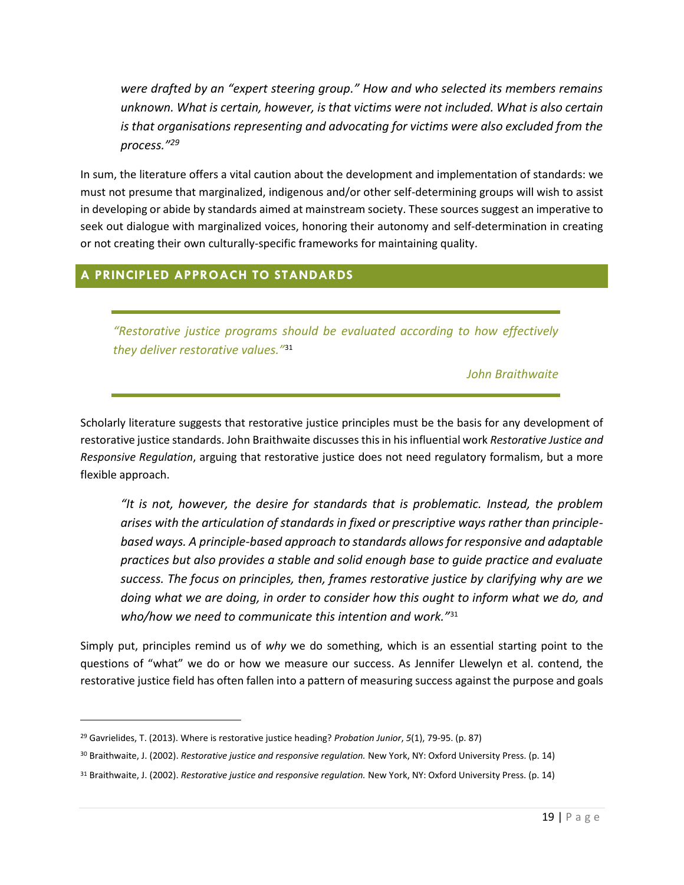*were drafted by an "expert steering group." How and who selected its members remains unknown. What is certain, however, is that victims were not included. What is also certain is that organisations representing and advocating for victims were also excluded from the process."[29]*

In sum, the literature offers a vital caution about the development and implementation of standards: we must not presume that marginalized, indigenous and/or other self-determining groups will wish to assist in developing or abide by standards aimed at mainstream society. These sources suggest an imperative to seek out dialogue with marginalized voices, honoring their autonomy and self-determination in creating or not creating their own culturally-specific frameworks for maintaining quality.

## A PRINCIPLED APPROACH TO STANDARDS

> *"Restorative justice programs should be evaluated according to how effectively they deliver restorative values."*[31]
>
> *John Braithwaite*

Scholarly literature suggests that restorative justice principles must be the basis for any development of restorative justice standards. John Braithwaite discusses this in his influential work *Restorative Justice and Responsive Regulation*, arguing that restorative justice does not need regulatory formalism, but a more flexible approach.

> *"It is not, however, the desire for standards that is problematic. Instead, the problem arises with the articulation of standards in fixed or prescriptive ways rather than principle-based ways. A principle-based approach to standards allows for responsive and adaptable practices but also provides a stable and solid enough base to guide practice and evaluate success. The focus on principles, then, frames restorative justice by clarifying why are we doing what we are doing, in order to consider how this ought to inform what we do, and who/how we need to communicate this intention and work."*[31]

Simply put, principles remind us of *why* we do something, which is an essential starting point to the questions of "what" we do or how we measure our success. As Jennifer Llewelyn et al. contend, the restorative justice field has often fallen into a pattern of measuring success against the purpose and goals

---

[29] Gavrielides, T. (2013). Where is restorative justice heading? *Probation Junior*, *5*(1), 79-95. (p. 87)

[30] Braithwaite, J. (2002). *Restorative justice and responsive regulation.* New York, NY: Oxford University Press. (p. 14)

[31] Braithwaite, J. (2002). *Restorative justice and responsive regulation.* New York, NY: Oxford University Press. (p. 14)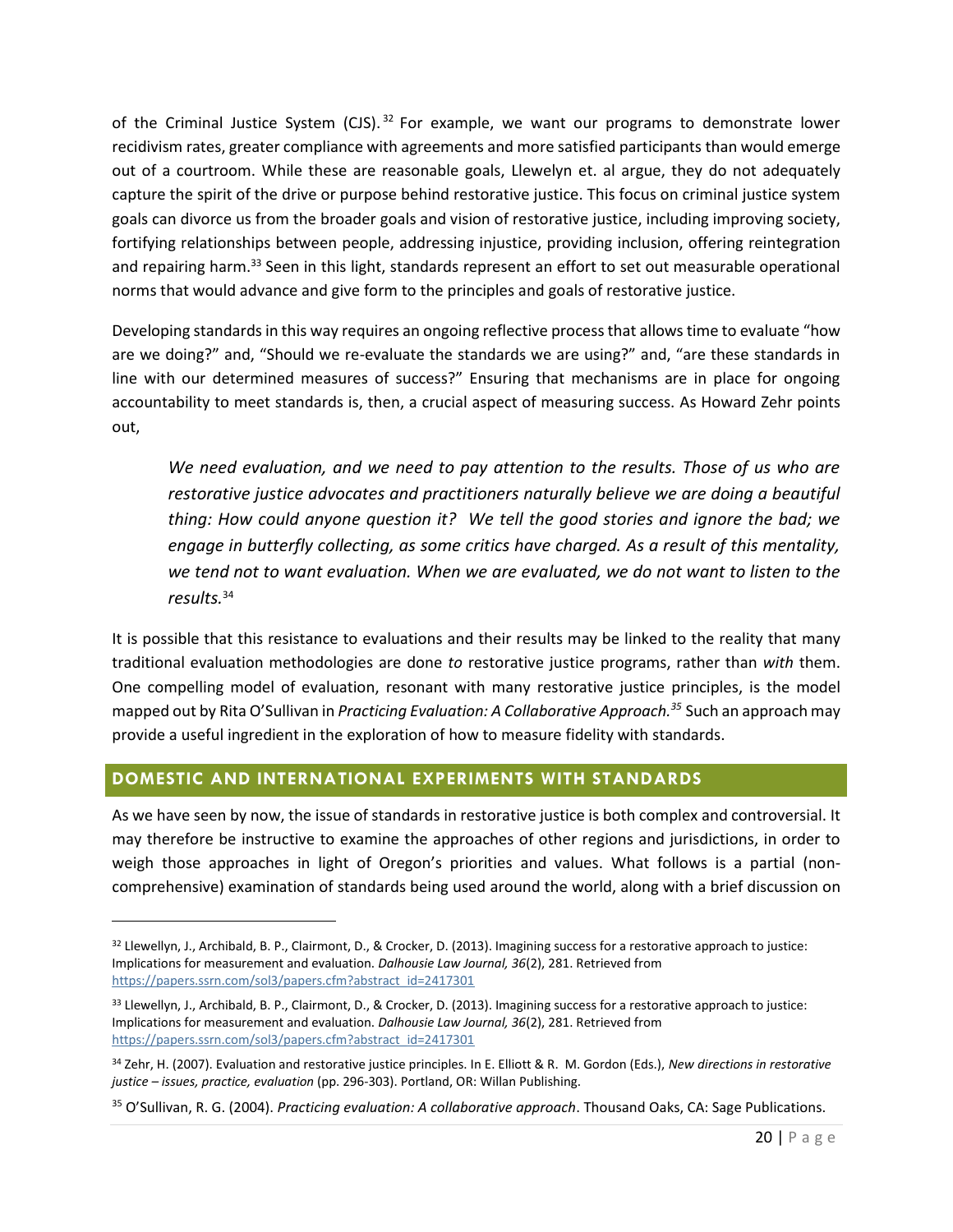of the Criminal Justice System (CJS).[32] For example, we want our programs to demonstrate lower recidivism rates, greater compliance with agreements and more satisfied participants than would emerge out of a courtroom. While these are reasonable goals, Llewelyn et. al argue, they do not adequately capture the spirit of the drive or purpose behind restorative justice. This focus on criminal justice system goals can divorce us from the broader goals and vision of restorative justice, including improving society, fortifying relationships between people, addressing injustice, providing inclusion, offering reintegration and repairing harm.[33] Seen in this light, standards represent an effort to set out measurable operational norms that would advance and give form to the principles and goals of restorative justice.

Developing standards in this way requires an ongoing reflective process that allows time to evaluate "how are we doing?" and, "Should we re-evaluate the standards we are using?" and, "are these standards in line with our determined measures of success?" Ensuring that mechanisms are in place for ongoing accountability to meet standards is, then, a crucial aspect of measuring success. As Howard Zehr points out,

> *We need evaluation, and we need to pay attention to the results. Those of us who are restorative justice advocates and practitioners naturally believe we are doing a beautiful thing: How could anyone question it? We tell the good stories and ignore the bad; we engage in butterfly collecting, as some critics have charged. As a result of this mentality, we tend not to want evaluation. When we are evaluated, we do not want to listen to the results.*[34]

It is possible that this resistance to evaluations and their results may be linked to the reality that many traditional evaluation methodologies are done *to* restorative justice programs, rather than *with* them. One compelling model of evaluation, resonant with many restorative justice principles, is the model mapped out by Rita O'Sullivan in *Practicing Evaluation: A Collaborative Approach.*[35] Such an approach may provide a useful ingredient in the exploration of how to measure fidelity with standards.

## DOMESTIC AND INTERNATIONAL EXPERIMENTS WITH STANDARDS

As we have seen by now, the issue of standards in restorative justice is both complex and controversial. It may therefore be instructive to examine the approaches of other regions and jurisdictions, in order to weigh those approaches in light of Oregon's priorities and values. What follows is a partial (non-comprehensive) examination of standards being used around the world, along with a brief discussion on

---

[32] Llewellyn, J., Archibald, B. P., Clairmont, D., & Crocker, D. (2013). Imagining success for a restorative approach to justice: Implications for measurement and evaluation. *Dalhousie Law Journal, 36*(2), 281. Retrieved from https://papers.ssrn.com/sol3/papers.cfm?abstract_id=2417301

[33] Llewellyn, J., Archibald, B. P., Clairmont, D., & Crocker, D. (2013). Imagining success for a restorative approach to justice: Implications for measurement and evaluation. *Dalhousie Law Journal, 36*(2), 281. Retrieved from https://papers.ssrn.com/sol3/papers.cfm?abstract_id=2417301

[34] Zehr, H. (2007). Evaluation and restorative justice principles. In E. Elliott & R. M. Gordon (Eds.), *New directions in restorative justice – issues, practice, evaluation* (pp. 296-303). Portland, OR: Willan Publishing.

[35] O'Sullivan, R. G. (2004). *Practicing evaluation: A collaborative approach*. Thousand Oaks, CA: Sage Publications.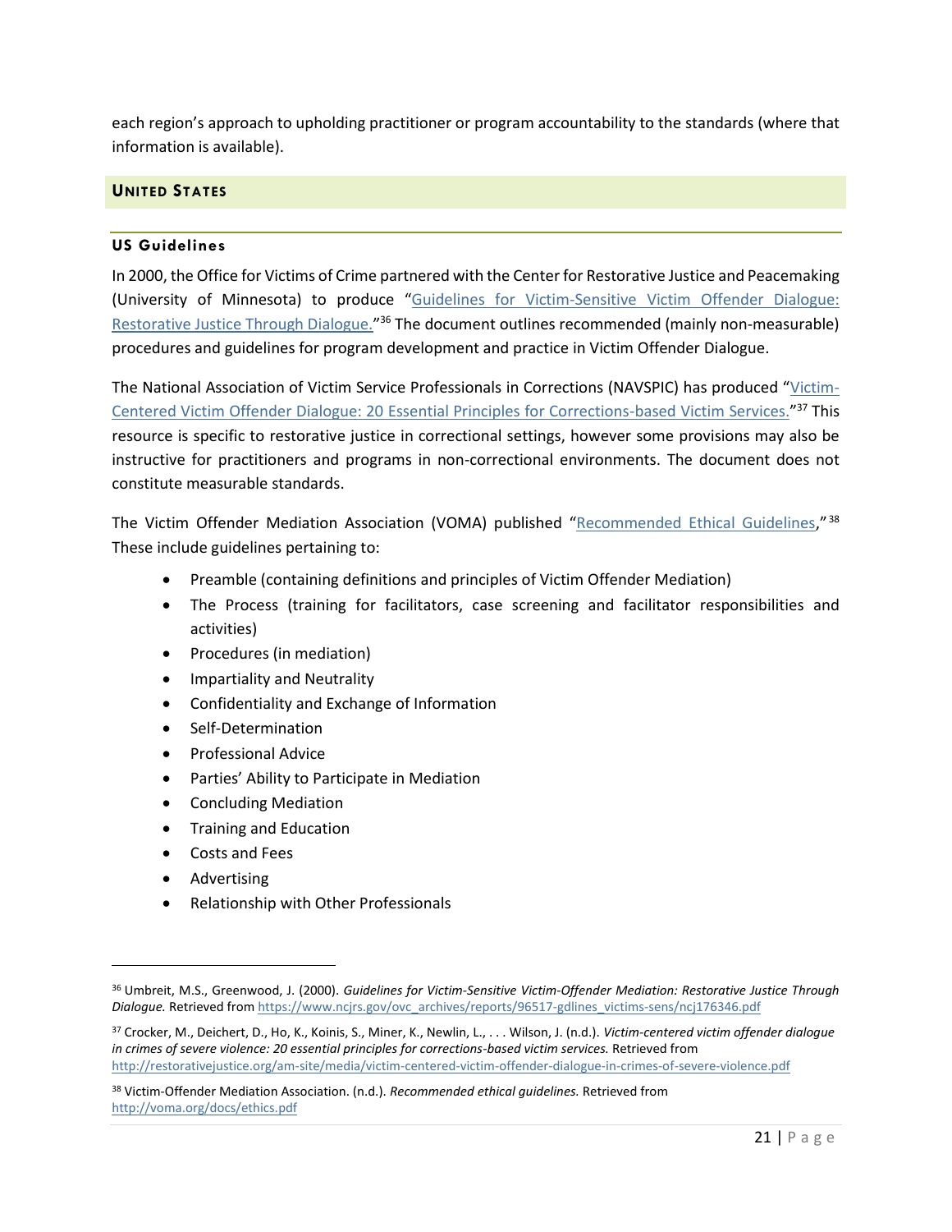each region's approach to upholding practitioner or program accountability to the standards (where that information is available).

## United States

### US Guidelines

In 2000, the Office for Victims of Crime partnered with the Center for Restorative Justice and Peacemaking (University of Minnesota) to produce "Guidelines for Victim-Sensitive Victim Offender Dialogue: Restorative Justice Through Dialogue."[36] The document outlines recommended (mainly non-measurable) procedures and guidelines for program development and practice in Victim Offender Dialogue.

The National Association of Victim Service Professionals in Corrections (NAVSPIC) has produced "Victim-Centered Victim Offender Dialogue: 20 Essential Principles for Corrections-based Victim Services."[37] This resource is specific to restorative justice in correctional settings, however some provisions may also be instructive for practitioners and programs in non-correctional environments. The document does not constitute measurable standards.

The Victim Offender Mediation Association (VOMA) published "Recommended Ethical Guidelines,"[38] These include guidelines pertaining to:

- Preamble (containing definitions and principles of Victim Offender Mediation)
- The Process (training for facilitators, case screening and facilitator responsibilities and activities)
- Procedures (in mediation)
- Impartiality and Neutrality
- Confidentiality and Exchange of Information
- Self-Determination
- Professional Advice
- Parties' Ability to Participate in Mediation
- Concluding Mediation
- Training and Education
- Costs and Fees
- Advertising
- Relationship with Other Professionals

---

[36] Umbreit, M.S., Greenwood, J. (2000). *Guidelines for Victim-Sensitive Victim-Offender Mediation: Restorative Justice Through Dialogue.* Retrieved from https://www.ncjrs.gov/ovc_archives/reports/96517-gdlines_victims-sens/ncj176346.pdf

[37] Crocker, M., Deichert, D., Ho, K., Koinis, S., Miner, K., Newlin, L., . . . Wilson, J. (n.d.). *Victim-centered victim offender dialogue in crimes of severe violence: 20 essential principles for corrections-based victim services.* Retrieved from http://restorativejustice.org/am-site/media/victim-centered-victim-offender-dialogue-in-crimes-of-severe-violence.pdf

[38] Victim-Offender Mediation Association. (n.d.). *Recommended ethical guidelines.* Retrieved from http://voma.org/docs/ethics.pdf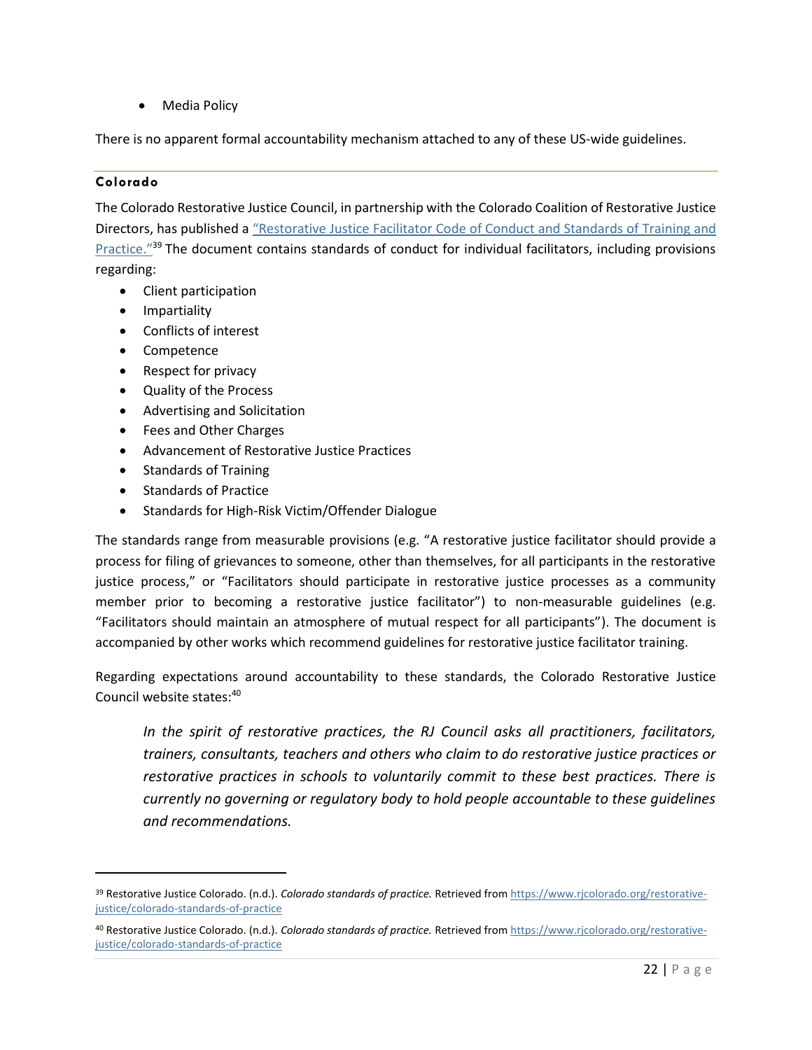- Media Policy

There is no apparent formal accountability mechanism attached to any of these US-wide guidelines.

### Colorado

The Colorado Restorative Justice Council, in partnership with the Colorado Coalition of Restorative Justice Directors, has published a "Restorative Justice Facilitator Code of Conduct and Standards of Training and Practice."[39] The document contains standards of conduct for individual facilitators, including provisions regarding:

- Client participation
- Impartiality
- Conflicts of interest
- Competence
- Respect for privacy
- Quality of the Process
- Advertising and Solicitation
- Fees and Other Charges
- Advancement of Restorative Justice Practices
- Standards of Training
- Standards of Practice
- Standards for High-Risk Victim/Offender Dialogue

The standards range from measurable provisions (e.g. "A restorative justice facilitator should provide a process for filing of grievances to someone, other than themselves, for all participants in the restorative justice process," or "Facilitators should participate in restorative justice processes as a community member prior to becoming a restorative justice facilitator") to non-measurable guidelines (e.g. "Facilitators should maintain an atmosphere of mutual respect for all participants"). The document is accompanied by other works which recommend guidelines for restorative justice facilitator training.

Regarding expectations around accountability to these standards, the Colorado Restorative Justice Council website states:[40]

> *In the spirit of restorative practices, the RJ Council asks all practitioners, facilitators, trainers, consultants, teachers and others who claim to do restorative justice practices or restorative practices in schools to voluntarily commit to these best practices. There is currently no governing or regulatory body to hold people accountable to these guidelines and recommendations.*

---

[39] Restorative Justice Colorado. (n.d.). *Colorado standards of practice.* Retrieved from https://www.rjcolorado.org/restorative-justice/colorado-standards-of-practice

[40] Restorative Justice Colorado. (n.d.). *Colorado standards of practice.* Retrieved from https://www.rjcolorado.org/restorative-justice/colorado-standards-of-practice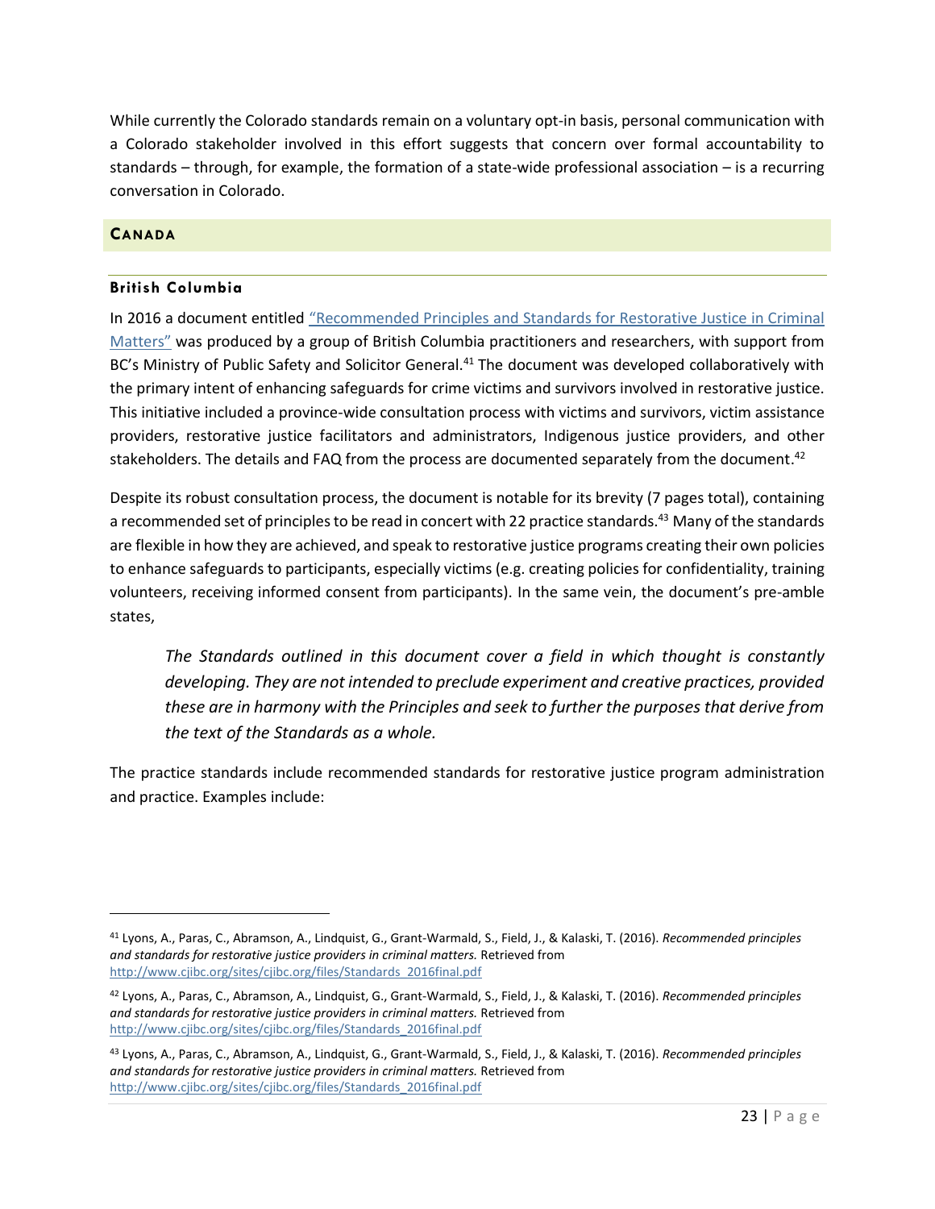While currently the Colorado standards remain on a voluntary opt-in basis, personal communication with a Colorado stakeholder involved in this effort suggests that concern over formal accountability to standards – through, for example, the formation of a state-wide professional association – is a recurring conversation in Colorado.

## CANADA

### British Columbia

In 2016 a document entitled "Recommended Principles and Standards for Restorative Justice in Criminal Matters" was produced by a group of British Columbia practitioners and researchers, with support from BC's Ministry of Public Safety and Solicitor General.[41] The document was developed collaboratively with the primary intent of enhancing safeguards for crime victims and survivors involved in restorative justice. This initiative included a province-wide consultation process with victims and survivors, victim assistance providers, restorative justice facilitators and administrators, Indigenous justice providers, and other stakeholders. The details and FAQ from the process are documented separately from the document.[42]

Despite its robust consultation process, the document is notable for its brevity (7 pages total), containing a recommended set of principles to be read in concert with 22 practice standards.[43] Many of the standards are flexible in how they are achieved, and speak to restorative justice programs creating their own policies to enhance safeguards to participants, especially victims (e.g. creating policies for confidentiality, training volunteers, receiving informed consent from participants). In the same vein, the document's pre-amble states,

> *The Standards outlined in this document cover a field in which thought is constantly developing. They are not intended to preclude experiment and creative practices, provided these are in harmony with the Principles and seek to further the purposes that derive from the text of the Standards as a whole.*

The practice standards include recommended standards for restorative justice program administration and practice. Examples include:

---

[41] Lyons, A., Paras, C., Abramson, A., Lindquist, G., Grant-Warmald, S., Field, J., & Kalaski, T. (2016). *Recommended principles and standards for restorative justice providers in criminal matters.* Retrieved from http://www.cjibc.org/sites/cjibc.org/files/Standards_2016final.pdf

[42] Lyons, A., Paras, C., Abramson, A., Lindquist, G., Grant-Warmald, S., Field, J., & Kalaski, T. (2016). *Recommended principles and standards for restorative justice providers in criminal matters.* Retrieved from http://www.cjibc.org/sites/cjibc.org/files/Standards_2016final.pdf

[43] Lyons, A., Paras, C., Abramson, A., Lindquist, G., Grant-Warmald, S., Field, J., & Kalaski, T. (2016). *Recommended principles and standards for restorative justice providers in criminal matters.* Retrieved from http://www.cjibc.org/sites/cjibc.org/files/Standards_2016final.pdf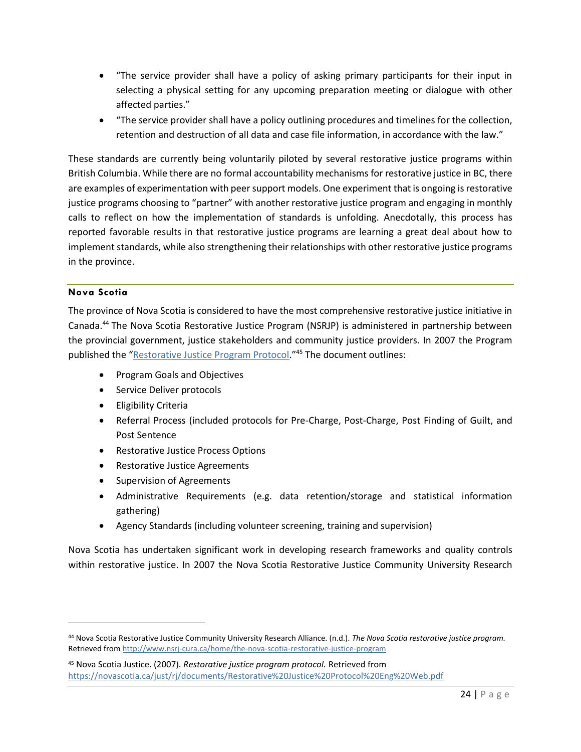- "The service provider shall have a policy of asking primary participants for their input in selecting a physical setting for any upcoming preparation meeting or dialogue with other affected parties."
- "The service provider shall have a policy outlining procedures and timelines for the collection, retention and destruction of all data and case file information, in accordance with the law."

These standards are currently being voluntarily piloted by several restorative justice programs within British Columbia. While there are no formal accountability mechanisms for restorative justice in BC, there are examples of experimentation with peer support models. One experiment that is ongoing is restorative justice programs choosing to "partner" with another restorative justice program and engaging in monthly calls to reflect on how the implementation of standards is unfolding. Anecdotally, this process has reported favorable results in that restorative justice programs are learning a great deal about how to implement standards, while also strengthening their relationships with other restorative justice programs in the province.

### Nova Scotia

The province of Nova Scotia is considered to have the most comprehensive restorative justice initiative in Canada.[44] The Nova Scotia Restorative Justice Program (NSRJP) is administered in partnership between the provincial government, justice stakeholders and community justice providers. In 2007 the Program published the "Restorative Justice Program Protocol."[45] The document outlines:

- Program Goals and Objectives
- Service Deliver protocols
- Eligibility Criteria
- Referral Process (included protocols for Pre-Charge, Post-Charge, Post Finding of Guilt, and Post Sentence
- Restorative Justice Process Options
- Restorative Justice Agreements
- Supervision of Agreements
- Administrative Requirements (e.g. data retention/storage and statistical information gathering)
- Agency Standards (including volunteer screening, training and supervision)

Nova Scotia has undertaken significant work in developing research frameworks and quality controls within restorative justice. In 2007 the Nova Scotia Restorative Justice Community University Research

---

[44] Nova Scotia Restorative Justice Community University Research Alliance. (n.d.). *The Nova Scotia restorative justice program.* Retrieved from http://www.nsrj-cura.ca/home/the-nova-scotia-restorative-justice-program

[45] Nova Scotia Justice. (2007). *Restorative justice program protocol.* Retrieved from https://novascotia.ca/just/rj/documents/Restorative%20Justice%20Protocol%20Eng%20Web.pdf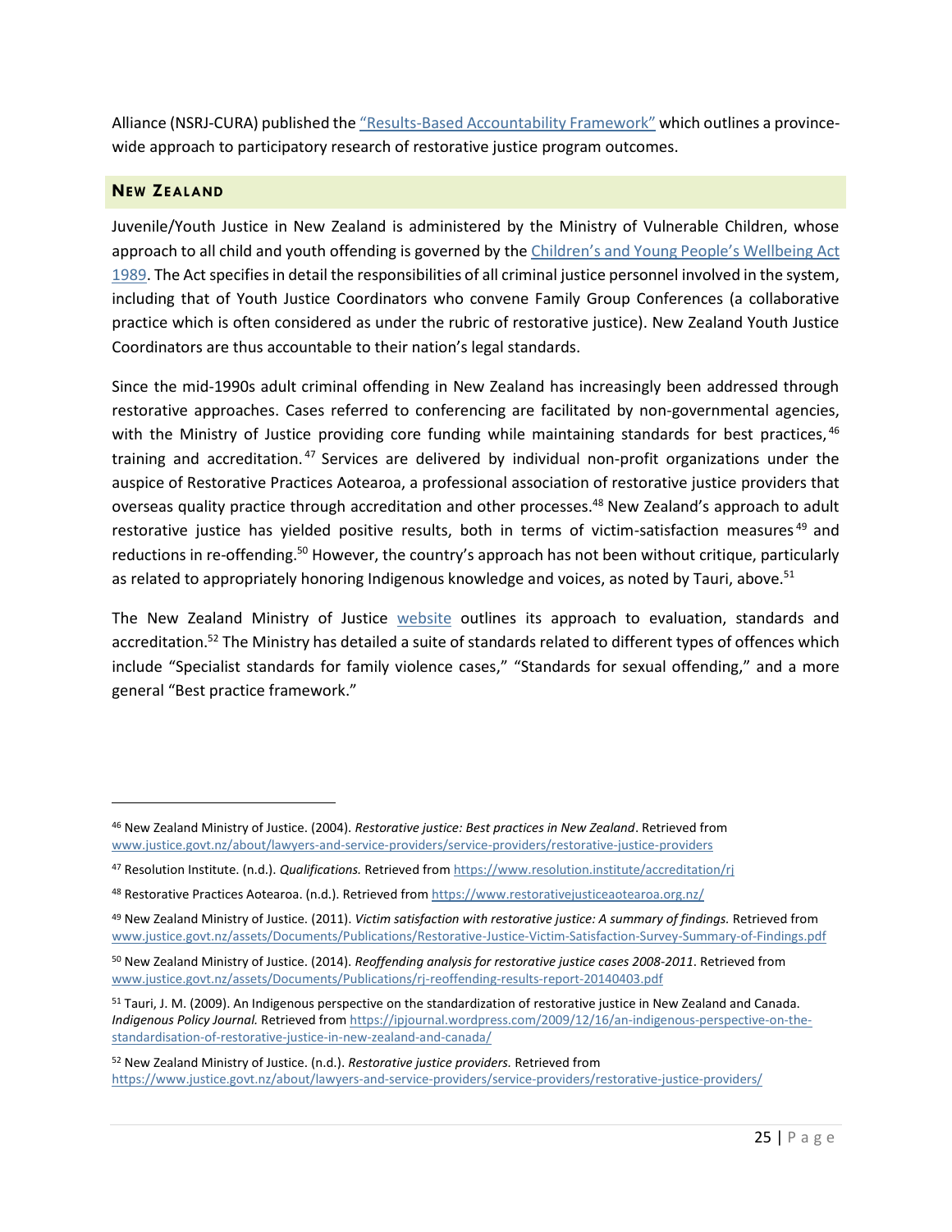Alliance (NSRJ-CURA) published the "Results-Based Accountability Framework" which outlines a province-wide approach to participatory research of restorative justice program outcomes.

## New Zealand

Juvenile/Youth Justice in New Zealand is administered by the Ministry of Vulnerable Children, whose approach to all child and youth offending is governed by the Children's and Young People's Wellbeing Act 1989. The Act specifies in detail the responsibilities of all criminal justice personnel involved in the system, including that of Youth Justice Coordinators who convene Family Group Conferences (a collaborative practice which is often considered as under the rubric of restorative justice). New Zealand Youth Justice Coordinators are thus accountable to their nation's legal standards.

Since the mid-1990s adult criminal offending in New Zealand has increasingly been addressed through restorative approaches. Cases referred to conferencing are facilitated by non-governmental agencies, with the Ministry of Justice providing core funding while maintaining standards for best practices,[46] training and accreditation.[47] Services are delivered by individual non-profit organizations under the auspice of Restorative Practices Aotearoa, a professional association of restorative justice providers that overseas quality practice through accreditation and other processes.[48] New Zealand's approach to adult restorative justice has yielded positive results, both in terms of victim-satisfaction measures[49] and reductions in re-offending.[50] However, the country's approach has not been without critique, particularly as related to appropriately honoring Indigenous knowledge and voices, as noted by Tauri, above.[51]

The New Zealand Ministry of Justice website outlines its approach to evaluation, standards and accreditation.[52] The Ministry has detailed a suite of standards related to different types of offences which include "Specialist standards for family violence cases," "Standards for sexual offending," and a more general "Best practice framework."

---

[46] New Zealand Ministry of Justice. (2004). *Restorative justice: Best practices in New Zealand*. Retrieved from www.justice.govt.nz/about/lawyers-and-service-providers/service-providers/restorative-justice-providers

[47] Resolution Institute. (n.d.). *Qualifications.* Retrieved from https://www.resolution.institute/accreditation/rj

[48] Restorative Practices Aotearoa. (n.d.). Retrieved from https://www.restorativejusticeaotearoa.org.nz/

[49] New Zealand Ministry of Justice. (2011). *Victim satisfaction with restorative justice: A summary of findings.* Retrieved from www.justice.govt.nz/assets/Documents/Publications/Restorative-Justice-Victim-Satisfaction-Survey-Summary-of-Findings.pdf

[50] New Zealand Ministry of Justice. (2014). *Reoffending analysis for restorative justice cases 2008-2011.* Retrieved from www.justice.govt.nz/assets/Documents/Publications/rj-reoffending-results-report-20140403.pdf

[51] Tauri, J. M. (2009). An Indigenous perspective on the standardization of restorative justice in New Zealand and Canada. *Indigenous Policy Journal.* Retrieved from https://ipjournal.wordpress.com/2009/12/16/an-indigenous-perspective-on-the-standardisation-of-restorative-justice-in-new-zealand-and-canada/

[52] New Zealand Ministry of Justice. (n.d.). *Restorative justice providers.* Retrieved from https://www.justice.govt.nz/about/lawyers-and-service-providers/service-providers/restorative-justice-providers/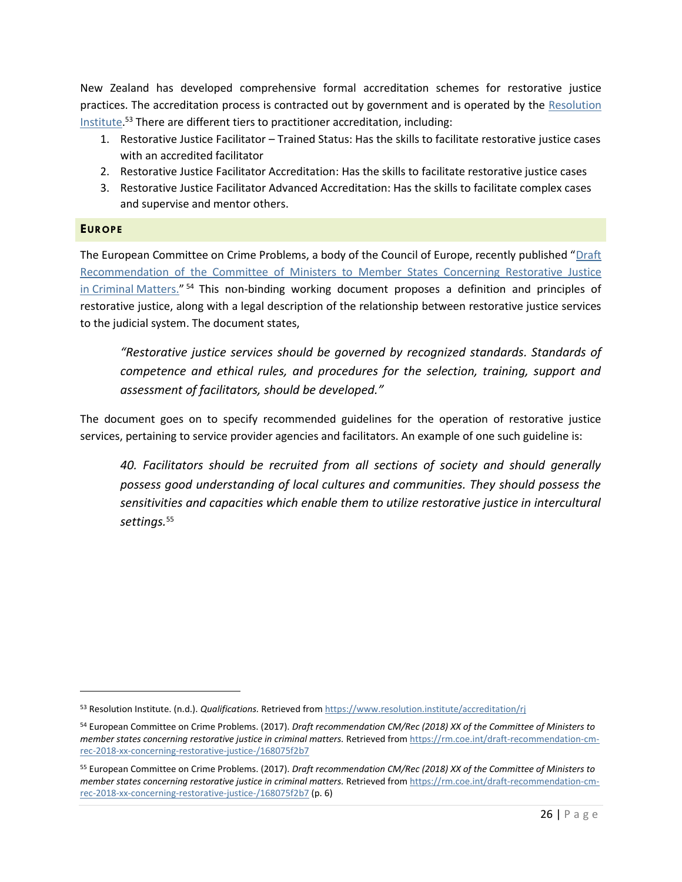New Zealand has developed comprehensive formal accreditation schemes for restorative justice practices. The accreditation process is contracted out by government and is operated by the Resolution Institute.[53] There are different tiers to practitioner accreditation, including:

1. Restorative Justice Facilitator – Trained Status: Has the skills to facilitate restorative justice cases with an accredited facilitator
2. Restorative Justice Facilitator Accreditation: Has the skills to facilitate restorative justice cases
3. Restorative Justice Facilitator Advanced Accreditation: Has the skills to facilitate complex cases and supervise and mentor others.

### EUROPE

The European Committee on Crime Problems, a body of the Council of Europe, recently published "Draft Recommendation of the Committee of Ministers to Member States Concerning Restorative Justice in Criminal Matters."[54] This non-binding working document proposes a definition and principles of restorative justice, along with a legal description of the relationship between restorative justice services to the judicial system. The document states,

> *"Restorative justice services should be governed by recognized standards. Standards of competence and ethical rules, and procedures for the selection, training, support and assessment of facilitators, should be developed."*

The document goes on to specify recommended guidelines for the operation of restorative justice services, pertaining to service provider agencies and facilitators. An example of one such guideline is:

> *40. Facilitators should be recruited from all sections of society and should generally possess good understanding of local cultures and communities. They should possess the sensitivities and capacities which enable them to utilize restorative justice in intercultural settings.*[55]

---

[53] Resolution Institute. (n.d.). *Qualifications.* Retrieved from https://www.resolution.institute/accreditation/rj

[54] European Committee on Crime Problems. (2017). *Draft recommendation CM/Rec (2018) XX of the Committee of Ministers to member states concerning restorative justice in criminal matters.* Retrieved from https://rm.coe.int/draft-recommendation-cm-rec-2018-xx-concerning-restorative-justice-/168075f2b7

[55] European Committee on Crime Problems. (2017). *Draft recommendation CM/Rec (2018) XX of the Committee of Ministers to member states concerning restorative justice in criminal matters.* Retrieved from https://rm.coe.int/draft-recommendation-cm-rec-2018-xx-concerning-restorative-justice-/168075f2b7 (p. 6)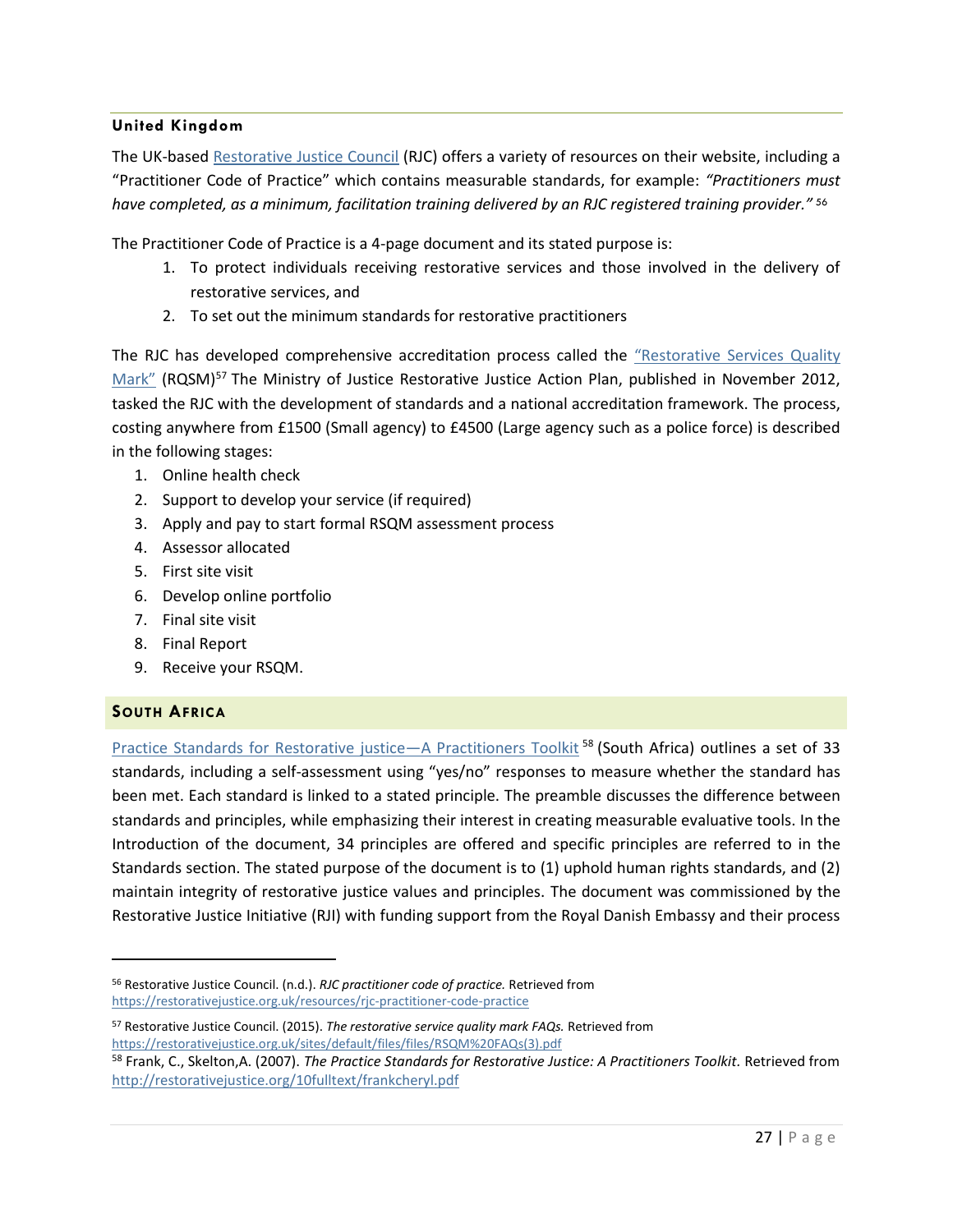### United Kingdom

The UK-based Restorative Justice Council (RJC) offers a variety of resources on their website, including a "Practitioner Code of Practice" which contains measurable standards, for example: *"Practitioners must have completed, as a minimum, facilitation training delivered by an RJC registered training provider."* [56]

The Practitioner Code of Practice is a 4-page document and its stated purpose is:

1. To protect individuals receiving restorative services and those involved in the delivery of restorative services, and
2. To set out the minimum standards for restorative practitioners

The RJC has developed comprehensive accreditation process called the "Restorative Services Quality Mark" (RQSM)[57] The Ministry of Justice Restorative Justice Action Plan, published in November 2012, tasked the RJC with the development of standards and a national accreditation framework. The process, costing anywhere from £1500 (Small agency) to £4500 (Large agency such as a police force) is described in the following stages:

1. Online health check
2. Support to develop your service (if required)
3. Apply and pay to start formal RSQM assessment process
4. Assessor allocated
5. First site visit
6. Develop online portfolio
7. Final site visit
8. Final Report
9. Receive your RSQM.

### South Africa

Practice Standards for Restorative justice—A Practitioners Toolkit [58] (South Africa) outlines a set of 33 standards, including a self-assessment using "yes/no" responses to measure whether the standard has been met. Each standard is linked to a stated principle. The preamble discusses the difference between standards and principles, while emphasizing their interest in creating measurable evaluative tools. In the Introduction of the document, 34 principles are offered and specific principles are referred to in the Standards section. The stated purpose of the document is to (1) uphold human rights standards, and (2) maintain integrity of restorative justice values and principles. The document was commissioned by the Restorative Justice Initiative (RJI) with funding support from the Royal Danish Embassy and their process

---

[56] Restorative Justice Council. (n.d.). *RJC practitioner code of practice.* Retrieved from https://restorativejustice.org.uk/resources/rjc-practitioner-code-practice

[57] Restorative Justice Council. (2015). *The restorative service quality mark FAQs.* Retrieved from https://restorativejustice.org.uk/sites/default/files/files/RSQM%20FAQs(3).pdf

[58] Frank, C., Skelton,A. (2007). *The Practice Standards for Restorative Justice: A Practitioners Toolkit.* Retrieved from http://restorativejustice.org/10fulltext/frankcheryl.pdf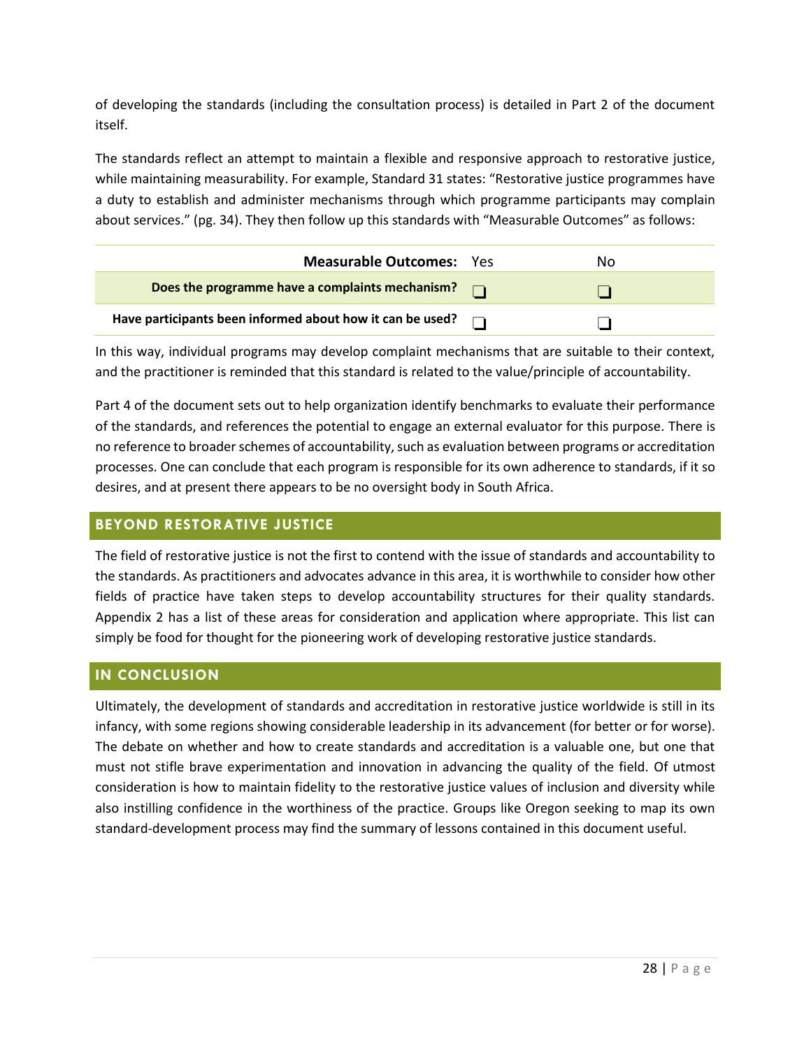of developing the standards (including the consultation process) is detailed in Part 2 of the document itself.

The standards reflect an attempt to maintain a flexible and responsive approach to restorative justice, while maintaining measurability. For example, Standard 31 states: "Restorative justice programmes have a duty to establish and administer mechanisms through which programme participants may complain about services." (pg. 34). They then follow up this standards with "Measurable Outcomes" as follows:

| **Measurable Outcomes:** | Yes | No |
|---|---|---|
| **Does the programme have a complaints mechanism?** | ❑ | ❑ |
| **Have participants been informed about how it can be used?** | ❑ | ❑ |

In this way, individual programs may develop complaint mechanisms that are suitable to their context, and the practitioner is reminded that this standard is related to the value/principle of accountability.

Part 4 of the document sets out to help organization identify benchmarks to evaluate their performance of the standards, and references the potential to engage an external evaluator for this purpose. There is no reference to broader schemes of accountability, such as evaluation between programs or accreditation processes. One can conclude that each program is responsible for its own adherence to standards, if it so desires, and at present there appears to be no oversight body in South Africa.

## BEYOND RESTORATIVE JUSTICE

The field of restorative justice is not the first to contend with the issue of standards and accountability to the standards. As practitioners and advocates advance in this area, it is worthwhile to consider how other fields of practice have taken steps to develop accountability structures for their quality standards. Appendix 2 has a list of these areas for consideration and application where appropriate. This list can simply be food for thought for the pioneering work of developing restorative justice standards.

## IN CONCLUSION

Ultimately, the development of standards and accreditation in restorative justice worldwide is still in its infancy, with some regions showing considerable leadership in its advancement (for better or for worse). The debate on whether and how to create standards and accreditation is a valuable one, but one that must not stifle brave experimentation and innovation in advancing the quality of the field. Of utmost consideration is how to maintain fidelity to the restorative justice values of inclusion and diversity while also instilling confidence in the worthiness of the practice. Groups like Oregon seeking to map its own standard-development process may find the summary of lessons contained in this document useful.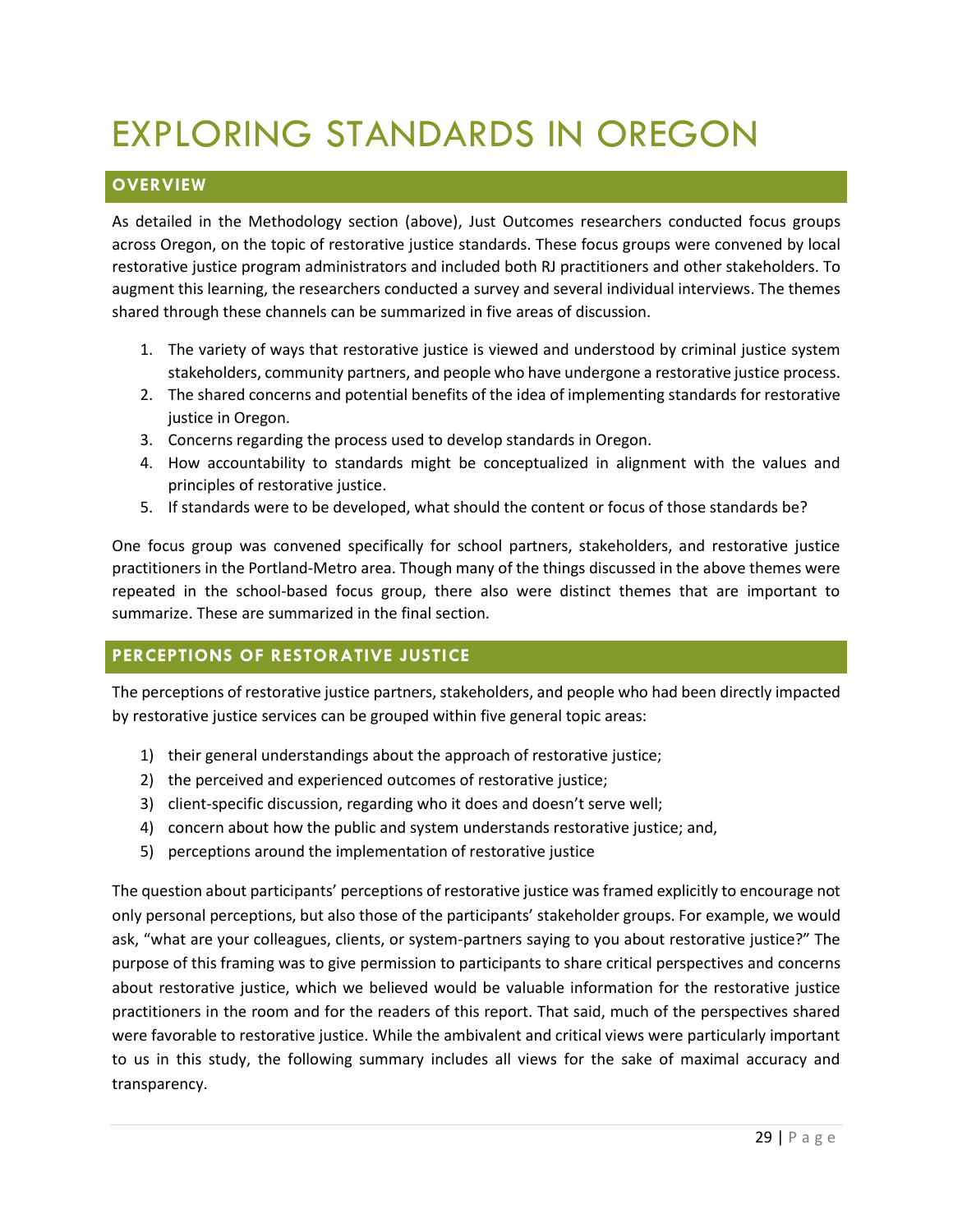# EXPLORING STANDARDS IN OREGON

## OVERVIEW

As detailed in the Methodology section (above), Just Outcomes researchers conducted focus groups across Oregon, on the topic of restorative justice standards. These focus groups were convened by local restorative justice program administrators and included both RJ practitioners and other stakeholders. To augment this learning, the researchers conducted a survey and several individual interviews. The themes shared through these channels can be summarized in five areas of discussion.

1. The variety of ways that restorative justice is viewed and understood by criminal justice system stakeholders, community partners, and people who have undergone a restorative justice process.
2. The shared concerns and potential benefits of the idea of implementing standards for restorative justice in Oregon.
3. Concerns regarding the process used to develop standards in Oregon.
4. How accountability to standards might be conceptualized in alignment with the values and principles of restorative justice.
5. If standards were to be developed, what should the content or focus of those standards be?

One focus group was convened specifically for school partners, stakeholders, and restorative justice practitioners in the Portland-Metro area. Though many of the things discussed in the above themes were repeated in the school-based focus group, there also were distinct themes that are important to summarize. These are summarized in the final section.

## PERCEPTIONS OF RESTORATIVE JUSTICE

The perceptions of restorative justice partners, stakeholders, and people who had been directly impacted by restorative justice services can be grouped within five general topic areas:

1) their general understandings about the approach of restorative justice;
2) the perceived and experienced outcomes of restorative justice;
3) client-specific discussion, regarding who it does and doesn't serve well;
4) concern about how the public and system understands restorative justice; and,
5) perceptions around the implementation of restorative justice

The question about participants' perceptions of restorative justice was framed explicitly to encourage not only personal perceptions, but also those of the participants' stakeholder groups. For example, we would ask, "what are your colleagues, clients, or system-partners saying to you about restorative justice?" The purpose of this framing was to give permission to participants to share critical perspectives and concerns about restorative justice, which we believed would be valuable information for the restorative justice practitioners in the room and for the readers of this report. That said, much of the perspectives shared were favorable to restorative justice. While the ambivalent and critical views were particularly important to us in this study, the following summary includes all views for the sake of maximal accuracy and transparency.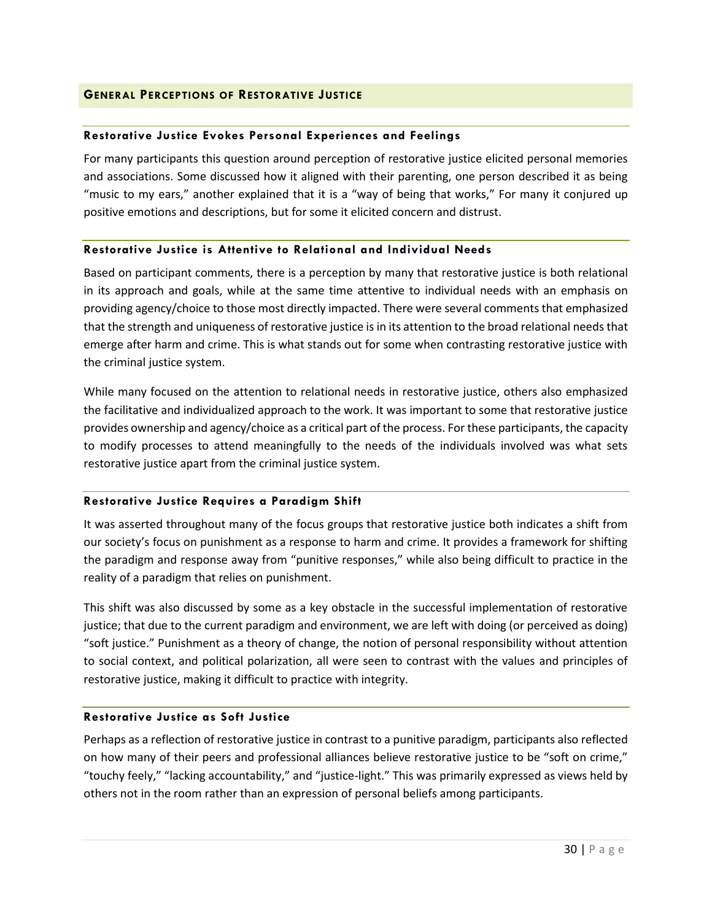## GENERAL PERCEPTIONS OF RESTORATIVE JUSTICE

### Restorative Justice Evokes Personal Experiences and Feelings

For many participants this question around perception of restorative justice elicited personal memories and associations. Some discussed how it aligned with their parenting, one person described it as being "music to my ears," another explained that it is a "way of being that works," For many it conjured up positive emotions and descriptions, but for some it elicited concern and distrust.

### Restorative Justice is Attentive to Relational and Individual Needs

Based on participant comments, there is a perception by many that restorative justice is both relational in its approach and goals, while at the same time attentive to individual needs with an emphasis on providing agency/choice to those most directly impacted. There were several comments that emphasized that the strength and uniqueness of restorative justice is in its attention to the broad relational needs that emerge after harm and crime. This is what stands out for some when contrasting restorative justice with the criminal justice system.

While many focused on the attention to relational needs in restorative justice, others also emphasized the facilitative and individualized approach to the work. It was important to some that restorative justice provides ownership and agency/choice as a critical part of the process. For these participants, the capacity to modify processes to attend meaningfully to the needs of the individuals involved was what sets restorative justice apart from the criminal justice system.

### Restorative Justice Requires a Paradigm Shift

It was asserted throughout many of the focus groups that restorative justice both indicates a shift from our society's focus on punishment as a response to harm and crime. It provides a framework for shifting the paradigm and response away from "punitive responses," while also being difficult to practice in the reality of a paradigm that relies on punishment.

This shift was also discussed by some as a key obstacle in the successful implementation of restorative justice; that due to the current paradigm and environment, we are left with doing (or perceived as doing) "soft justice." Punishment as a theory of change, the notion of personal responsibility without attention to social context, and political polarization, all were seen to contrast with the values and principles of restorative justice, making it difficult to practice with integrity.

### Restorative Justice as Soft Justice

Perhaps as a reflection of restorative justice in contrast to a punitive paradigm, participants also reflected on how many of their peers and professional alliances believe restorative justice to be "soft on crime," "touchy feely," "lacking accountability," and "justice-light." This was primarily expressed as views held by others not in the room rather than an expression of personal beliefs among participants.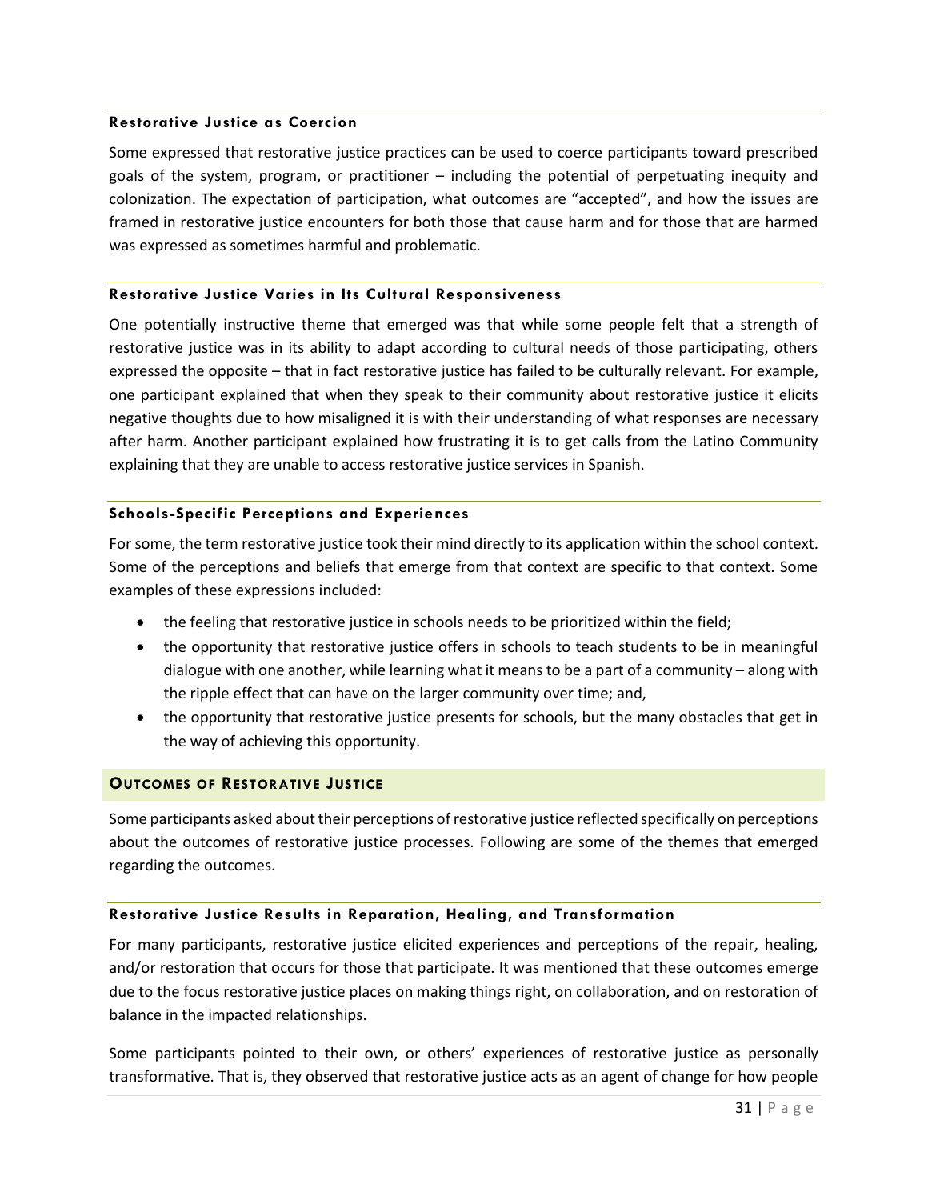#### Restorative Justice as Coercion

Some expressed that restorative justice practices can be used to coerce participants toward prescribed goals of the system, program, or practitioner – including the potential of perpetuating inequity and colonization. The expectation of participation, what outcomes are "accepted", and how the issues are framed in restorative justice encounters for both those that cause harm and for those that are harmed was expressed as sometimes harmful and problematic.

#### Restorative Justice Varies in Its Cultural Responsiveness

One potentially instructive theme that emerged was that while some people felt that a strength of restorative justice was in its ability to adapt according to cultural needs of those participating, others expressed the opposite – that in fact restorative justice has failed to be culturally relevant. For example, one participant explained that when they speak to their community about restorative justice it elicits negative thoughts due to how misaligned it is with their understanding of what responses are necessary after harm. Another participant explained how frustrating it is to get calls from the Latino Community explaining that they are unable to access restorative justice services in Spanish.

#### Schools-Specific Perceptions and Experiences

For some, the term restorative justice took their mind directly to its application within the school context. Some of the perceptions and beliefs that emerge from that context are specific to that context. Some examples of these expressions included:

- the feeling that restorative justice in schools needs to be prioritized within the field;
- the opportunity that restorative justice offers in schools to teach students to be in meaningful dialogue with one another, while learning what it means to be a part of a community – along with the ripple effect that can have on the larger community over time; and,
- the opportunity that restorative justice presents for schools, but the many obstacles that get in the way of achieving this opportunity.

### Outcomes of Restorative Justice

Some participants asked about their perceptions of restorative justice reflected specifically on perceptions about the outcomes of restorative justice processes. Following are some of the themes that emerged regarding the outcomes.

#### Restorative Justice Results in Reparation, Healing, and Transformation

For many participants, restorative justice elicited experiences and perceptions of the repair, healing, and/or restoration that occurs for those that participate. It was mentioned that these outcomes emerge due to the focus restorative justice places on making things right, on collaboration, and on restoration of balance in the impacted relationships.

Some participants pointed to their own, or others' experiences of restorative justice as personally transformative. That is, they observed that restorative justice acts as an agent of change for how people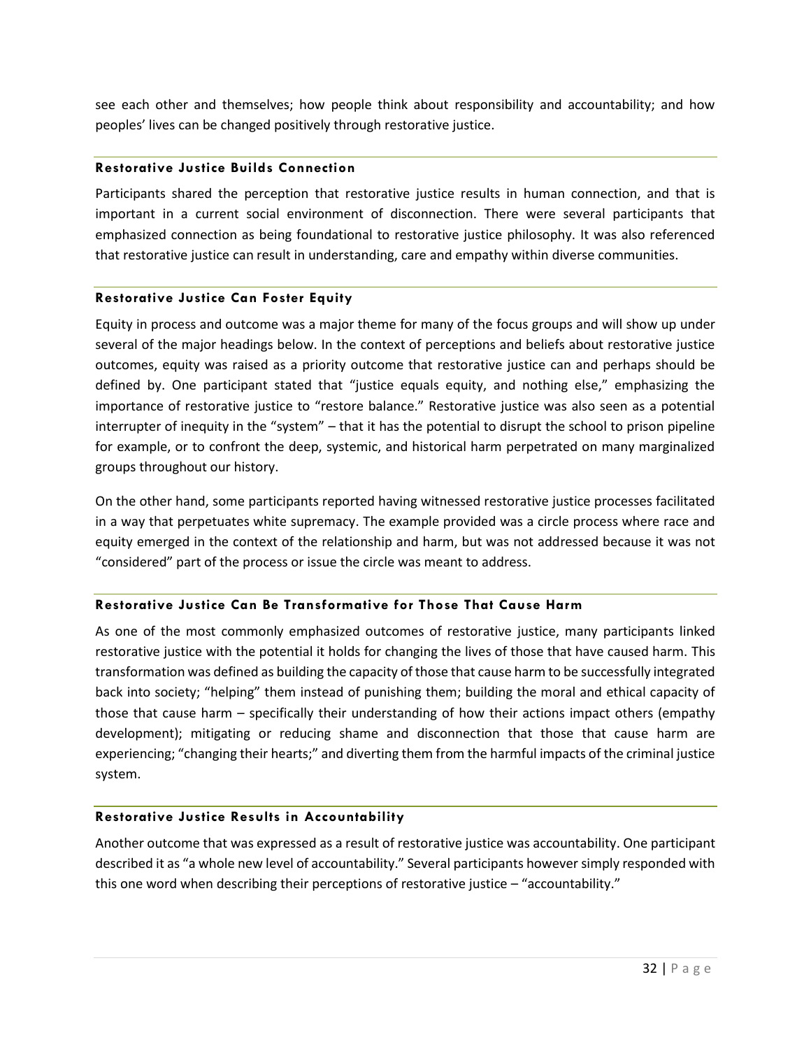see each other and themselves; how people think about responsibility and accountability; and how peoples' lives can be changed positively through restorative justice.

#### Restorative Justice Builds Connection

Participants shared the perception that restorative justice results in human connection, and that is important in a current social environment of disconnection. There were several participants that emphasized connection as being foundational to restorative justice philosophy. It was also referenced that restorative justice can result in understanding, care and empathy within diverse communities.

#### Restorative Justice Can Foster Equity

Equity in process and outcome was a major theme for many of the focus groups and will show up under several of the major headings below. In the context of perceptions and beliefs about restorative justice outcomes, equity was raised as a priority outcome that restorative justice can and perhaps should be defined by. One participant stated that "justice equals equity, and nothing else," emphasizing the importance of restorative justice to "restore balance." Restorative justice was also seen as a potential interrupter of inequity in the "system" – that it has the potential to disrupt the school to prison pipeline for example, or to confront the deep, systemic, and historical harm perpetrated on many marginalized groups throughout our history.

On the other hand, some participants reported having witnessed restorative justice processes facilitated in a way that perpetuates white supremacy. The example provided was a circle process where race and equity emerged in the context of the relationship and harm, but was not addressed because it was not "considered" part of the process or issue the circle was meant to address.

#### Restorative Justice Can Be Transformative for Those That Cause Harm

As one of the most commonly emphasized outcomes of restorative justice, many participants linked restorative justice with the potential it holds for changing the lives of those that have caused harm. This transformation was defined as building the capacity of those that cause harm to be successfully integrated back into society; "helping" them instead of punishing them; building the moral and ethical capacity of those that cause harm – specifically their understanding of how their actions impact others (empathy development); mitigating or reducing shame and disconnection that those that cause harm are experiencing; "changing their hearts;" and diverting them from the harmful impacts of the criminal justice system.

#### Restorative Justice Results in Accountability

Another outcome that was expressed as a result of restorative justice was accountability. One participant described it as "a whole new level of accountability." Several participants however simply responded with this one word when describing their perceptions of restorative justice – "accountability."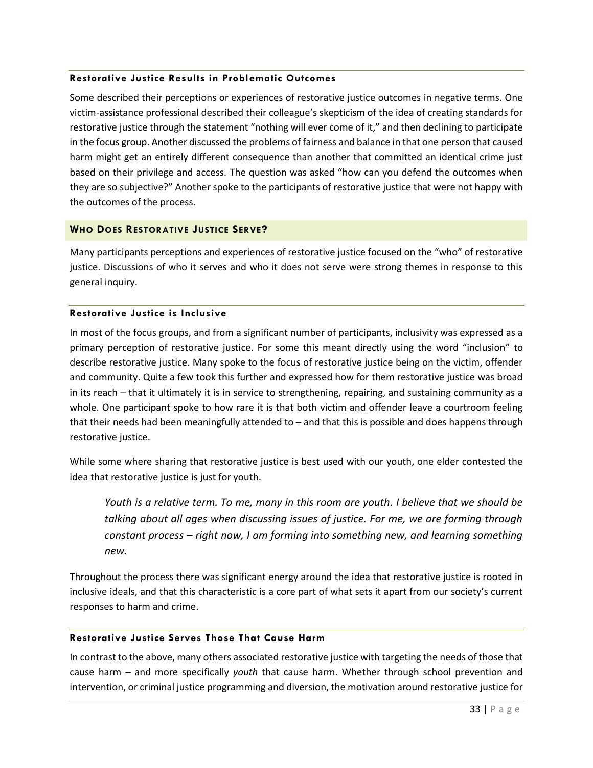#### Restorative Justice Results in Problematic Outcomes

Some described their perceptions or experiences of restorative justice outcomes in negative terms. One victim-assistance professional described their colleague's skepticism of the idea of creating standards for restorative justice through the statement "nothing will ever come of it," and then declining to participate in the focus group. Another discussed the problems of fairness and balance in that one person that caused harm might get an entirely different consequence than another that committed an identical crime just based on their privilege and access. The question was asked "how can you defend the outcomes when they are so subjective?" Another spoke to the participants of restorative justice that were not happy with the outcomes of the process.

### WHO DOES RESTORATIVE JUSTICE SERVE?

Many participants perceptions and experiences of restorative justice focused on the "who" of restorative justice. Discussions of who it serves and who it does not serve were strong themes in response to this general inquiry.

#### Restorative Justice is Inclusive

In most of the focus groups, and from a significant number of participants, inclusivity was expressed as a primary perception of restorative justice. For some this meant directly using the word "inclusion" to describe restorative justice. Many spoke to the focus of restorative justice being on the victim, offender and community. Quite a few took this further and expressed how for them restorative justice was broad in its reach – that it ultimately it is in service to strengthening, repairing, and sustaining community as a whole. One participant spoke to how rare it is that both victim and offender leave a courtroom feeling that their needs had been meaningfully attended to – and that this is possible and does happens through restorative justice.

While some where sharing that restorative justice is best used with our youth, one elder contested the idea that restorative justice is just for youth.

> *Youth is a relative term. To me, many in this room are youth. I believe that we should be talking about all ages when discussing issues of justice. For me, we are forming through constant process – right now, I am forming into something new, and learning something new.*

Throughout the process there was significant energy around the idea that restorative justice is rooted in inclusive ideals, and that this characteristic is a core part of what sets it apart from our society's current responses to harm and crime.

#### Restorative Justice Serves Those That Cause Harm

In contrast to the above, many others associated restorative justice with targeting the needs of those that cause harm – and more specifically *youth* that cause harm. Whether through school prevention and intervention, or criminal justice programming and diversion, the motivation around restorative justice for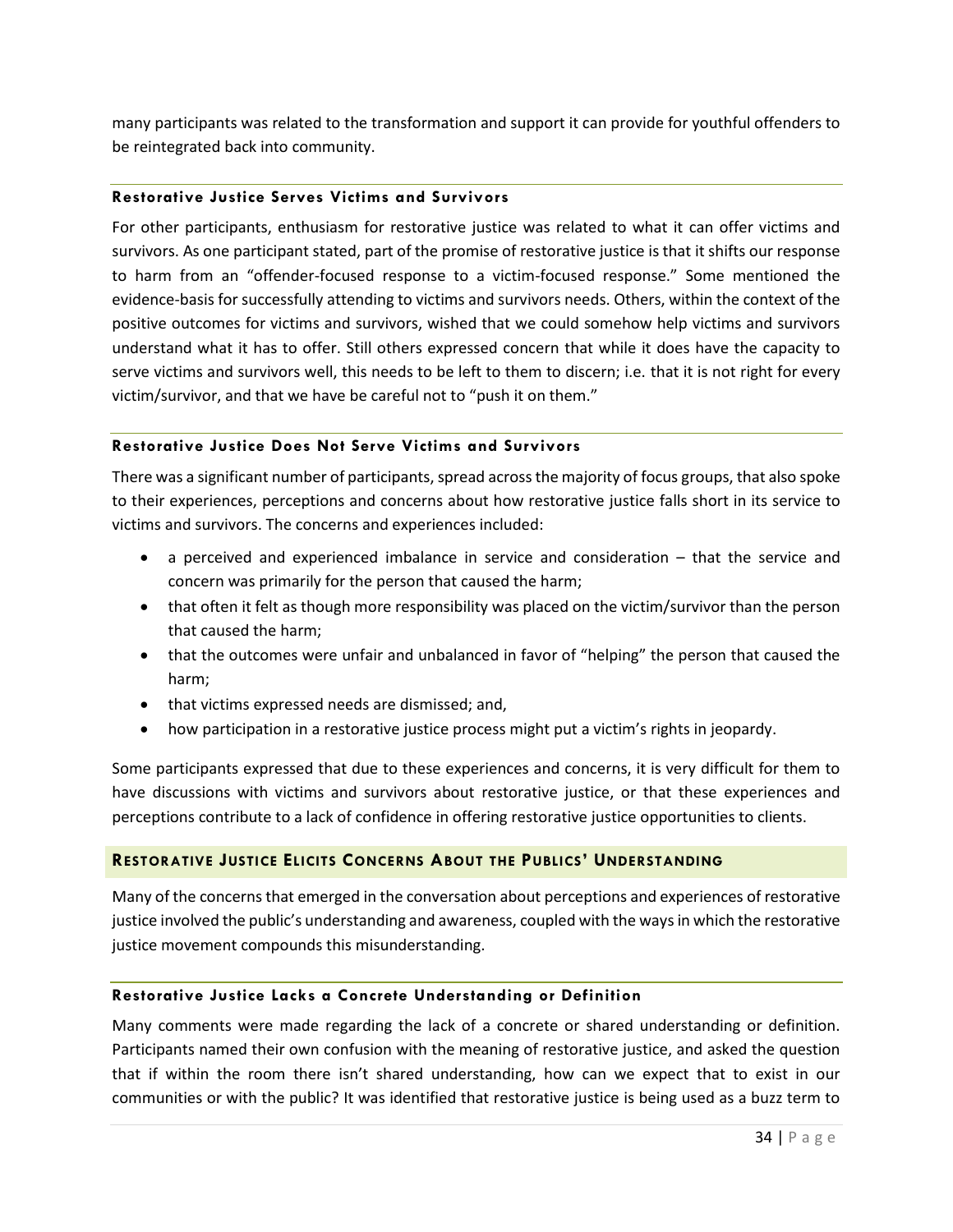many participants was related to the transformation and support it can provide for youthful offenders to be reintegrated back into community.

#### Restorative Justice Serves Victims and Survivors

For other participants, enthusiasm for restorative justice was related to what it can offer victims and survivors. As one participant stated, part of the promise of restorative justice is that it shifts our response to harm from an "offender-focused response to a victim-focused response." Some mentioned the evidence-basis for successfully attending to victims and survivors needs. Others, within the context of the positive outcomes for victims and survivors, wished that we could somehow help victims and survivors understand what it has to offer. Still others expressed concern that while it does have the capacity to serve victims and survivors well, this needs to be left to them to discern; i.e. that it is not right for every victim/survivor, and that we have be careful not to "push it on them."

#### Restorative Justice Does Not Serve Victims and Survivors

There was a significant number of participants, spread across the majority of focus groups, that also spoke to their experiences, perceptions and concerns about how restorative justice falls short in its service to victims and survivors. The concerns and experiences included:

- a perceived and experienced imbalance in service and consideration – that the service and concern was primarily for the person that caused the harm;
- that often it felt as though more responsibility was placed on the victim/survivor than the person that caused the harm;
- that the outcomes were unfair and unbalanced in favor of "helping" the person that caused the harm;
- that victims expressed needs are dismissed; and,
- how participation in a restorative justice process might put a victim's rights in jeopardy.

Some participants expressed that due to these experiences and concerns, it is very difficult for them to have discussions with victims and survivors about restorative justice, or that these experiences and perceptions contribute to a lack of confidence in offering restorative justice opportunities to clients.

### Restorative Justice Elicits Concerns About the Publics' Understanding

Many of the concerns that emerged in the conversation about perceptions and experiences of restorative justice involved the public's understanding and awareness, coupled with the ways in which the restorative justice movement compounds this misunderstanding.

#### Restorative Justice Lacks a Concrete Understanding or Definition

Many comments were made regarding the lack of a concrete or shared understanding or definition. Participants named their own confusion with the meaning of restorative justice, and asked the question that if within the room there isn't shared understanding, how can we expect that to exist in our communities or with the public? It was identified that restorative justice is being used as a buzz term to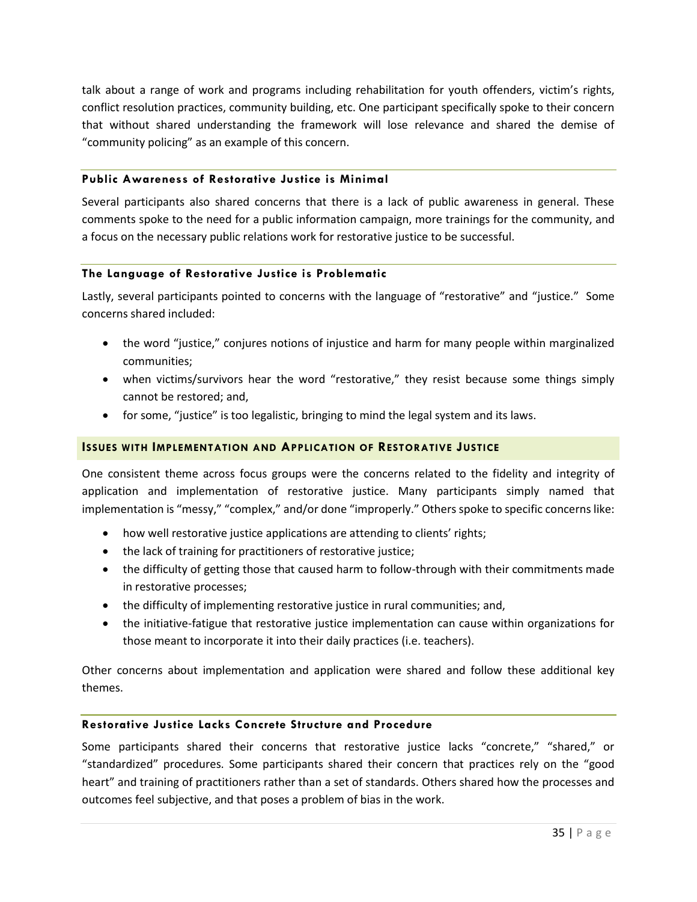talk about a range of work and programs including rehabilitation for youth offenders, victim's rights, conflict resolution practices, community building, etc. One participant specifically spoke to their concern that without shared understanding the framework will lose relevance and shared the demise of "community policing" as an example of this concern.

#### Public Awareness of Restorative Justice is Minimal

Several participants also shared concerns that there is a lack of public awareness in general. These comments spoke to the need for a public information campaign, more trainings for the community, and a focus on the necessary public relations work for restorative justice to be successful.

#### The Language of Restorative Justice is Problematic

Lastly, several participants pointed to concerns with the language of "restorative" and "justice." Some concerns shared included:

- the word "justice," conjures notions of injustice and harm for many people within marginalized communities;
- when victims/survivors hear the word "restorative," they resist because some things simply cannot be restored; and,
- for some, "justice" is too legalistic, bringing to mind the legal system and its laws.

### Issues with Implementation and Application of Restorative Justice

One consistent theme across focus groups were the concerns related to the fidelity and integrity of application and implementation of restorative justice. Many participants simply named that implementation is "messy," "complex," and/or done "improperly." Others spoke to specific concerns like:

- how well restorative justice applications are attending to clients' rights;
- the lack of training for practitioners of restorative justice;
- the difficulty of getting those that caused harm to follow-through with their commitments made in restorative processes;
- the difficulty of implementing restorative justice in rural communities; and,
- the initiative-fatigue that restorative justice implementation can cause within organizations for those meant to incorporate it into their daily practices (i.e. teachers).

Other concerns about implementation and application were shared and follow these additional key themes.

#### Restorative Justice Lacks Concrete Structure and Procedure

Some participants shared their concerns that restorative justice lacks "concrete," "shared," or "standardized" procedures. Some participants shared their concern that practices rely on the "good heart" and training of practitioners rather than a set of standards. Others shared how the processes and outcomes feel subjective, and that poses a problem of bias in the work.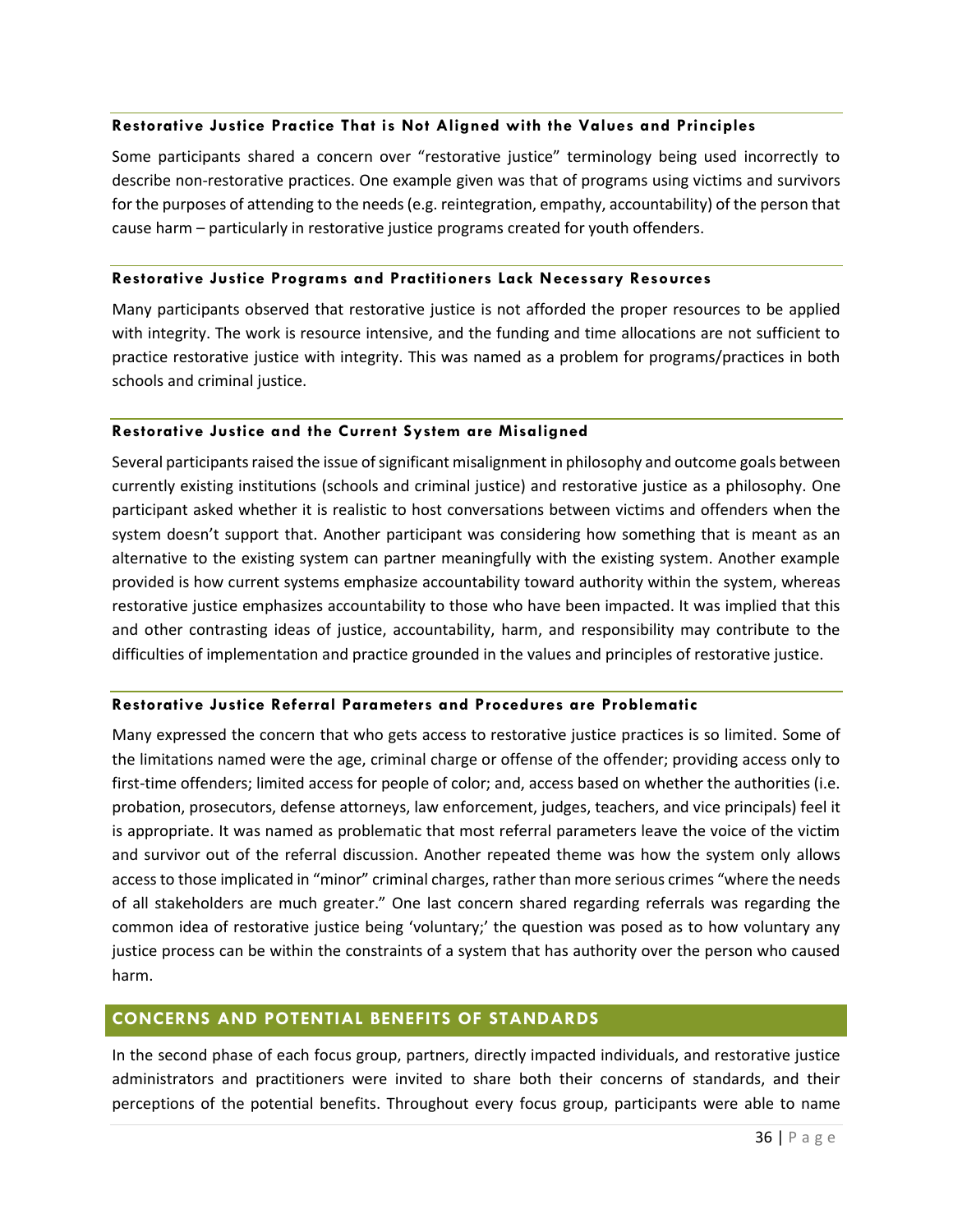#### Restorative Justice Practice That is Not Aligned with the Values and Principles

Some participants shared a concern over "restorative justice" terminology being used incorrectly to describe non-restorative practices. One example given was that of programs using victims and survivors for the purposes of attending to the needs (e.g. reintegration, empathy, accountability) of the person that cause harm – particularly in restorative justice programs created for youth offenders.

#### Restorative Justice Programs and Practitioners Lack Necessary Resources

Many participants observed that restorative justice is not afforded the proper resources to be applied with integrity. The work is resource intensive, and the funding and time allocations are not sufficient to practice restorative justice with integrity. This was named as a problem for programs/practices in both schools and criminal justice.

#### Restorative Justice and the Current System are Misaligned

Several participants raised the issue of significant misalignment in philosophy and outcome goals between currently existing institutions (schools and criminal justice) and restorative justice as a philosophy. One participant asked whether it is realistic to host conversations between victims and offenders when the system doesn't support that. Another participant was considering how something that is meant as an alternative to the existing system can partner meaningfully with the existing system. Another example provided is how current systems emphasize accountability toward authority within the system, whereas restorative justice emphasizes accountability to those who have been impacted. It was implied that this and other contrasting ideas of justice, accountability, harm, and responsibility may contribute to the difficulties of implementation and practice grounded in the values and principles of restorative justice.

#### Restorative Justice Referral Parameters and Procedures are Problematic

Many expressed the concern that who gets access to restorative justice practices is so limited. Some of the limitations named were the age, criminal charge or offense of the offender; providing access only to first-time offenders; limited access for people of color; and, access based on whether the authorities (i.e. probation, prosecutors, defense attorneys, law enforcement, judges, teachers, and vice principals) feel it is appropriate. It was named as problematic that most referral parameters leave the voice of the victim and survivor out of the referral discussion. Another repeated theme was how the system only allows access to those implicated in "minor" criminal charges, rather than more serious crimes "where the needs of all stakeholders are much greater." One last concern shared regarding referrals was regarding the common idea of restorative justice being 'voluntary;' the question was posed as to how voluntary any justice process can be within the constraints of a system that has authority over the person who caused harm.

## CONCERNS AND POTENTIAL BENEFITS OF STANDARDS

In the second phase of each focus group, partners, directly impacted individuals, and restorative justice administrators and practitioners were invited to share both their concerns of standards, and their perceptions of the potential benefits. Throughout every focus group, participants were able to name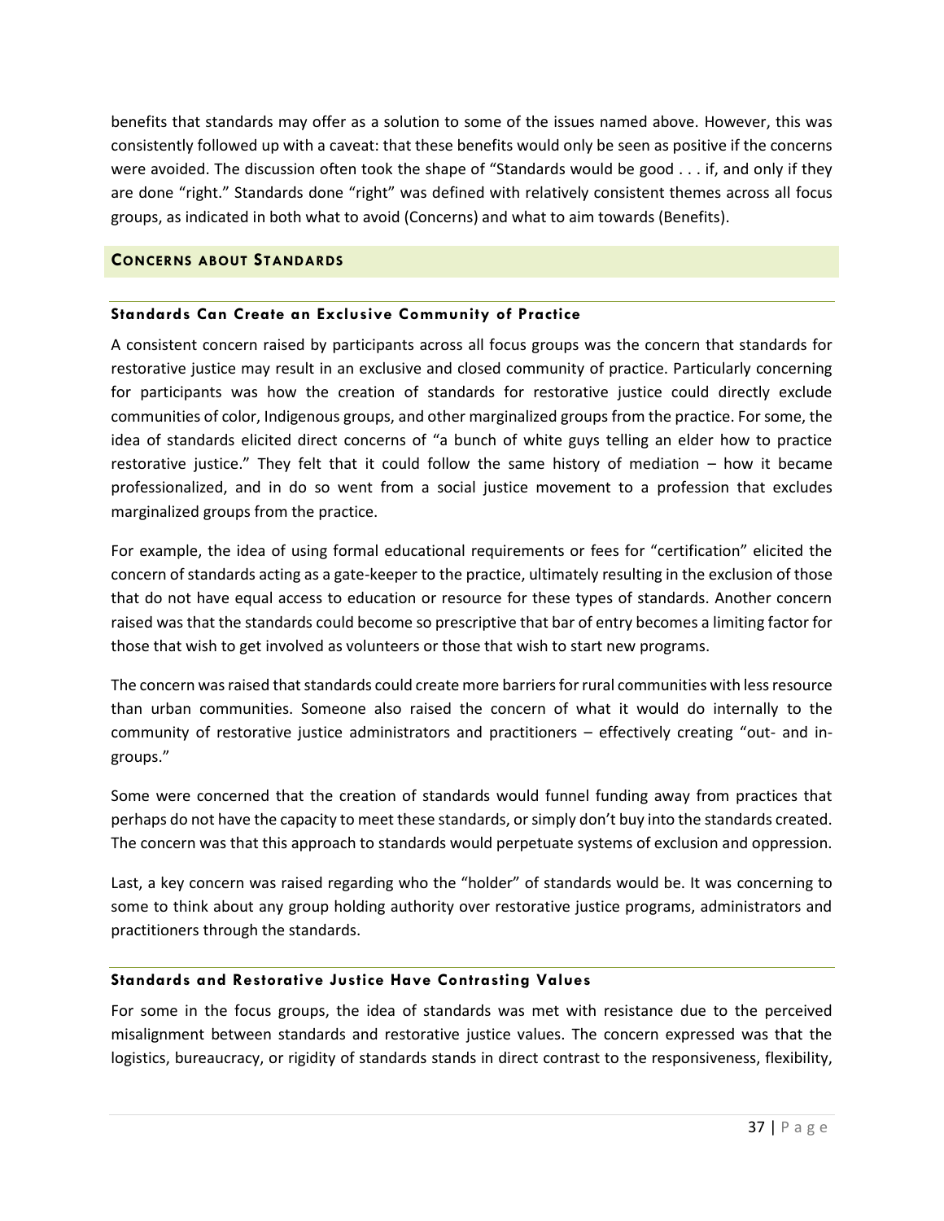benefits that standards may offer as a solution to some of the issues named above. However, this was consistently followed up with a caveat: that these benefits would only be seen as positive if the concerns were avoided. The discussion often took the shape of "Standards would be good . . . if, and only if they are done "right." Standards done "right" was defined with relatively consistent themes across all focus groups, as indicated in both what to avoid (Concerns) and what to aim towards (Benefits).

## CONCERNS ABOUT STANDARDS

### Standards Can Create an Exclusive Community of Practice

A consistent concern raised by participants across all focus groups was the concern that standards for restorative justice may result in an exclusive and closed community of practice. Particularly concerning for participants was how the creation of standards for restorative justice could directly exclude communities of color, Indigenous groups, and other marginalized groups from the practice. For some, the idea of standards elicited direct concerns of "a bunch of white guys telling an elder how to practice restorative justice." They felt that it could follow the same history of mediation – how it became professionalized, and in do so went from a social justice movement to a profession that excludes marginalized groups from the practice.

For example, the idea of using formal educational requirements or fees for "certification" elicited the concern of standards acting as a gate-keeper to the practice, ultimately resulting in the exclusion of those that do not have equal access to education or resource for these types of standards. Another concern raised was that the standards could become so prescriptive that bar of entry becomes a limiting factor for those that wish to get involved as volunteers or those that wish to start new programs.

The concern was raised that standards could create more barriers for rural communities with less resource than urban communities. Someone also raised the concern of what it would do internally to the community of restorative justice administrators and practitioners – effectively creating "out- and in-groups."

Some were concerned that the creation of standards would funnel funding away from practices that perhaps do not have the capacity to meet these standards, or simply don't buy into the standards created. The concern was that this approach to standards would perpetuate systems of exclusion and oppression.

Last, a key concern was raised regarding who the "holder" of standards would be. It was concerning to some to think about any group holding authority over restorative justice programs, administrators and practitioners through the standards.

### Standards and Restorative Justice Have Contrasting Values

For some in the focus groups, the idea of standards was met with resistance due to the perceived misalignment between standards and restorative justice values. The concern expressed was that the logistics, bureaucracy, or rigidity of standards stands in direct contrast to the responsiveness, flexibility,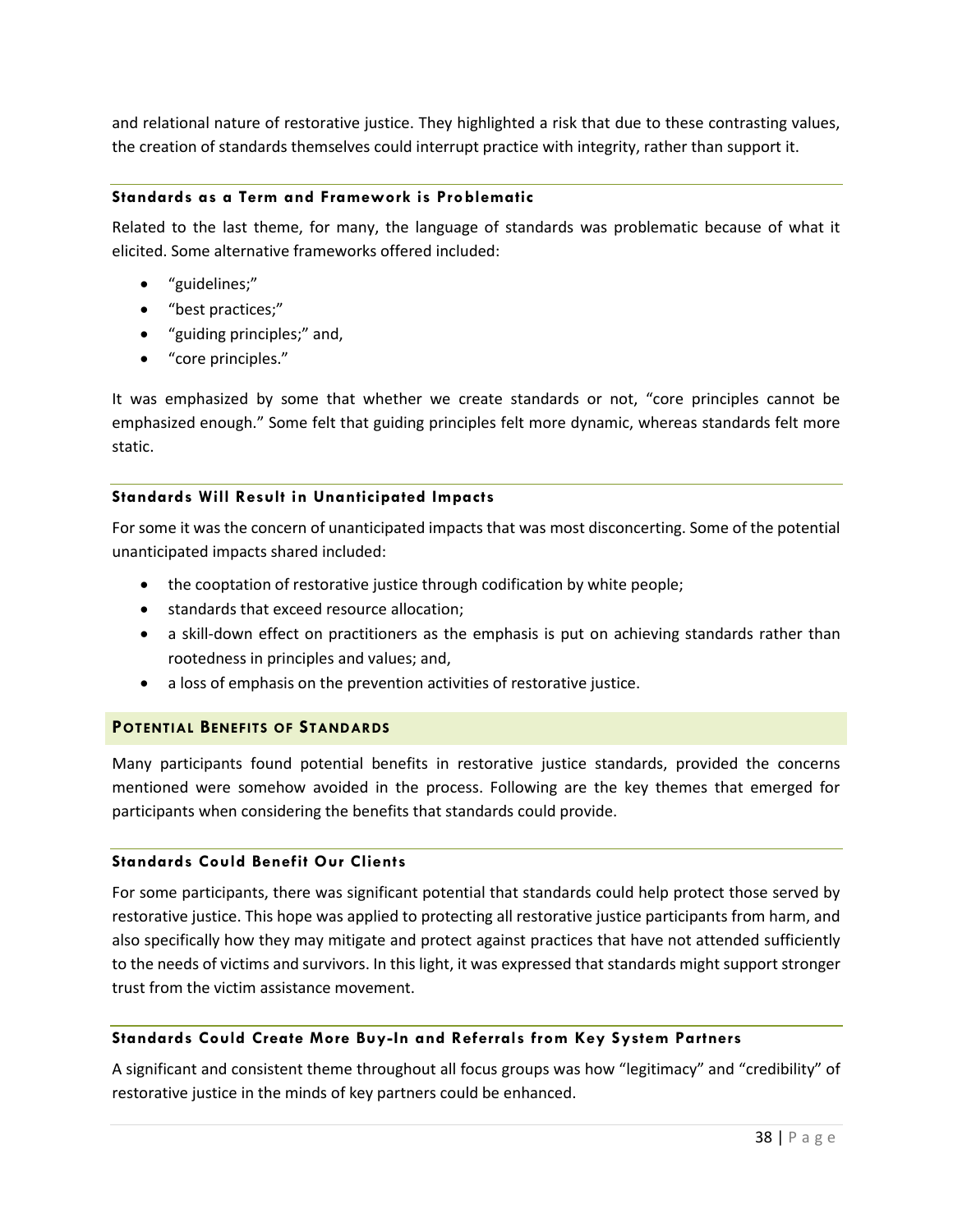and relational nature of restorative justice. They highlighted a risk that due to these contrasting values, the creation of standards themselves could interrupt practice with integrity, rather than support it.

#### Standards as a Term and Framework is Problematic

Related to the last theme, for many, the language of standards was problematic because of what it elicited. Some alternative frameworks offered included:

- "guidelines;"
- "best practices;"
- "guiding principles;" and,
- "core principles."

It was emphasized by some that whether we create standards or not, "core principles cannot be emphasized enough." Some felt that guiding principles felt more dynamic, whereas standards felt more static.

#### Standards Will Result in Unanticipated Impacts

For some it was the concern of unanticipated impacts that was most disconcerting. Some of the potential unanticipated impacts shared included:

- the cooptation of restorative justice through codification by white people;
- standards that exceed resource allocation;
- a skill-down effect on practitioners as the emphasis is put on achieving standards rather than rootedness in principles and values; and,
- a loss of emphasis on the prevention activities of restorative justice.

### Potential Benefits of Standards

Many participants found potential benefits in restorative justice standards, provided the concerns mentioned were somehow avoided in the process. Following are the key themes that emerged for participants when considering the benefits that standards could provide.

#### Standards Could Benefit Our Clients

For some participants, there was significant potential that standards could help protect those served by restorative justice. This hope was applied to protecting all restorative justice participants from harm, and also specifically how they may mitigate and protect against practices that have not attended sufficiently to the needs of victims and survivors. In this light, it was expressed that standards might support stronger trust from the victim assistance movement.

#### Standards Could Create More Buy-In and Referrals from Key System Partners

A significant and consistent theme throughout all focus groups was how "legitimacy" and "credibility" of restorative justice in the minds of key partners could be enhanced.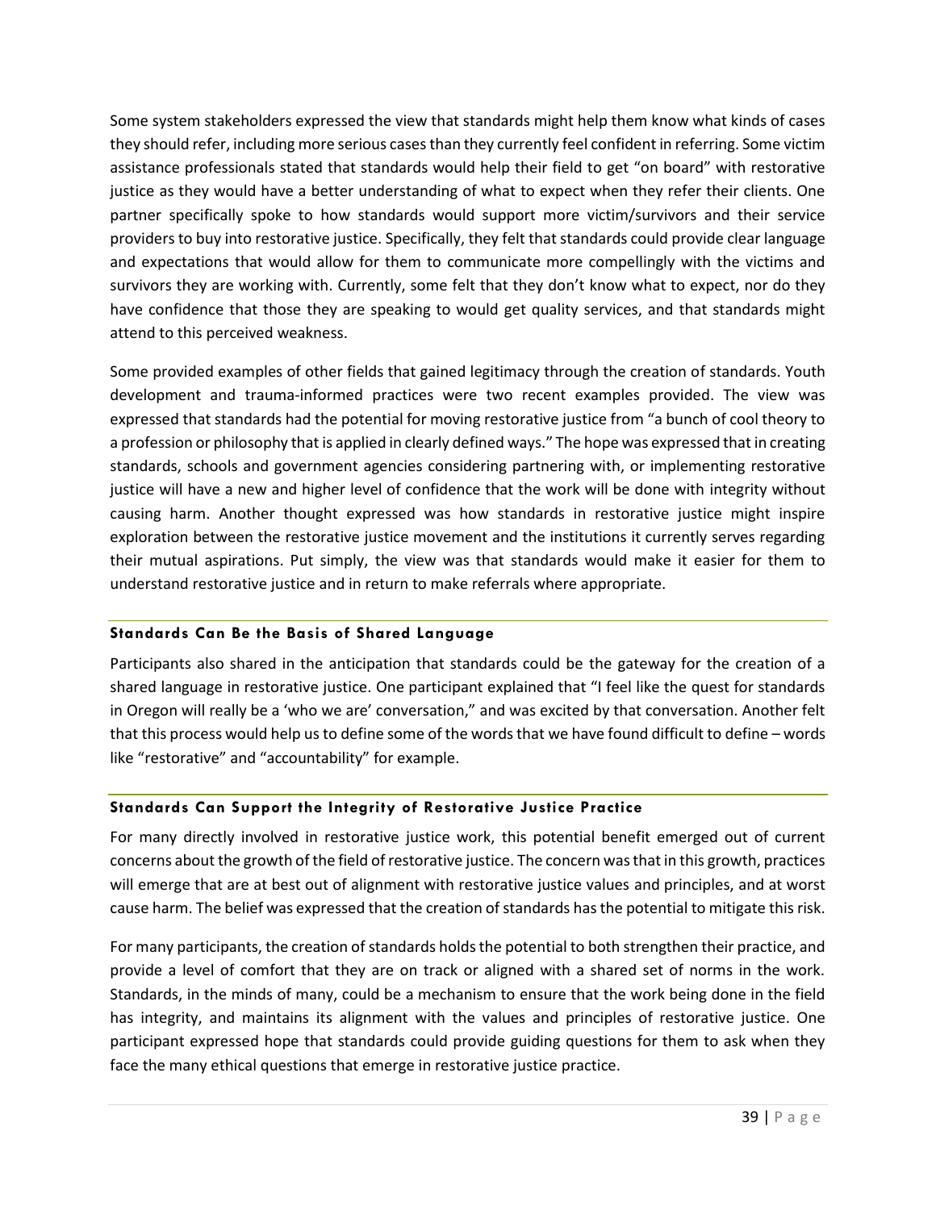Some system stakeholders expressed the view that standards might help them know what kinds of cases they should refer, including more serious cases than they currently feel confident in referring. Some victim assistance professionals stated that standards would help their field to get "on board" with restorative justice as they would have a better understanding of what to expect when they refer their clients. One partner specifically spoke to how standards would support more victim/survivors and their service providers to buy into restorative justice. Specifically, they felt that standards could provide clear language and expectations that would allow for them to communicate more compellingly with the victims and survivors they are working with. Currently, some felt that they don't know what to expect, nor do they have confidence that those they are speaking to would get quality services, and that standards might attend to this perceived weakness.

Some provided examples of other fields that gained legitimacy through the creation of standards. Youth development and trauma-informed practices were two recent examples provided. The view was expressed that standards had the potential for moving restorative justice from "a bunch of cool theory to a profession or philosophy that is applied in clearly defined ways." The hope was expressed that in creating standards, schools and government agencies considering partnering with, or implementing restorative justice will have a new and higher level of confidence that the work will be done with integrity without causing harm. Another thought expressed was how standards in restorative justice might inspire exploration between the restorative justice movement and the institutions it currently serves regarding their mutual aspirations. Put simply, the view was that standards would make it easier for them to understand restorative justice and in return to make referrals where appropriate.

#### Standards Can Be the Basis of Shared Language

Participants also shared in the anticipation that standards could be the gateway for the creation of a shared language in restorative justice. One participant explained that "I feel like the quest for standards in Oregon will really be a 'who we are' conversation," and was excited by that conversation. Another felt that this process would help us to define some of the words that we have found difficult to define – words like "restorative" and "accountability" for example.

#### Standards Can Support the Integrity of Restorative Justice Practice

For many directly involved in restorative justice work, this potential benefit emerged out of current concerns about the growth of the field of restorative justice. The concern was that in this growth, practices will emerge that are at best out of alignment with restorative justice values and principles, and at worst cause harm. The belief was expressed that the creation of standards has the potential to mitigate this risk.

For many participants, the creation of standards holds the potential to both strengthen their practice, and provide a level of comfort that they are on track or aligned with a shared set of norms in the work. Standards, in the minds of many, could be a mechanism to ensure that the work being done in the field has integrity, and maintains its alignment with the values and principles of restorative justice. One participant expressed hope that standards could provide guiding questions for them to ask when they face the many ethical questions that emerge in restorative justice practice.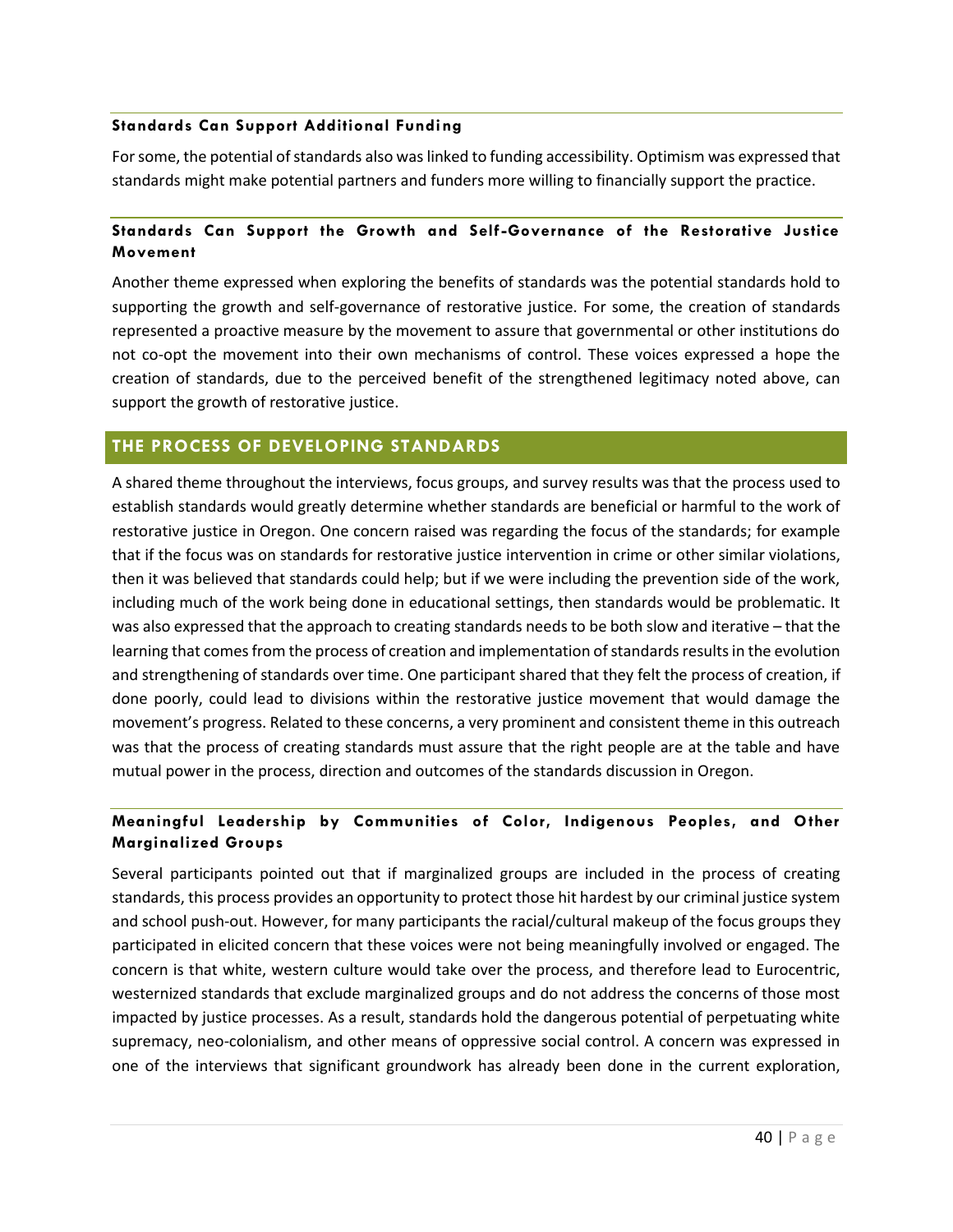### Standards Can Support Additional Funding

For some, the potential of standards also was linked to funding accessibility. Optimism was expressed that standards might make potential partners and funders more willing to financially support the practice.

### Standards Can Support the Growth and Self-Governance of the Restorative Justice Movement

Another theme expressed when exploring the benefits of standards was the potential standards hold to supporting the growth and self-governance of restorative justice. For some, the creation of standards represented a proactive measure by the movement to assure that governmental or other institutions do not co-opt the movement into their own mechanisms of control. These voices expressed a hope the creation of standards, due to the perceived benefit of the strengthened legitimacy noted above, can support the growth of restorative justice.

## THE PROCESS OF DEVELOPING STANDARDS

A shared theme throughout the interviews, focus groups, and survey results was that the process used to establish standards would greatly determine whether standards are beneficial or harmful to the work of restorative justice in Oregon. One concern raised was regarding the focus of the standards; for example that if the focus was on standards for restorative justice intervention in crime or other similar violations, then it was believed that standards could help; but if we were including the prevention side of the work, including much of the work being done in educational settings, then standards would be problematic. It was also expressed that the approach to creating standards needs to be both slow and iterative – that the learning that comes from the process of creation and implementation of standards results in the evolution and strengthening of standards over time. One participant shared that they felt the process of creation, if done poorly, could lead to divisions within the restorative justice movement that would damage the movement's progress. Related to these concerns, a very prominent and consistent theme in this outreach was that the process of creating standards must assure that the right people are at the table and have mutual power in the process, direction and outcomes of the standards discussion in Oregon.

### Meaningful Leadership by Communities of Color, Indigenous Peoples, and Other Marginalized Groups

Several participants pointed out that if marginalized groups are included in the process of creating standards, this process provides an opportunity to protect those hit hardest by our criminal justice system and school push-out. However, for many participants the racial/cultural makeup of the focus groups they participated in elicited concern that these voices were not being meaningfully involved or engaged. The concern is that white, western culture would take over the process, and therefore lead to Eurocentric, westernized standards that exclude marginalized groups and do not address the concerns of those most impacted by justice processes. As a result, standards hold the dangerous potential of perpetuating white supremacy, neo-colonialism, and other means of oppressive social control. A concern was expressed in one of the interviews that significant groundwork has already been done in the current exploration,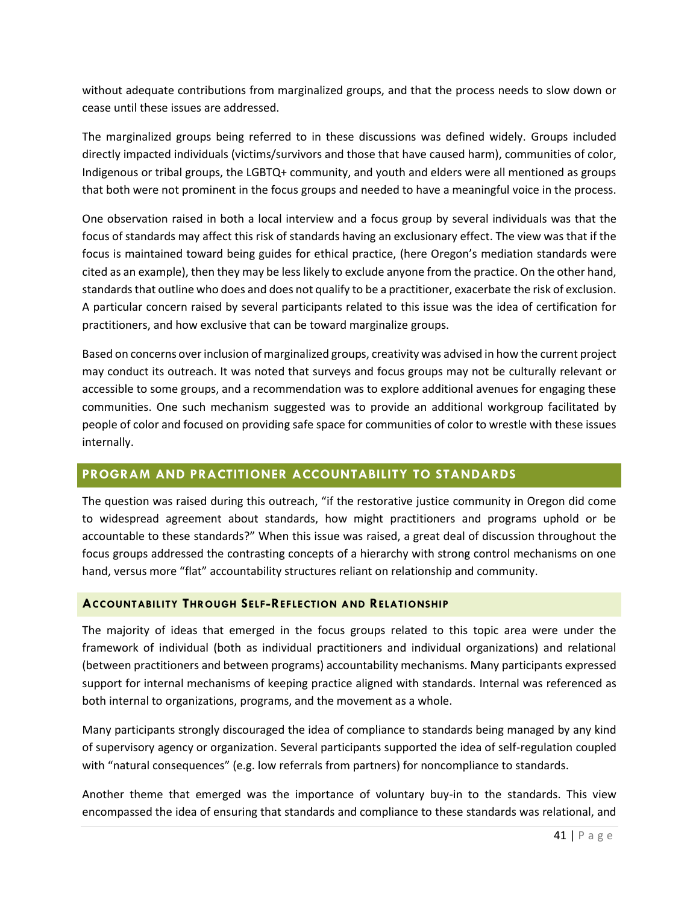without adequate contributions from marginalized groups, and that the process needs to slow down or cease until these issues are addressed.

The marginalized groups being referred to in these discussions was defined widely. Groups included directly impacted individuals (victims/survivors and those that have caused harm), communities of color, Indigenous or tribal groups, the LGBTQ+ community, and youth and elders were all mentioned as groups that both were not prominent in the focus groups and needed to have a meaningful voice in the process.

One observation raised in both a local interview and a focus group by several individuals was that the focus of standards may affect this risk of standards having an exclusionary effect. The view was that if the focus is maintained toward being guides for ethical practice, (here Oregon's mediation standards were cited as an example), then they may be less likely to exclude anyone from the practice. On the other hand, standards that outline who does and does not qualify to be a practitioner, exacerbate the risk of exclusion. A particular concern raised by several participants related to this issue was the idea of certification for practitioners, and how exclusive that can be toward marginalize groups.

Based on concerns over inclusion of marginalized groups, creativity was advised in how the current project may conduct its outreach. It was noted that surveys and focus groups may not be culturally relevant or accessible to some groups, and a recommendation was to explore additional avenues for engaging these communities. One such mechanism suggested was to provide an additional workgroup facilitated by people of color and focused on providing safe space for communities of color to wrestle with these issues internally.

## PROGRAM AND PRACTITIONER ACCOUNTABILITY TO STANDARDS

The question was raised during this outreach, "if the restorative justice community in Oregon did come to widespread agreement about standards, how might practitioners and programs uphold or be accountable to these standards?" When this issue was raised, a great deal of discussion throughout the focus groups addressed the contrasting concepts of a hierarchy with strong control mechanisms on one hand, versus more "flat" accountability structures reliant on relationship and community.

### ACCOUNTABILITY THROUGH SELF-REFLECTION AND RELATIONSHIP

The majority of ideas that emerged in the focus groups related to this topic area were under the framework of individual (both as individual practitioners and individual organizations) and relational (between practitioners and between programs) accountability mechanisms. Many participants expressed support for internal mechanisms of keeping practice aligned with standards. Internal was referenced as both internal to organizations, programs, and the movement as a whole.

Many participants strongly discouraged the idea of compliance to standards being managed by any kind of supervisory agency or organization. Several participants supported the idea of self-regulation coupled with "natural consequences" (e.g. low referrals from partners) for noncompliance to standards.

Another theme that emerged was the importance of voluntary buy-in to the standards. This view encompassed the idea of ensuring that standards and compliance to these standards was relational, and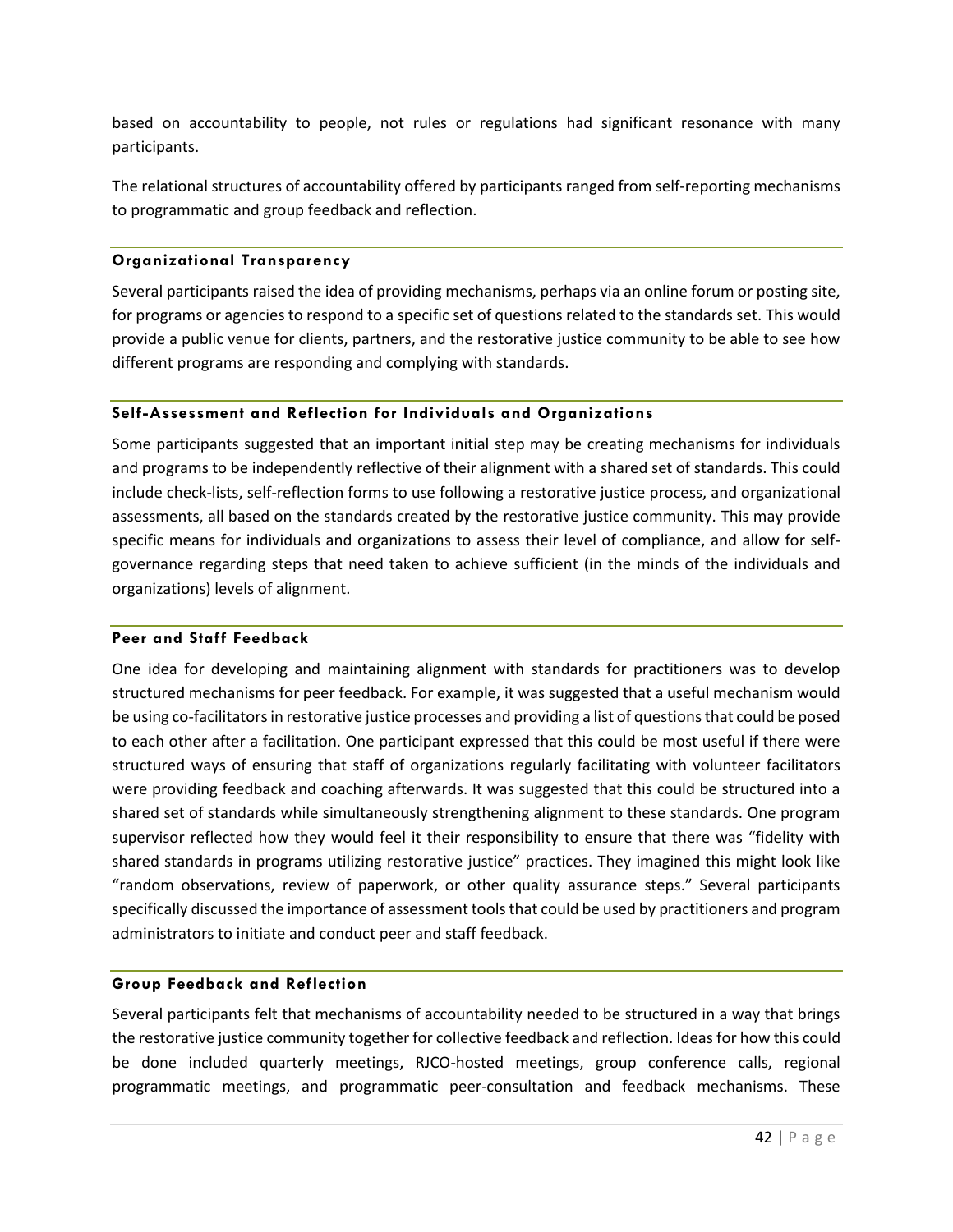based on accountability to people, not rules or regulations had significant resonance with many participants.

The relational structures of accountability offered by participants ranged from self-reporting mechanisms to programmatic and group feedback and reflection.

### Organizational Transparency

Several participants raised the idea of providing mechanisms, perhaps via an online forum or posting site, for programs or agencies to respond to a specific set of questions related to the standards set. This would provide a public venue for clients, partners, and the restorative justice community to be able to see how different programs are responding and complying with standards.

### Self-Assessment and Reflection for Individuals and Organizations

Some participants suggested that an important initial step may be creating mechanisms for individuals and programs to be independently reflective of their alignment with a shared set of standards. This could include check-lists, self-reflection forms to use following a restorative justice process, and organizational assessments, all based on the standards created by the restorative justice community. This may provide specific means for individuals and organizations to assess their level of compliance, and allow for self-governance regarding steps that need taken to achieve sufficient (in the minds of the individuals and organizations) levels of alignment.

### Peer and Staff Feedback

One idea for developing and maintaining alignment with standards for practitioners was to develop structured mechanisms for peer feedback. For example, it was suggested that a useful mechanism would be using co-facilitators in restorative justice processes and providing a list of questions that could be posed to each other after a facilitation. One participant expressed that this could be most useful if there were structured ways of ensuring that staff of organizations regularly facilitating with volunteer facilitators were providing feedback and coaching afterwards. It was suggested that this could be structured into a shared set of standards while simultaneously strengthening alignment to these standards. One program supervisor reflected how they would feel it their responsibility to ensure that there was "fidelity with shared standards in programs utilizing restorative justice" practices. They imagined this might look like "random observations, review of paperwork, or other quality assurance steps." Several participants specifically discussed the importance of assessment tools that could be used by practitioners and program administrators to initiate and conduct peer and staff feedback.

### Group Feedback and Reflection

Several participants felt that mechanisms of accountability needed to be structured in a way that brings the restorative justice community together for collective feedback and reflection. Ideas for how this could be done included quarterly meetings, RJCO-hosted meetings, group conference calls, regional programmatic meetings, and programmatic peer-consultation and feedback mechanisms. These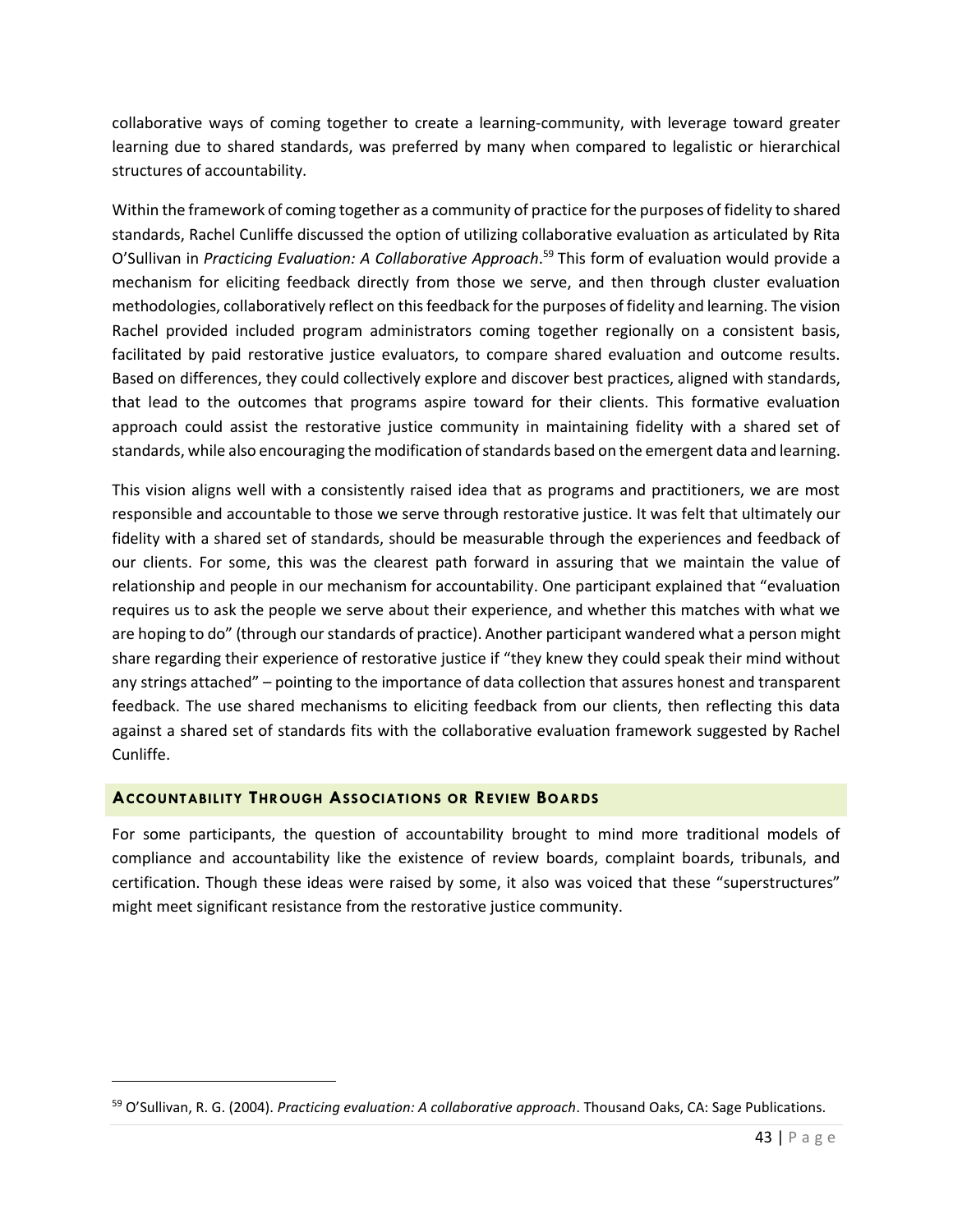collaborative ways of coming together to create a learning-community, with leverage toward greater learning due to shared standards, was preferred by many when compared to legalistic or hierarchical structures of accountability.

Within the framework of coming together as a community of practice for the purposes of fidelity to shared standards, Rachel Cunliffe discussed the option of utilizing collaborative evaluation as articulated by Rita O'Sullivan in *Practicing Evaluation: A Collaborative Approach*.[59] This form of evaluation would provide a mechanism for eliciting feedback directly from those we serve, and then through cluster evaluation methodologies, collaboratively reflect on this feedback for the purposes of fidelity and learning. The vision Rachel provided included program administrators coming together regionally on a consistent basis, facilitated by paid restorative justice evaluators, to compare shared evaluation and outcome results. Based on differences, they could collectively explore and discover best practices, aligned with standards, that lead to the outcomes that programs aspire toward for their clients. This formative evaluation approach could assist the restorative justice community in maintaining fidelity with a shared set of standards, while also encouraging the modification of standards based on the emergent data and learning.

This vision aligns well with a consistently raised idea that as programs and practitioners, we are most responsible and accountable to those we serve through restorative justice. It was felt that ultimately our fidelity with a shared set of standards, should be measurable through the experiences and feedback of our clients. For some, this was the clearest path forward in assuring that we maintain the value of relationship and people in our mechanism for accountability. One participant explained that "evaluation requires us to ask the people we serve about their experience, and whether this matches with what we are hoping to do" (through our standards of practice). Another participant wandered what a person might share regarding their experience of restorative justice if "they knew they could speak their mind without any strings attached" – pointing to the importance of data collection that assures honest and transparent feedback. The use shared mechanisms to eliciting feedback from our clients, then reflecting this data against a shared set of standards fits with the collaborative evaluation framework suggested by Rachel Cunliffe.

## Accountability Through Associations or Review Boards

For some participants, the question of accountability brought to mind more traditional models of compliance and accountability like the existence of review boards, complaint boards, tribunals, and certification. Though these ideas were raised by some, it also was voiced that these "superstructures" might meet significant resistance from the restorative justice community.

---

[59] O'Sullivan, R. G. (2004). *Practicing evaluation: A collaborative approach*. Thousand Oaks, CA: Sage Publications.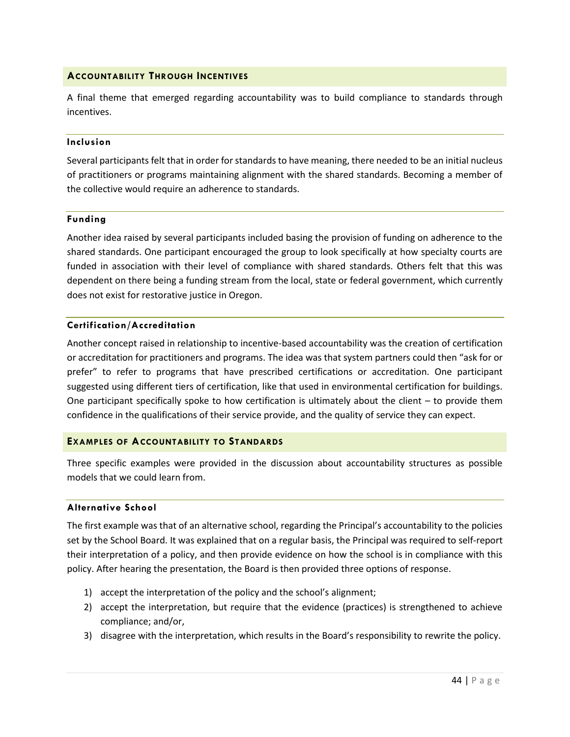## Accountability Through Incentives

A final theme that emerged regarding accountability was to build compliance to standards through incentives.

### Inclusion

Several participants felt that in order for standards to have meaning, there needed to be an initial nucleus of practitioners or programs maintaining alignment with the shared standards. Becoming a member of the collective would require an adherence to standards.

### Funding

Another idea raised by several participants included basing the provision of funding on adherence to the shared standards. One participant encouraged the group to look specifically at how specialty courts are funded in association with their level of compliance with shared standards. Others felt that this was dependent on there being a funding stream from the local, state or federal government, which currently does not exist for restorative justice in Oregon.

### Certification/Accreditation

Another concept raised in relationship to incentive-based accountability was the creation of certification or accreditation for practitioners and programs. The idea was that system partners could then "ask for or prefer" to refer to programs that have prescribed certifications or accreditation. One participant suggested using different tiers of certification, like that used in environmental certification for buildings. One participant specifically spoke to how certification is ultimately about the client – to provide them confidence in the qualifications of their service provide, and the quality of service they can expect.

## Examples of Accountability to Standards

Three specific examples were provided in the discussion about accountability structures as possible models that we could learn from.

### Alternative School

The first example was that of an alternative school, regarding the Principal's accountability to the policies set by the School Board. It was explained that on a regular basis, the Principal was required to self-report their interpretation of a policy, and then provide evidence on how the school is in compliance with this policy. After hearing the presentation, the Board is then provided three options of response.

1) accept the interpretation of the policy and the school's alignment;
2) accept the interpretation, but require that the evidence (practices) is strengthened to achieve compliance; and/or,
3) disagree with the interpretation, which results in the Board's responsibility to rewrite the policy.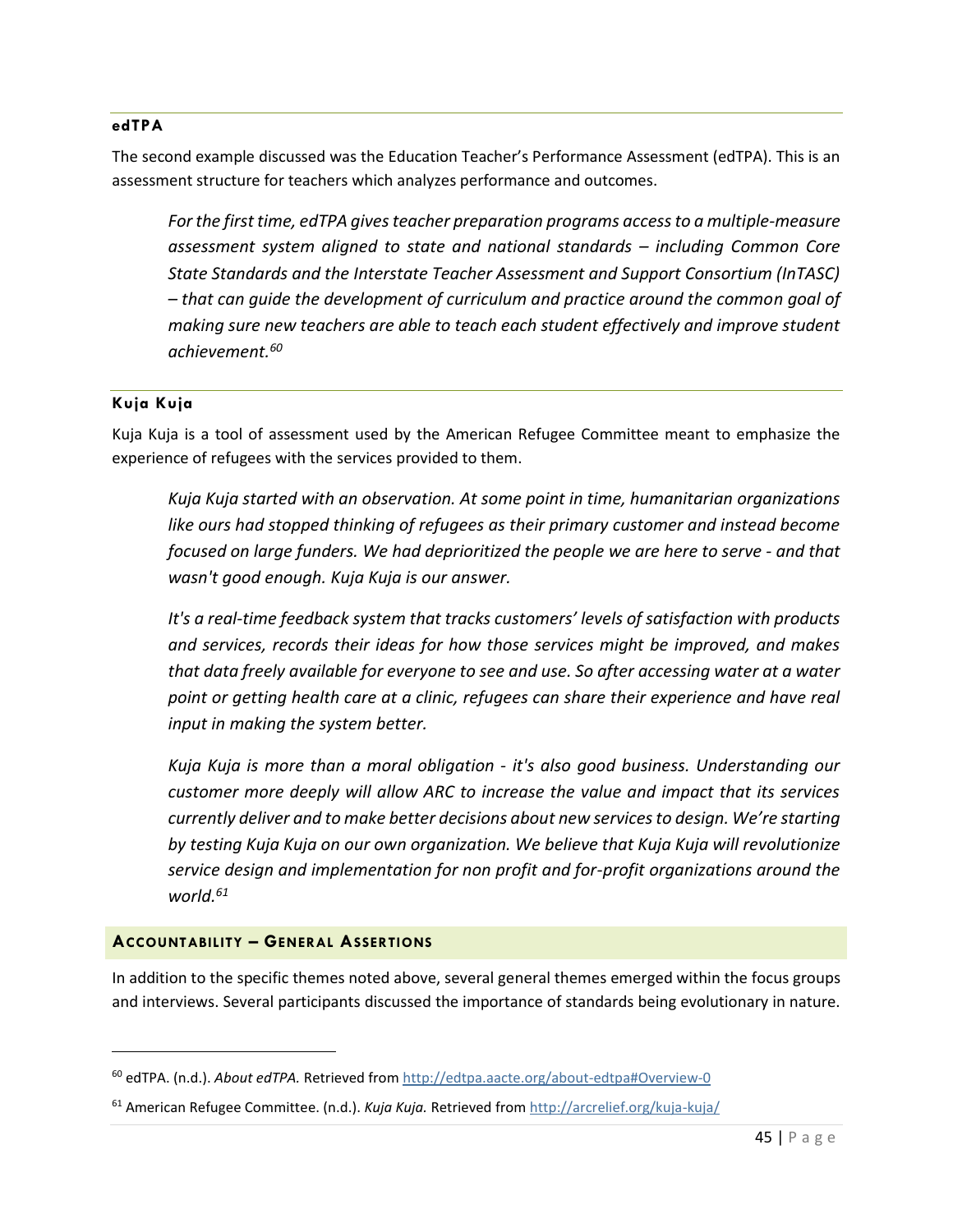#### edTPA

The second example discussed was the Education Teacher's Performance Assessment (edTPA). This is an assessment structure for teachers which analyzes performance and outcomes.

> *For the first time, edTPA gives teacher preparation programs access to a multiple-measure assessment system aligned to state and national standards – including Common Core State Standards and the Interstate Teacher Assessment and Support Consortium (InTASC) – that can guide the development of curriculum and practice around the common goal of making sure new teachers are able to teach each student effectively and improve student achievement.*[60]

#### Kuja Kuja

Kuja Kuja is a tool of assessment used by the American Refugee Committee meant to emphasize the experience of refugees with the services provided to them.

> *Kuja Kuja started with an observation. At some point in time, humanitarian organizations like ours had stopped thinking of refugees as their primary customer and instead become focused on large funders. We had deprioritized the people we are here to serve - and that wasn't good enough. Kuja Kuja is our answer.*
>
> *It's a real-time feedback system that tracks customers' levels of satisfaction with products and services, records their ideas for how those services might be improved, and makes that data freely available for everyone to see and use. So after accessing water at a water point or getting health care at a clinic, refugees can share their experience and have real input in making the system better.*
>
> *Kuja Kuja is more than a moral obligation - it's also good business. Understanding our customer more deeply will allow ARC to increase the value and impact that its services currently deliver and to make better decisions about new services to design. We're starting by testing Kuja Kuja on our own organization. We believe that Kuja Kuja will revolutionize service design and implementation for non profit and for-profit organizations around the world.*[61]

### Accountability – General Assertions

In addition to the specific themes noted above, several general themes emerged within the focus groups and interviews. Several participants discussed the importance of standards being evolutionary in nature.

---

[60] edTPA. (n.d.). *About edTPA.* Retrieved from http://edtpa.aacte.org/about-edtpa#Overview-0

[61] American Refugee Committee. (n.d.). *Kuja Kuja.* Retrieved from http://arcrelief.org/kuja-kuja/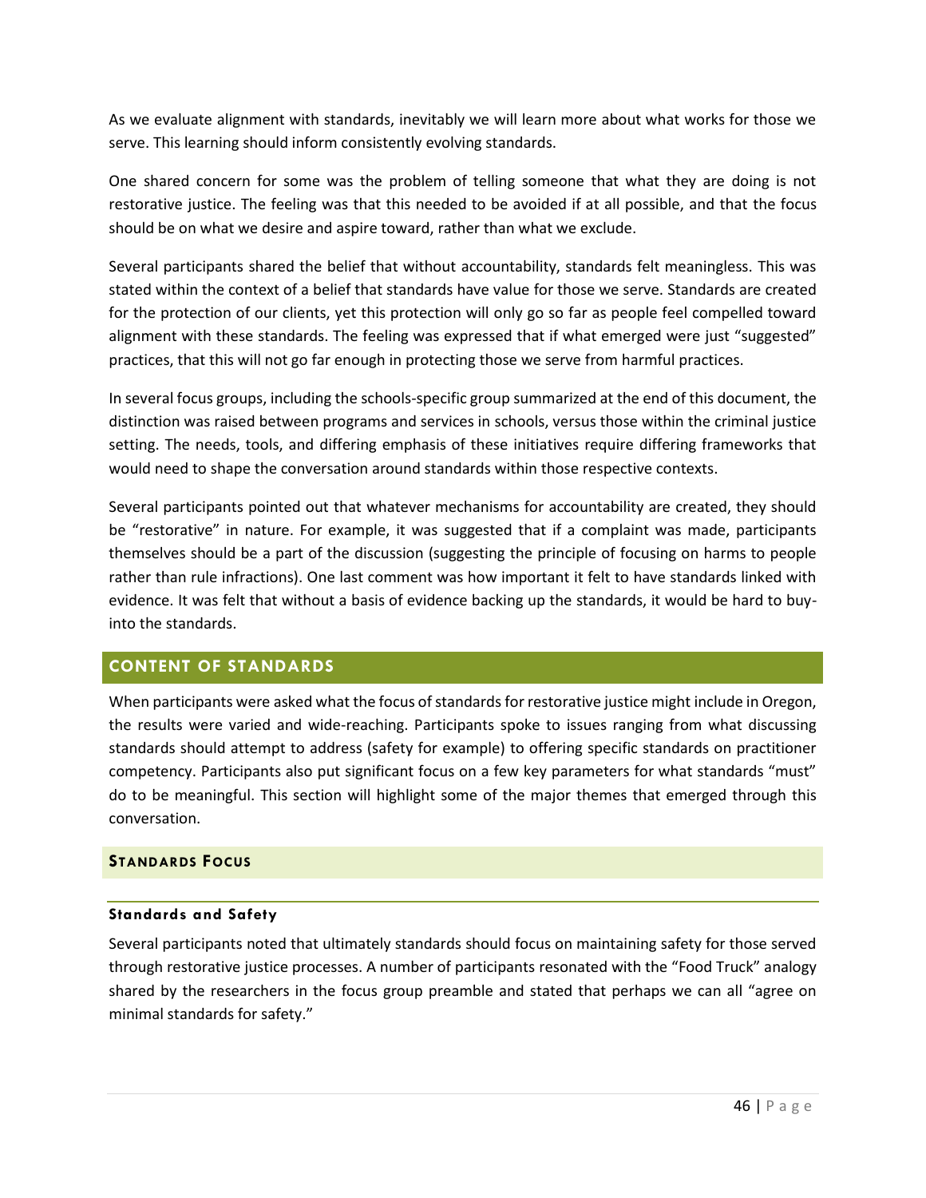As we evaluate alignment with standards, inevitably we will learn more about what works for those we serve. This learning should inform consistently evolving standards.

One shared concern for some was the problem of telling someone that what they are doing is not restorative justice. The feeling was that this needed to be avoided if at all possible, and that the focus should be on what we desire and aspire toward, rather than what we exclude.

Several participants shared the belief that without accountability, standards felt meaningless. This was stated within the context of a belief that standards have value for those we serve. Standards are created for the protection of our clients, yet this protection will only go so far as people feel compelled toward alignment with these standards. The feeling was expressed that if what emerged were just "suggested" practices, that this will not go far enough in protecting those we serve from harmful practices.

In several focus groups, including the schools-specific group summarized at the end of this document, the distinction was raised between programs and services in schools, versus those within the criminal justice setting. The needs, tools, and differing emphasis of these initiatives require differing frameworks that would need to shape the conversation around standards within those respective contexts.

Several participants pointed out that whatever mechanisms for accountability are created, they should be "restorative" in nature. For example, it was suggested that if a complaint was made, participants themselves should be a part of the discussion (suggesting the principle of focusing on harms to people rather than rule infractions). One last comment was how important it felt to have standards linked with evidence. It was felt that without a basis of evidence backing up the standards, it would be hard to buy-into the standards.

## CONTENT OF STANDARDS

When participants were asked what the focus of standards for restorative justice might include in Oregon, the results were varied and wide-reaching. Participants spoke to issues ranging from what discussing standards should attempt to address (safety for example) to offering specific standards on practitioner competency. Participants also put significant focus on a few key parameters for what standards "must" do to be meaningful. This section will highlight some of the major themes that emerged through this conversation.

### STANDARDS FOCUS

#### Standards and Safety

Several participants noted that ultimately standards should focus on maintaining safety for those served through restorative justice processes. A number of participants resonated with the "Food Truck" analogy shared by the researchers in the focus group preamble and stated that perhaps we can all "agree on minimal standards for safety."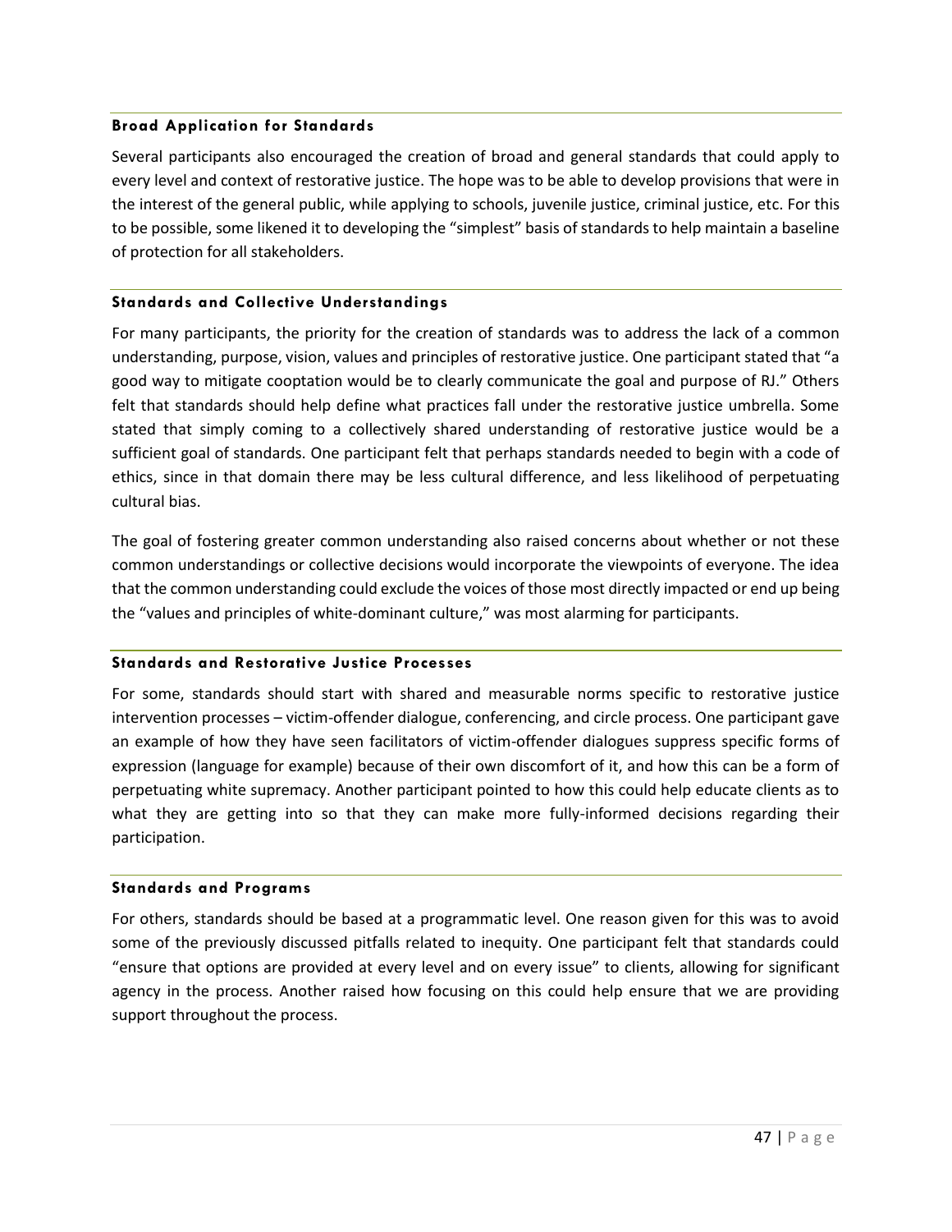### Broad Application for Standards

Several participants also encouraged the creation of broad and general standards that could apply to every level and context of restorative justice. The hope was to be able to develop provisions that were in the interest of the general public, while applying to schools, juvenile justice, criminal justice, etc. For this to be possible, some likened it to developing the "simplest" basis of standards to help maintain a baseline of protection for all stakeholders.

### Standards and Collective Understandings

For many participants, the priority for the creation of standards was to address the lack of a common understanding, purpose, vision, values and principles of restorative justice. One participant stated that "a good way to mitigate cooptation would be to clearly communicate the goal and purpose of RJ." Others felt that standards should help define what practices fall under the restorative justice umbrella. Some stated that simply coming to a collectively shared understanding of restorative justice would be a sufficient goal of standards. One participant felt that perhaps standards needed to begin with a code of ethics, since in that domain there may be less cultural difference, and less likelihood of perpetuating cultural bias.

The goal of fostering greater common understanding also raised concerns about whether or not these common understandings or collective decisions would incorporate the viewpoints of everyone. The idea that the common understanding could exclude the voices of those most directly impacted or end up being the "values and principles of white-dominant culture," was most alarming for participants.

### Standards and Restorative Justice Processes

For some, standards should start with shared and measurable norms specific to restorative justice intervention processes – victim-offender dialogue, conferencing, and circle process. One participant gave an example of how they have seen facilitators of victim-offender dialogues suppress specific forms of expression (language for example) because of their own discomfort of it, and how this can be a form of perpetuating white supremacy. Another participant pointed to how this could help educate clients as to what they are getting into so that they can make more fully-informed decisions regarding their participation.

### Standards and Programs

For others, standards should be based at a programmatic level. One reason given for this was to avoid some of the previously discussed pitfalls related to inequity. One participant felt that standards could "ensure that options are provided at every level and on every issue" to clients, allowing for significant agency in the process. Another raised how focusing on this could help ensure that we are providing support throughout the process.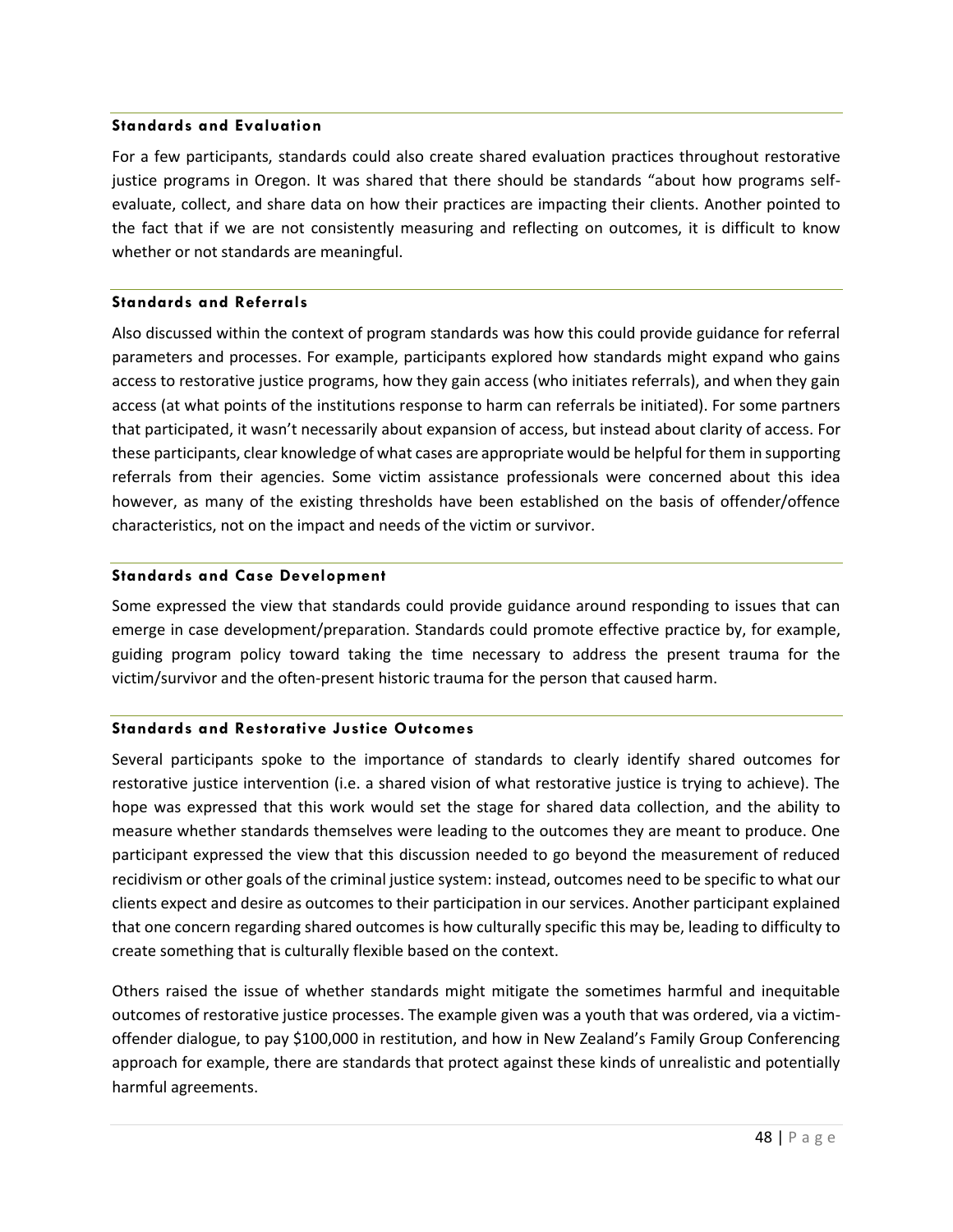#### Standards and Evaluation

For a few participants, standards could also create shared evaluation practices throughout restorative justice programs in Oregon. It was shared that there should be standards "about how programs self-evaluate, collect, and share data on how their practices are impacting their clients. Another pointed to the fact that if we are not consistently measuring and reflecting on outcomes, it is difficult to know whether or not standards are meaningful.

#### Standards and Referrals

Also discussed within the context of program standards was how this could provide guidance for referral parameters and processes. For example, participants explored how standards might expand who gains access to restorative justice programs, how they gain access (who initiates referrals), and when they gain access (at what points of the institutions response to harm can referrals be initiated). For some partners that participated, it wasn't necessarily about expansion of access, but instead about clarity of access. For these participants, clear knowledge of what cases are appropriate would be helpful for them in supporting referrals from their agencies. Some victim assistance professionals were concerned about this idea however, as many of the existing thresholds have been established on the basis of offender/offence characteristics, not on the impact and needs of the victim or survivor.

#### Standards and Case Development

Some expressed the view that standards could provide guidance around responding to issues that can emerge in case development/preparation. Standards could promote effective practice by, for example, guiding program policy toward taking the time necessary to address the present trauma for the victim/survivor and the often-present historic trauma for the person that caused harm.

#### Standards and Restorative Justice Outcomes

Several participants spoke to the importance of standards to clearly identify shared outcomes for restorative justice intervention (i.e. a shared vision of what restorative justice is trying to achieve). The hope was expressed that this work would set the stage for shared data collection, and the ability to measure whether standards themselves were leading to the outcomes they are meant to produce. One participant expressed the view that this discussion needed to go beyond the measurement of reduced recidivism or other goals of the criminal justice system: instead, outcomes need to be specific to what our clients expect and desire as outcomes to their participation in our services. Another participant explained that one concern regarding shared outcomes is how culturally specific this may be, leading to difficulty to create something that is culturally flexible based on the context.

Others raised the issue of whether standards might mitigate the sometimes harmful and inequitable outcomes of restorative justice processes. The example given was a youth that was ordered, via a victim-offender dialogue, to pay $100,000 in restitution, and how in New Zealand's Family Group Conferencing approach for example, there are standards that protect against these kinds of unrealistic and potentially harmful agreements.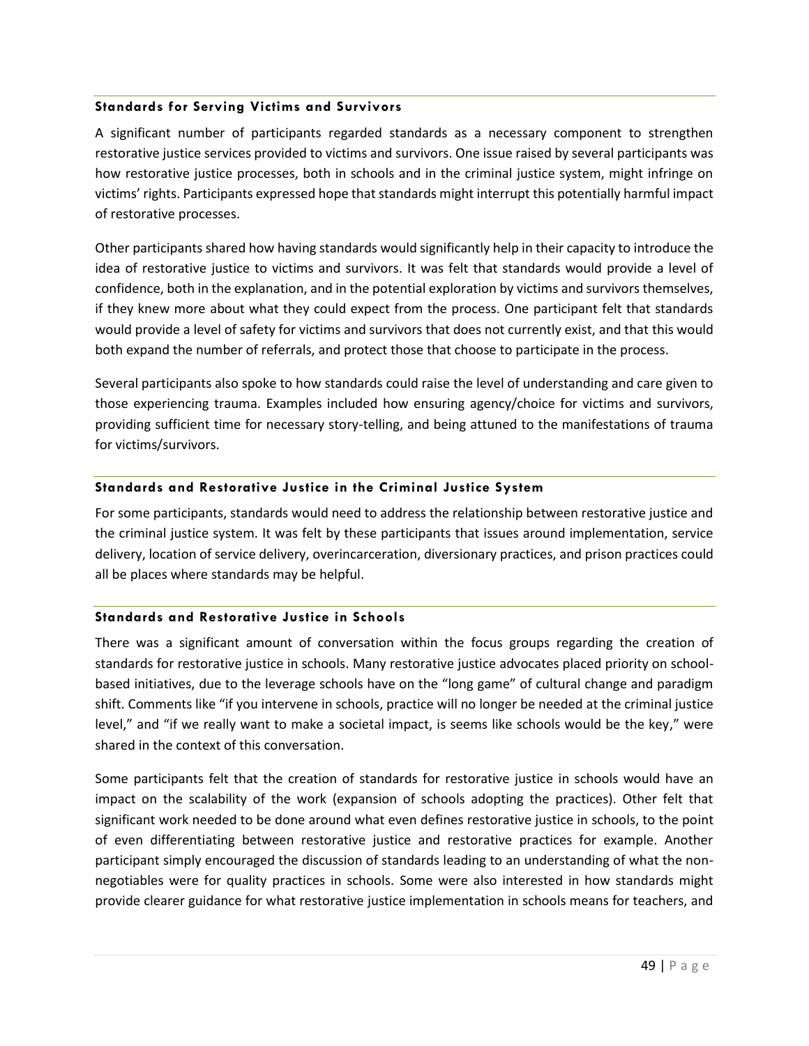### Standards for Serving Victims and Survivors

A significant number of participants regarded standards as a necessary component to strengthen restorative justice services provided to victims and survivors. One issue raised by several participants was how restorative justice processes, both in schools and in the criminal justice system, might infringe on victims' rights. Participants expressed hope that standards might interrupt this potentially harmful impact of restorative processes.

Other participants shared how having standards would significantly help in their capacity to introduce the idea of restorative justice to victims and survivors. It was felt that standards would provide a level of confidence, both in the explanation, and in the potential exploration by victims and survivors themselves, if they knew more about what they could expect from the process. One participant felt that standards would provide a level of safety for victims and survivors that does not currently exist, and that this would both expand the number of referrals, and protect those that choose to participate in the process.

Several participants also spoke to how standards could raise the level of understanding and care given to those experiencing trauma. Examples included how ensuring agency/choice for victims and survivors, providing sufficient time for necessary story-telling, and being attuned to the manifestations of trauma for victims/survivors.

### Standards and Restorative Justice in the Criminal Justice System

For some participants, standards would need to address the relationship between restorative justice and the criminal justice system. It was felt by these participants that issues around implementation, service delivery, location of service delivery, overincarceration, diversionary practices, and prison practices could all be places where standards may be helpful.

### Standards and Restorative Justice in Schools

There was a significant amount of conversation within the focus groups regarding the creation of standards for restorative justice in schools. Many restorative justice advocates placed priority on school-based initiatives, due to the leverage schools have on the "long game" of cultural change and paradigm shift. Comments like "if you intervene in schools, practice will no longer be needed at the criminal justice level," and "if we really want to make a societal impact, is seems like schools would be the key," were shared in the context of this conversation.

Some participants felt that the creation of standards for restorative justice in schools would have an impact on the scalability of the work (expansion of schools adopting the practices). Other felt that significant work needed to be done around what even defines restorative justice in schools, to the point of even differentiating between restorative justice and restorative practices for example. Another participant simply encouraged the discussion of standards leading to an understanding of what the non-negotiables were for quality practices in schools. Some were also interested in how standards might provide clearer guidance for what restorative justice implementation in schools means for teachers, and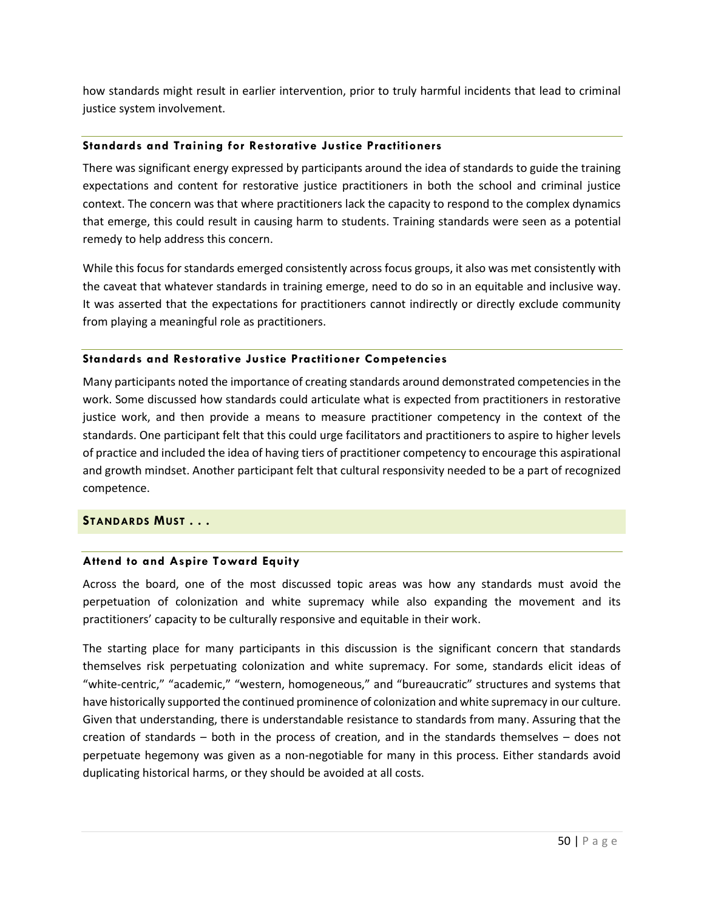how standards might result in earlier intervention, prior to truly harmful incidents that lead to criminal justice system involvement.

### Standards and Training for Restorative Justice Practitioners

There was significant energy expressed by participants around the idea of standards to guide the training expectations and content for restorative justice practitioners in both the school and criminal justice context. The concern was that where practitioners lack the capacity to respond to the complex dynamics that emerge, this could result in causing harm to students. Training standards were seen as a potential remedy to help address this concern.

While this focus for standards emerged consistently across focus groups, it also was met consistently with the caveat that whatever standards in training emerge, need to do so in an equitable and inclusive way. It was asserted that the expectations for practitioners cannot indirectly or directly exclude community from playing a meaningful role as practitioners.

### Standards and Restorative Justice Practitioner Competencies

Many participants noted the importance of creating standards around demonstrated competencies in the work. Some discussed how standards could articulate what is expected from practitioners in restorative justice work, and then provide a means to measure practitioner competency in the context of the standards. One participant felt that this could urge facilitators and practitioners to aspire to higher levels of practice and included the idea of having tiers of practitioner competency to encourage this aspirational and growth mindset. Another participant felt that cultural responsivity needed to be a part of recognized competence.

## Standards Must . . .

### Attend to and Aspire Toward Equity

Across the board, one of the most discussed topic areas was how any standards must avoid the perpetuation of colonization and white supremacy while also expanding the movement and its practitioners' capacity to be culturally responsive and equitable in their work.

The starting place for many participants in this discussion is the significant concern that standards themselves risk perpetuating colonization and white supremacy. For some, standards elicit ideas of "white-centric," "academic," "western, homogeneous," and "bureaucratic" structures and systems that have historically supported the continued prominence of colonization and white supremacy in our culture. Given that understanding, there is understandable resistance to standards from many. Assuring that the creation of standards – both in the process of creation, and in the standards themselves – does not perpetuate hegemony was given as a non-negotiable for many in this process. Either standards avoid duplicating historical harms, or they should be avoided at all costs.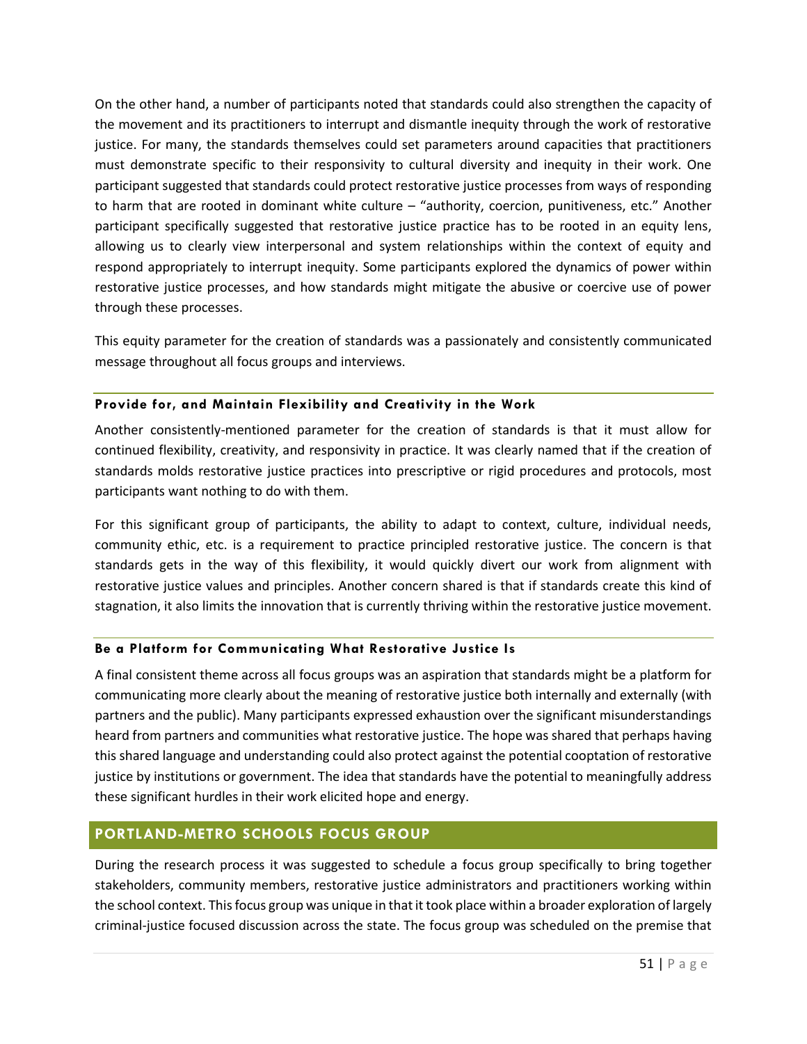On the other hand, a number of participants noted that standards could also strengthen the capacity of the movement and its practitioners to interrupt and dismantle inequity through the work of restorative justice. For many, the standards themselves could set parameters around capacities that practitioners must demonstrate specific to their responsivity to cultural diversity and inequity in their work. One participant suggested that standards could protect restorative justice processes from ways of responding to harm that are rooted in dominant white culture – "authority, coercion, punitiveness, etc." Another participant specifically suggested that restorative justice practice has to be rooted in an equity lens, allowing us to clearly view interpersonal and system relationships within the context of equity and respond appropriately to interrupt inequity. Some participants explored the dynamics of power within restorative justice processes, and how standards might mitigate the abusive or coercive use of power through these processes.

This equity parameter for the creation of standards was a passionately and consistently communicated message throughout all focus groups and interviews.

#### Provide for, and Maintain Flexibility and Creativity in the Work

Another consistently-mentioned parameter for the creation of standards is that it must allow for continued flexibility, creativity, and responsivity in practice. It was clearly named that if the creation of standards molds restorative justice practices into prescriptive or rigid procedures and protocols, most participants want nothing to do with them.

For this significant group of participants, the ability to adapt to context, culture, individual needs, community ethic, etc. is a requirement to practice principled restorative justice. The concern is that standards gets in the way of this flexibility, it would quickly divert our work from alignment with restorative justice values and principles. Another concern shared is that if standards create this kind of stagnation, it also limits the innovation that is currently thriving within the restorative justice movement.

#### Be a Platform for Communicating What Restorative Justice Is

A final consistent theme across all focus groups was an aspiration that standards might be a platform for communicating more clearly about the meaning of restorative justice both internally and externally (with partners and the public). Many participants expressed exhaustion over the significant misunderstandings heard from partners and communities what restorative justice. The hope was shared that perhaps having this shared language and understanding could also protect against the potential cooptation of restorative justice by institutions or government. The idea that standards have the potential to meaningfully address these significant hurdles in their work elicited hope and energy.

## PORTLAND-METRO SCHOOLS FOCUS GROUP

During the research process it was suggested to schedule a focus group specifically to bring together stakeholders, community members, restorative justice administrators and practitioners working within the school context. This focus group was unique in that it took place within a broader exploration of largely criminal-justice focused discussion across the state. The focus group was scheduled on the premise that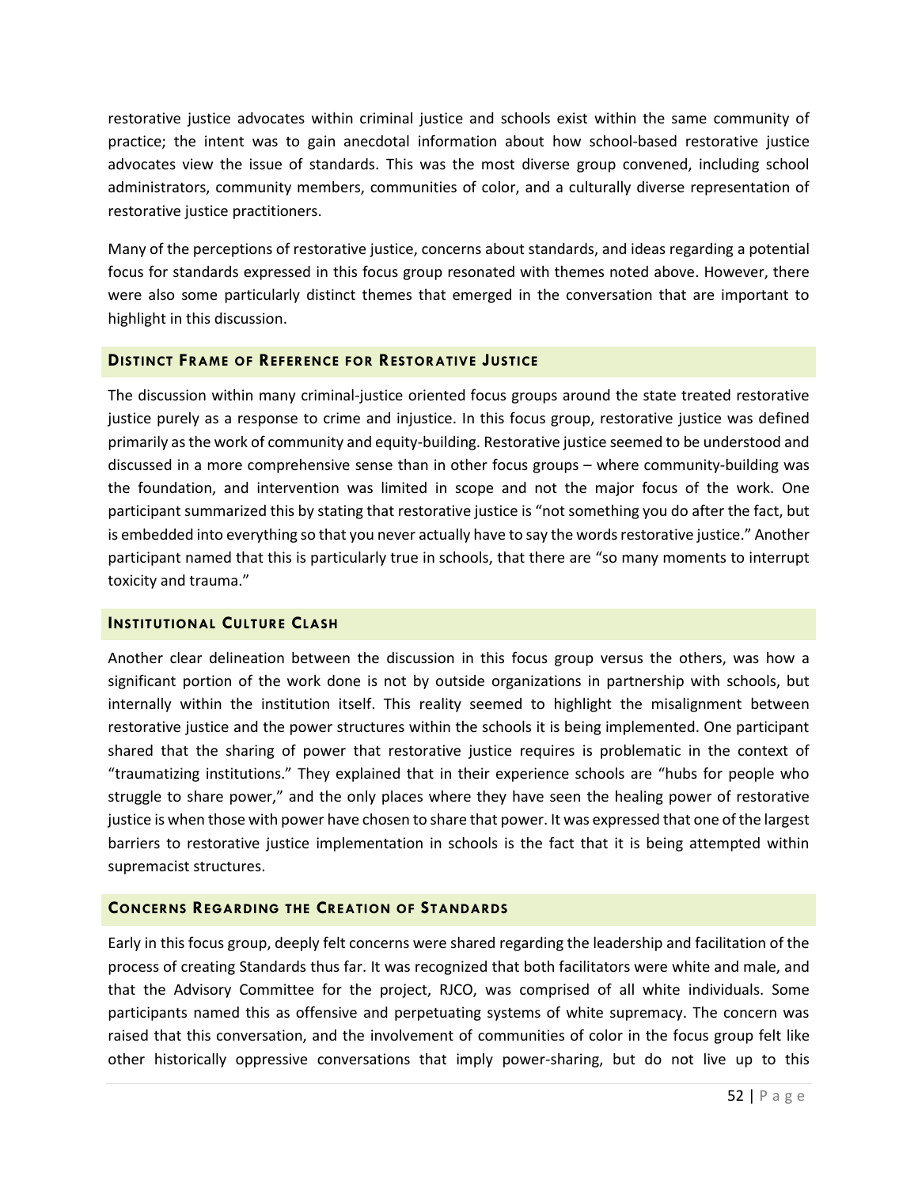restorative justice advocates within criminal justice and schools exist within the same community of practice; the intent was to gain anecdotal information about how school-based restorative justice advocates view the issue of standards. This was the most diverse group convened, including school administrators, community members, communities of color, and a culturally diverse representation of restorative justice practitioners.

Many of the perceptions of restorative justice, concerns about standards, and ideas regarding a potential focus for standards expressed in this focus group resonated with themes noted above. However, there were also some particularly distinct themes that emerged in the conversation that are important to highlight in this discussion.

### Distinct Frame of Reference for Restorative Justice

The discussion within many criminal-justice oriented focus groups around the state treated restorative justice purely as a response to crime and injustice. In this focus group, restorative justice was defined primarily as the work of community and equity-building. Restorative justice seemed to be understood and discussed in a more comprehensive sense than in other focus groups – where community-building was the foundation, and intervention was limited in scope and not the major focus of the work. One participant summarized this by stating that restorative justice is "not something you do after the fact, but is embedded into everything so that you never actually have to say the words restorative justice." Another participant named that this is particularly true in schools, that there are "so many moments to interrupt toxicity and trauma."

### Institutional Culture Clash

Another clear delineation between the discussion in this focus group versus the others, was how a significant portion of the work done is not by outside organizations in partnership with schools, but internally within the institution itself. This reality seemed to highlight the misalignment between restorative justice and the power structures within the schools it is being implemented. One participant shared that the sharing of power that restorative justice requires is problematic in the context of "traumatizing institutions." They explained that in their experience schools are "hubs for people who struggle to share power," and the only places where they have seen the healing power of restorative justice is when those with power have chosen to share that power. It was expressed that one of the largest barriers to restorative justice implementation in schools is the fact that it is being attempted within supremacist structures.

### Concerns Regarding the Creation of Standards

Early in this focus group, deeply felt concerns were shared regarding the leadership and facilitation of the process of creating Standards thus far. It was recognized that both facilitators were white and male, and that the Advisory Committee for the project, RJCO, was comprised of all white individuals. Some participants named this as offensive and perpetuating systems of white supremacy. The concern was raised that this conversation, and the involvement of communities of color in the focus group felt like other historically oppressive conversations that imply power-sharing, but do not live up to this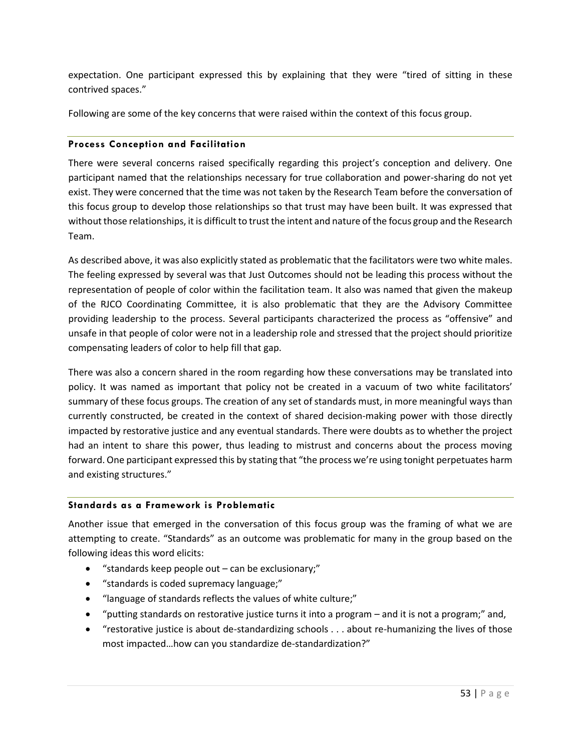expectation. One participant expressed this by explaining that they were "tired of sitting in these contrived spaces."

Following are some of the key concerns that were raised within the context of this focus group.

### Process Conception and Facilitation

There were several concerns raised specifically regarding this project's conception and delivery. One participant named that the relationships necessary for true collaboration and power-sharing do not yet exist. They were concerned that the time was not taken by the Research Team before the conversation of this focus group to develop those relationships so that trust may have been built. It was expressed that without those relationships, it is difficult to trust the intent and nature of the focus group and the Research Team.

As described above, it was also explicitly stated as problematic that the facilitators were two white males. The feeling expressed by several was that Just Outcomes should not be leading this process without the representation of people of color within the facilitation team. It also was named that given the makeup of the RJCO Coordinating Committee, it is also problematic that they are the Advisory Committee providing leadership to the process. Several participants characterized the process as "offensive" and unsafe in that people of color were not in a leadership role and stressed that the project should prioritize compensating leaders of color to help fill that gap.

There was also a concern shared in the room regarding how these conversations may be translated into policy. It was named as important that policy not be created in a vacuum of two white facilitators' summary of these focus groups. The creation of any set of standards must, in more meaningful ways than currently constructed, be created in the context of shared decision-making power with those directly impacted by restorative justice and any eventual standards. There were doubts as to whether the project had an intent to share this power, thus leading to mistrust and concerns about the process moving forward. One participant expressed this by stating that "the process we're using tonight perpetuates harm and existing structures."

### Standards as a Framework is Problematic

Another issue that emerged in the conversation of this focus group was the framing of what we are attempting to create. "Standards" as an outcome was problematic for many in the group based on the following ideas this word elicits:

- "standards keep people out – can be exclusionary;"
- "standards is coded supremacy language;"
- "language of standards reflects the values of white culture;"
- "putting standards on restorative justice turns it into a program – and it is not a program;" and,
- "restorative justice is about de-standardizing schools . . . about re-humanizing the lives of those most impacted…how can you standardize de-standardization?"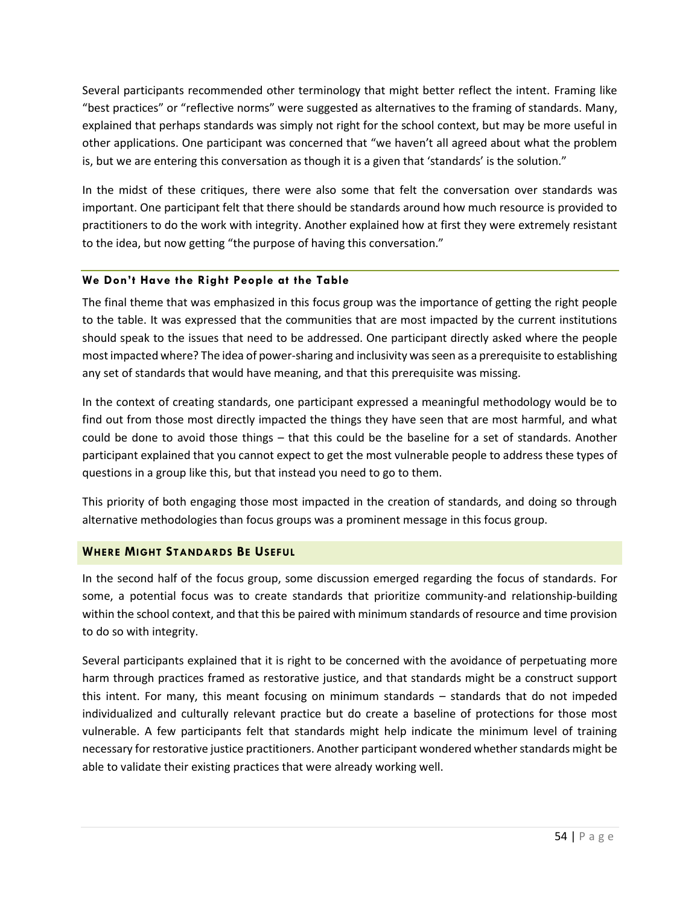Several participants recommended other terminology that might better reflect the intent. Framing like "best practices" or "reflective norms" were suggested as alternatives to the framing of standards. Many, explained that perhaps standards was simply not right for the school context, but may be more useful in other applications. One participant was concerned that "we haven't all agreed about what the problem is, but we are entering this conversation as though it is a given that 'standards' is the solution."

In the midst of these critiques, there were also some that felt the conversation over standards was important. One participant felt that there should be standards around how much resource is provided to practitioners to do the work with integrity. Another explained how at first they were extremely resistant to the idea, but now getting "the purpose of having this conversation."

#### We Don't Have the Right People at the Table

The final theme that was emphasized in this focus group was the importance of getting the right people to the table. It was expressed that the communities that are most impacted by the current institutions should speak to the issues that need to be addressed. One participant directly asked where the people most impacted where? The idea of power-sharing and inclusivity was seen as a prerequisite to establishing any set of standards that would have meaning, and that this prerequisite was missing.

In the context of creating standards, one participant expressed a meaningful methodology would be to find out from those most directly impacted the things they have seen that are most harmful, and what could be done to avoid those things – that this could be the baseline for a set of standards. Another participant explained that you cannot expect to get the most vulnerable people to address these types of questions in a group like this, but that instead you need to go to them.

This priority of both engaging those most impacted in the creation of standards, and doing so through alternative methodologies than focus groups was a prominent message in this focus group.

### Where Might Standards Be Useful

In the second half of the focus group, some discussion emerged regarding the focus of standards. For some, a potential focus was to create standards that prioritize community-and relationship-building within the school context, and that this be paired with minimum standards of resource and time provision to do so with integrity.

Several participants explained that it is right to be concerned with the avoidance of perpetuating more harm through practices framed as restorative justice, and that standards might be a construct support this intent. For many, this meant focusing on minimum standards – standards that do not impeded individualized and culturally relevant practice but do create a baseline of protections for those most vulnerable. A few participants felt that standards might help indicate the minimum level of training necessary for restorative justice practitioners. Another participant wondered whether standards might be able to validate their existing practices that were already working well.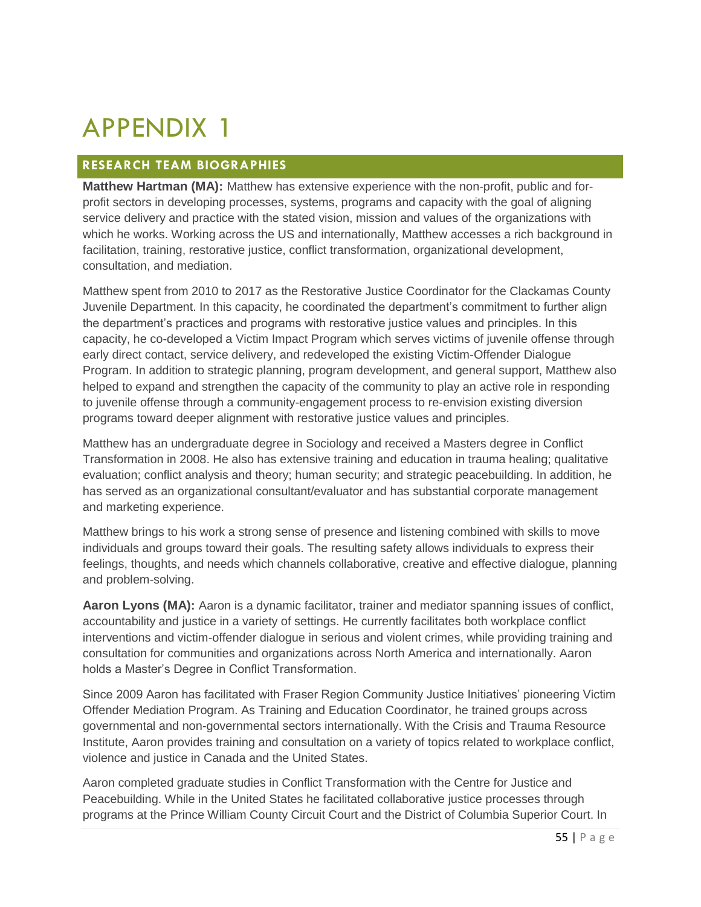# APPENDIX 1

## RESEARCH TEAM BIOGRAPHIES

**Matthew Hartman (MA):** Matthew has extensive experience with the non-profit, public and for-profit sectors in developing processes, systems, programs and capacity with the goal of aligning service delivery and practice with the stated vision, mission and values of the organizations with which he works. Working across the US and internationally, Matthew accesses a rich background in facilitation, training, restorative justice, conflict transformation, organizational development, consultation, and mediation.

Matthew spent from 2010 to 2017 as the Restorative Justice Coordinator for the Clackamas County Juvenile Department. In this capacity, he coordinated the department's commitment to further align the department's practices and programs with restorative justice values and principles. In this capacity, he co-developed a Victim Impact Program which serves victims of juvenile offense through early direct contact, service delivery, and redeveloped the existing Victim-Offender Dialogue Program. In addition to strategic planning, program development, and general support, Matthew also helped to expand and strengthen the capacity of the community to play an active role in responding to juvenile offense through a community-engagement process to re-envision existing diversion programs toward deeper alignment with restorative justice values and principles.

Matthew has an undergraduate degree in Sociology and received a Masters degree in Conflict Transformation in 2008. He also has extensive training and education in trauma healing; qualitative evaluation; conflict analysis and theory; human security; and strategic peacebuilding. In addition, he has served as an organizational consultant/evaluator and has substantial corporate management and marketing experience.

Matthew brings to his work a strong sense of presence and listening combined with skills to move individuals and groups toward their goals. The resulting safety allows individuals to express their feelings, thoughts, and needs which channels collaborative, creative and effective dialogue, planning and problem-solving.

**Aaron Lyons (MA):** Aaron is a dynamic facilitator, trainer and mediator spanning issues of conflict, accountability and justice in a variety of settings. He currently facilitates both workplace conflict interventions and victim-offender dialogue in serious and violent crimes, while providing training and consultation for communities and organizations across North America and internationally. Aaron holds a Master's Degree in Conflict Transformation.

Since 2009 Aaron has facilitated with Fraser Region Community Justice Initiatives' pioneering Victim Offender Mediation Program. As Training and Education Coordinator, he trained groups across governmental and non-governmental sectors internationally. With the Crisis and Trauma Resource Institute, Aaron provides training and consultation on a variety of topics related to workplace conflict, violence and justice in Canada and the United States.

Aaron completed graduate studies in Conflict Transformation with the Centre for Justice and Peacebuilding. While in the United States he facilitated collaborative justice processes through programs at the Prince William County Circuit Court and the District of Columbia Superior Court. In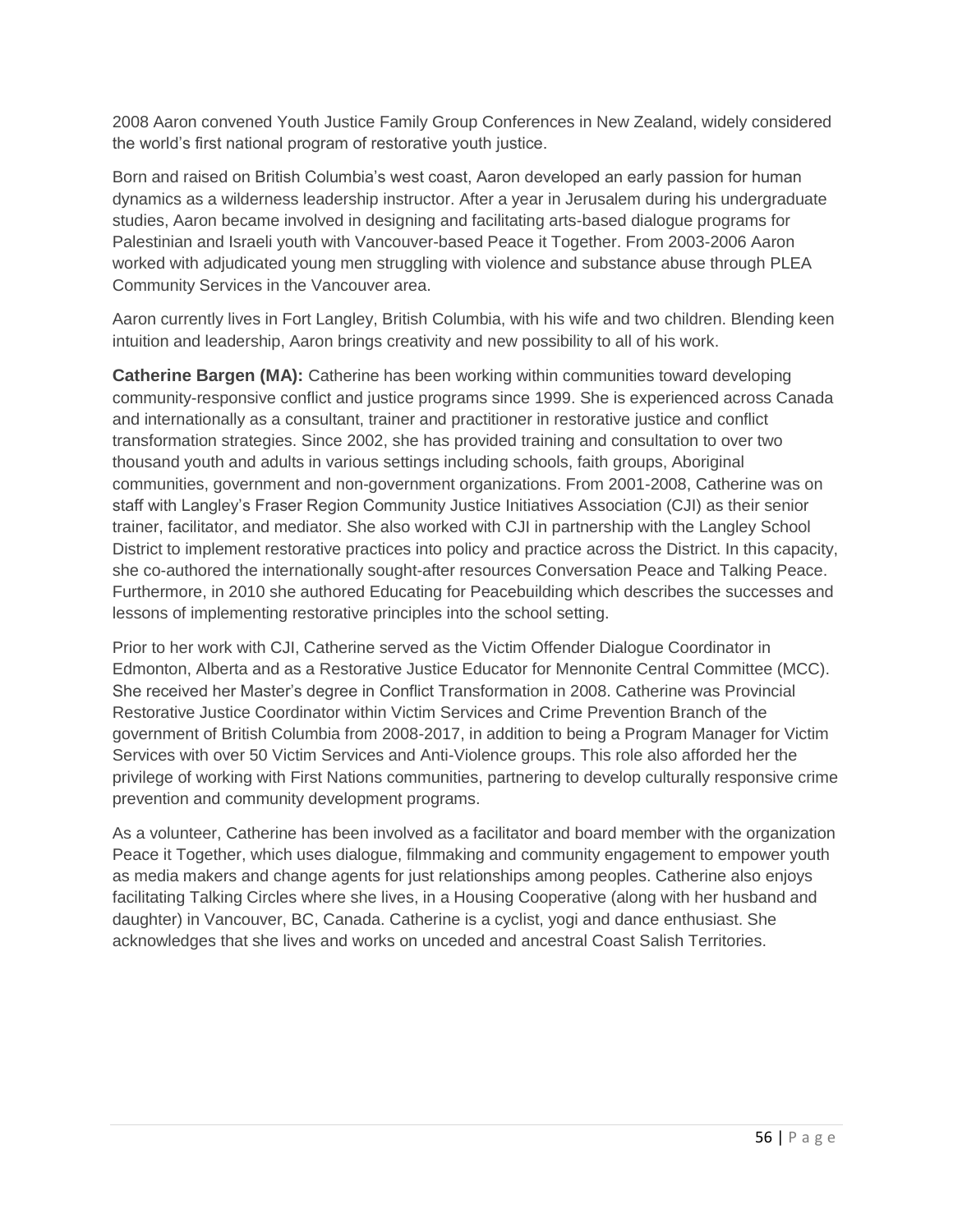2008 Aaron convened Youth Justice Family Group Conferences in New Zealand, widely considered the world's first national program of restorative youth justice.

Born and raised on British Columbia's west coast, Aaron developed an early passion for human dynamics as a wilderness leadership instructor. After a year in Jerusalem during his undergraduate studies, Aaron became involved in designing and facilitating arts-based dialogue programs for Palestinian and Israeli youth with Vancouver-based Peace it Together. From 2003-2006 Aaron worked with adjudicated young men struggling with violence and substance abuse through PLEA Community Services in the Vancouver area.

Aaron currently lives in Fort Langley, British Columbia, with his wife and two children. Blending keen intuition and leadership, Aaron brings creativity and new possibility to all of his work.

**Catherine Bargen (MA):** Catherine has been working within communities toward developing community-responsive conflict and justice programs since 1999. She is experienced across Canada and internationally as a consultant, trainer and practitioner in restorative justice and conflict transformation strategies. Since 2002, she has provided training and consultation to over two thousand youth and adults in various settings including schools, faith groups, Aboriginal communities, government and non-government organizations. From 2001-2008, Catherine was on staff with Langley's Fraser Region Community Justice Initiatives Association (CJI) as their senior trainer, facilitator, and mediator. She also worked with CJI in partnership with the Langley School District to implement restorative practices into policy and practice across the District. In this capacity, she co-authored the internationally sought-after resources Conversation Peace and Talking Peace. Furthermore, in 2010 she authored Educating for Peacebuilding which describes the successes and lessons of implementing restorative principles into the school setting.

Prior to her work with CJI, Catherine served as the Victim Offender Dialogue Coordinator in Edmonton, Alberta and as a Restorative Justice Educator for Mennonite Central Committee (MCC). She received her Master's degree in Conflict Transformation in 2008. Catherine was Provincial Restorative Justice Coordinator within Victim Services and Crime Prevention Branch of the government of British Columbia from 2008-2017, in addition to being a Program Manager for Victim Services with over 50 Victim Services and Anti-Violence groups. This role also afforded her the privilege of working with First Nations communities, partnering to develop culturally responsive crime prevention and community development programs.

As a volunteer, Catherine has been involved as a facilitator and board member with the organization Peace it Together, which uses dialogue, filmmaking and community engagement to empower youth as media makers and change agents for just relationships among peoples. Catherine also enjoys facilitating Talking Circles where she lives, in a Housing Cooperative (along with her husband and daughter) in Vancouver, BC, Canada. Catherine is a cyclist, yogi and dance enthusiast. She acknowledges that she lives and works on unceded and ancestral Coast Salish Territories.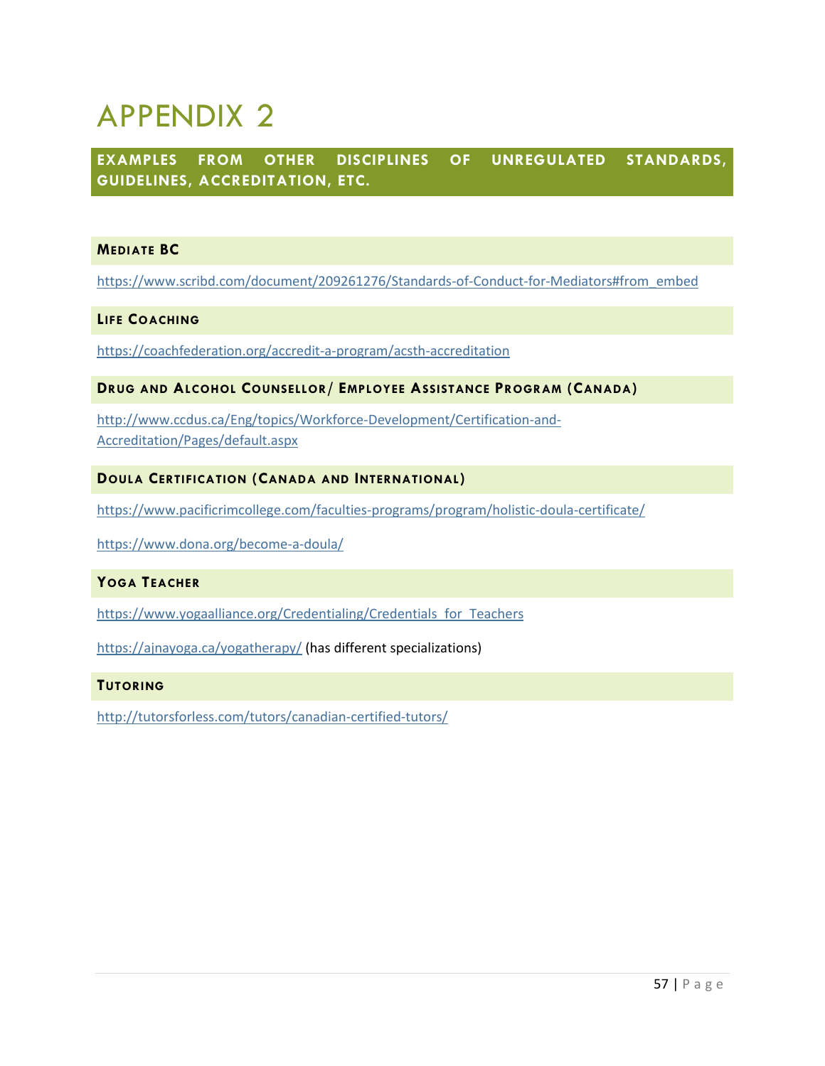# APPENDIX 2

## EXAMPLES FROM OTHER DISCIPLINES OF UNREGULATED STANDARDS, GUIDELINES, ACCREDITATION, ETC.

### MEDIATE BC

https://www.scribd.com/document/209261276/Standards-of-Conduct-for-Mediators#from_embed

### LIFE COACHING

https://coachfederation.org/accredit-a-program/acsth-accreditation

### DRUG AND ALCOHOL COUNSELLOR/ EMPLOYEE ASSISTANCE PROGRAM (CANADA)

http://www.ccdus.ca/Eng/topics/Workforce-Development/Certification-and-Accreditation/Pages/default.aspx

### DOULA CERTIFICATION (CANADA AND INTERNATIONAL)

https://www.pacificrimcollege.com/faculties-programs/program/holistic-doula-certificate/

https://www.dona.org/become-a-doula/

### YOGA TEACHER

https://www.yogaalliance.org/Credentialing/Credentials_for_Teachers

https://ajnayoga.ca/yogatherapy/ (has different specializations)

### TUTORING

http://tutorsforless.com/tutors/canadian-certified-tutors/